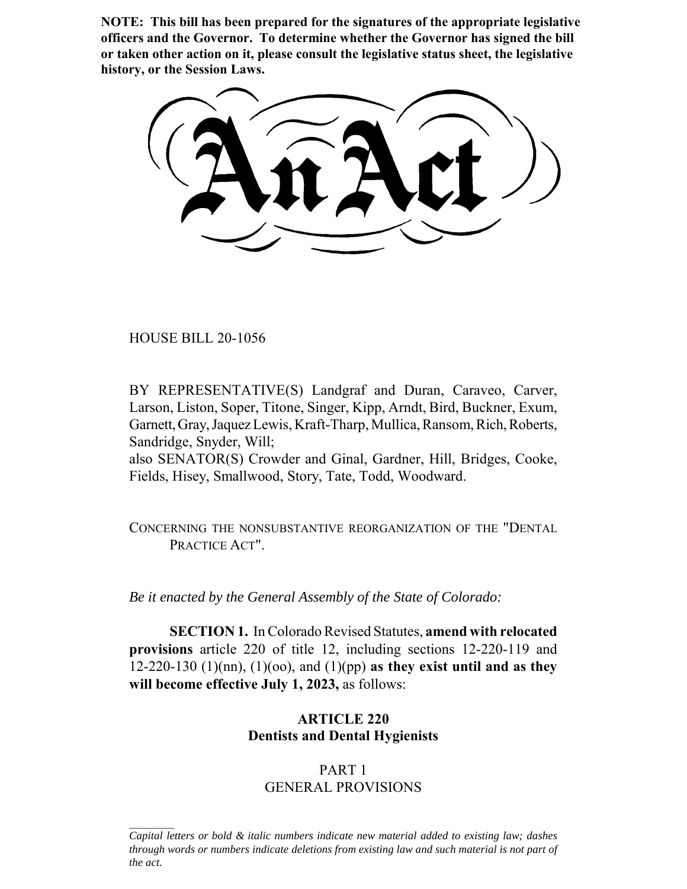**NOTE: This bill has been prepared for the signatures of the appropriate legislative officers and the Governor. To determine whether the Governor has signed the bill or taken other action on it, please consult the legislative status sheet, the legislative history, or the Session Laws.**

# An Act

HOUSE BILL 20-1056

BY REPRESENTATIVE(S) Landgraf and Duran, Caraveo, Carver, Larson, Liston, Soper, Titone, Singer, Kipp, Arndt, Bird, Buckner, Exum, Garnett, Gray, Jaquez Lewis, Kraft-Tharp, Mullica, Ransom, Rich, Roberts, Sandridge, Snyder, Will;
also SENATOR(S) Crowder and Ginal, Gardner, Hill, Bridges, Cooke, Fields, Hisey, Smallwood, Story, Tate, Todd, Woodward.

CONCERNING THE NONSUBSTANTIVE REORGANIZATION OF THE "DENTAL PRACTICE ACT".

*Be it enacted by the General Assembly of the State of Colorado:*

**SECTION 1.** In Colorado Revised Statutes, **amend with relocated provisions** article 220 of title 12, including sections 12-220-119 and 12-220-130 (1)(nn), (1)(oo), and (1)(pp) **as they exist until and as they will become effective July 1, 2023,** as follows:

## ARTICLE 220
## Dentists and Dental Hygienists

### PART 1
### GENERAL PROVISIONS

---

*Capital letters or bold & italic numbers indicate new material added to existing law; dashes through words or numbers indicate deletions from existing law and such material is not part of the act.*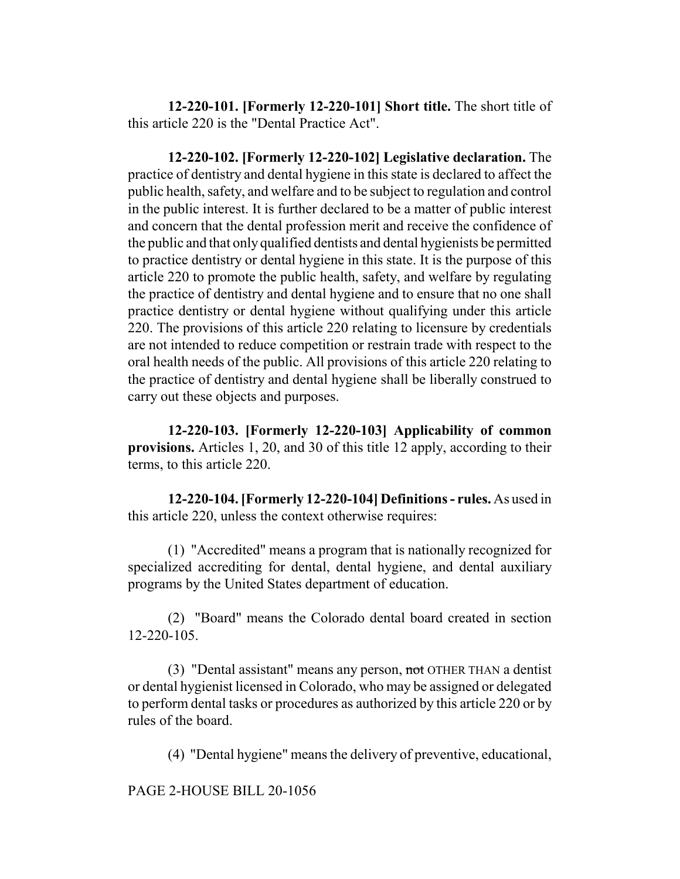**12-220-101. [Formerly 12-220-101] Short title.** The short title of this article 220 is the "Dental Practice Act".

**12-220-102. [Formerly 12-220-102] Legislative declaration.** The practice of dentistry and dental hygiene in this state is declared to affect the public health, safety, and welfare and to be subject to regulation and control in the public interest. It is further declared to be a matter of public interest and concern that the dental profession merit and receive the confidence of the public and that only qualified dentists and dental hygienists be permitted to practice dentistry or dental hygiene in this state. It is the purpose of this article 220 to promote the public health, safety, and welfare by regulating the practice of dentistry and dental hygiene and to ensure that no one shall practice dentistry or dental hygiene without qualifying under this article 220. The provisions of this article 220 relating to licensure by credentials are not intended to reduce competition or restrain trade with respect to the oral health needs of the public. All provisions of this article 220 relating to the practice of dentistry and dental hygiene shall be liberally construed to carry out these objects and purposes.

**12-220-103. [Formerly 12-220-103] Applicability of common provisions.** Articles 1, 20, and 30 of this title 12 apply, according to their terms, to this article 220.

**12-220-104. [Formerly 12-220-104] Definitions - rules.** As used in this article 220, unless the context otherwise requires:

(1) "Accredited" means a program that is nationally recognized for specialized accrediting for dental, dental hygiene, and dental auxiliary programs by the United States department of education.

(2) "Board" means the Colorado dental board created in section 12-220-105.

(3) "Dental assistant" means any person, ~~not~~ OTHER THAN a dentist or dental hygienist licensed in Colorado, who may be assigned or delegated to perform dental tasks or procedures as authorized by this article 220 or by rules of the board.

(4) "Dental hygiene" means the delivery of preventive, educational,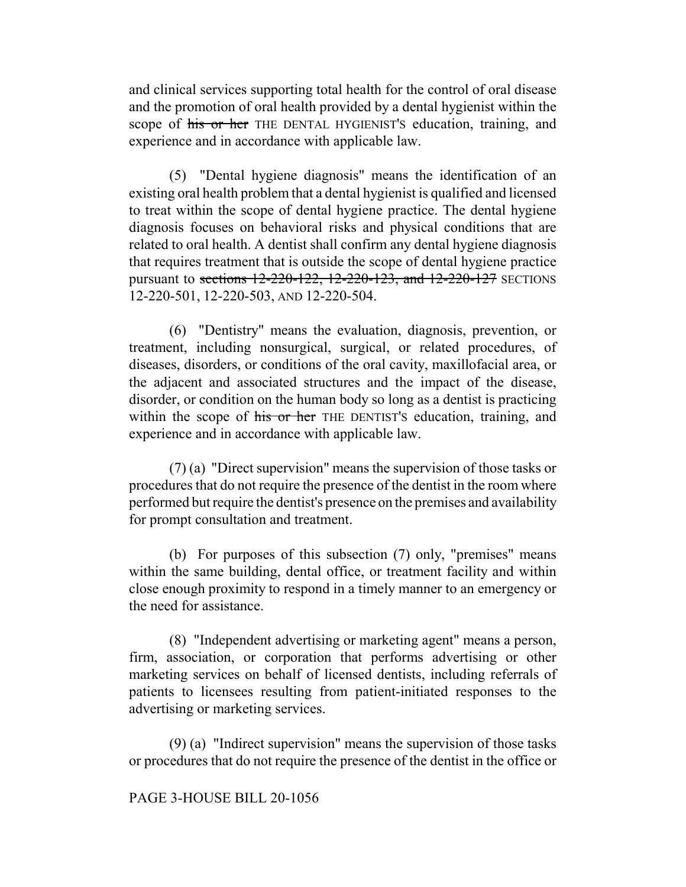and clinical services supporting total health for the control of oral disease and the promotion of oral health provided by a dental hygienist within the scope of ~~his or her~~ THE DENTAL HYGIENIST'S education, training, and experience and in accordance with applicable law.

(5) "Dental hygiene diagnosis" means the identification of an existing oral health problem that a dental hygienist is qualified and licensed to treat within the scope of dental hygiene practice. The dental hygiene diagnosis focuses on behavioral risks and physical conditions that are related to oral health. A dentist shall confirm any dental hygiene diagnosis that requires treatment that is outside the scope of dental hygiene practice pursuant to ~~sections 12-220-122, 12-220-123, and 12-220-127~~ SECTIONS 12-220-501, 12-220-503, AND 12-220-504.

(6) "Dentistry" means the evaluation, diagnosis, prevention, or treatment, including nonsurgical, surgical, or related procedures, of diseases, disorders, or conditions of the oral cavity, maxillofacial area, or the adjacent and associated structures and the impact of the disease, disorder, or condition on the human body so long as a dentist is practicing within the scope of ~~his or her~~ THE DENTIST'S education, training, and experience and in accordance with applicable law.

(7) (a) "Direct supervision" means the supervision of those tasks or procedures that do not require the presence of the dentist in the room where performed but require the dentist's presence on the premises and availability for prompt consultation and treatment.

(b) For purposes of this subsection (7) only, "premises" means within the same building, dental office, or treatment facility and within close enough proximity to respond in a timely manner to an emergency or the need for assistance.

(8) "Independent advertising or marketing agent" means a person, firm, association, or corporation that performs advertising or other marketing services on behalf of licensed dentists, including referrals of patients to licensees resulting from patient-initiated responses to the advertising or marketing services.

(9) (a) "Indirect supervision" means the supervision of those tasks or procedures that do not require the presence of the dentist in the office or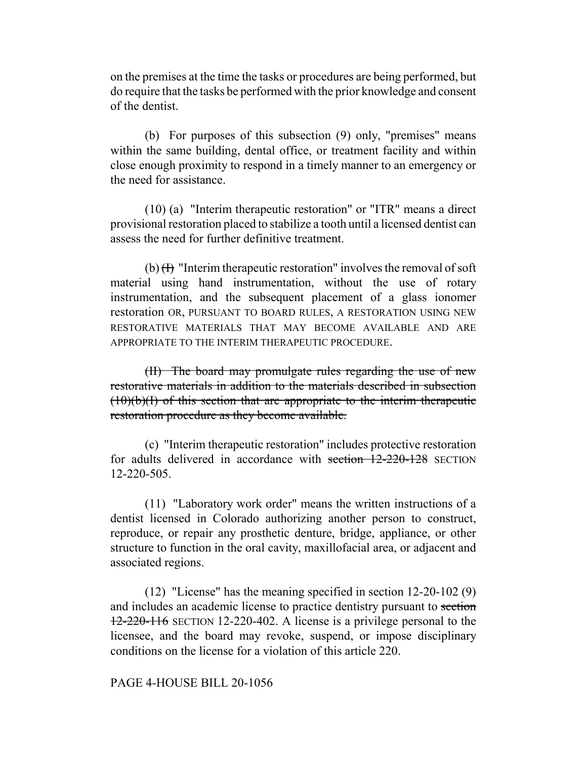on the premises at the time the tasks or procedures are being performed, but do require that the tasks be performed with the prior knowledge and consent of the dentist.

(b) For purposes of this subsection (9) only, "premises" means within the same building, dental office, or treatment facility and within close enough proximity to respond in a timely manner to an emergency or the need for assistance.

(10) (a) "Interim therapeutic restoration" or "ITR" means a direct provisional restoration placed to stabilize a tooth until a licensed dentist can assess the need for further definitive treatment.

(b) ~~(I)~~ "Interim therapeutic restoration" involves the removal of soft material using hand instrumentation, without the use of rotary instrumentation, and the subsequent placement of a glass ionomer restoration OR, PURSUANT TO BOARD RULES, A RESTORATION USING NEW RESTORATIVE MATERIALS THAT MAY BECOME AVAILABLE AND ARE APPROPRIATE TO THE INTERIM THERAPEUTIC PROCEDURE.

~~(II) The board may promulgate rules regarding the use of new restorative materials in addition to the materials described in subsection (10)(b)(I) of this section that are appropriate to the interim therapeutic restoration procedure as they become available.~~

(c) "Interim therapeutic restoration" includes protective restoration for adults delivered in accordance with ~~section 12-220-128~~ SECTION 12-220-505.

(11) "Laboratory work order" means the written instructions of a dentist licensed in Colorado authorizing another person to construct, reproduce, or repair any prosthetic denture, bridge, appliance, or other structure to function in the oral cavity, maxillofacial area, or adjacent and associated regions.

(12) "License" has the meaning specified in section 12-20-102 (9) and includes an academic license to practice dentistry pursuant to ~~section 12-220-116~~ SECTION 12-220-402. A license is a privilege personal to the licensee, and the board may revoke, suspend, or impose disciplinary conditions on the license for a violation of this article 220.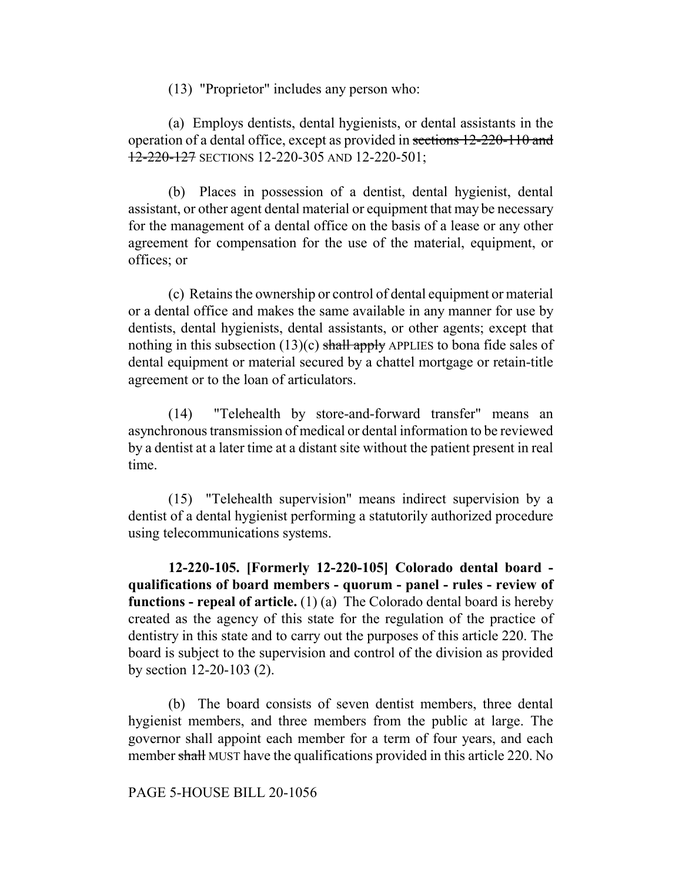(13) "Proprietor" includes any person who:

(a) Employs dentists, dental hygienists, or dental assistants in the operation of a dental office, except as provided in ~~sections 12-220-110 and 12-220-127~~ SECTIONS 12-220-305 AND 12-220-501;

(b) Places in possession of a dentist, dental hygienist, dental assistant, or other agent dental material or equipment that may be necessary for the management of a dental office on the basis of a lease or any other agreement for compensation for the use of the material, equipment, or offices; or

(c) Retains the ownership or control of dental equipment or material or a dental office and makes the same available in any manner for use by dentists, dental hygienists, dental assistants, or other agents; except that nothing in this subsection (13)(c) ~~shall apply~~ APPLIES to bona fide sales of dental equipment or material secured by a chattel mortgage or retain-title agreement or to the loan of articulators.

(14) "Telehealth by store-and-forward transfer" means an asynchronous transmission of medical or dental information to be reviewed by a dentist at a later time at a distant site without the patient present in real time.

(15) "Telehealth supervision" means indirect supervision by a dentist of a dental hygienist performing a statutorily authorized procedure using telecommunications systems.

**12-220-105. [Formerly 12-220-105] Colorado dental board - qualifications of board members - quorum - panel - rules - review of functions - repeal of article.** (1) (a) The Colorado dental board is hereby created as the agency of this state for the regulation of the practice of dentistry in this state and to carry out the purposes of this article 220. The board is subject to the supervision and control of the division as provided by section 12-20-103 (2).

(b) The board consists of seven dentist members, three dental hygienist members, and three members from the public at large. The governor shall appoint each member for a term of four years, and each member ~~shall~~ MUST have the qualifications provided in this article 220. No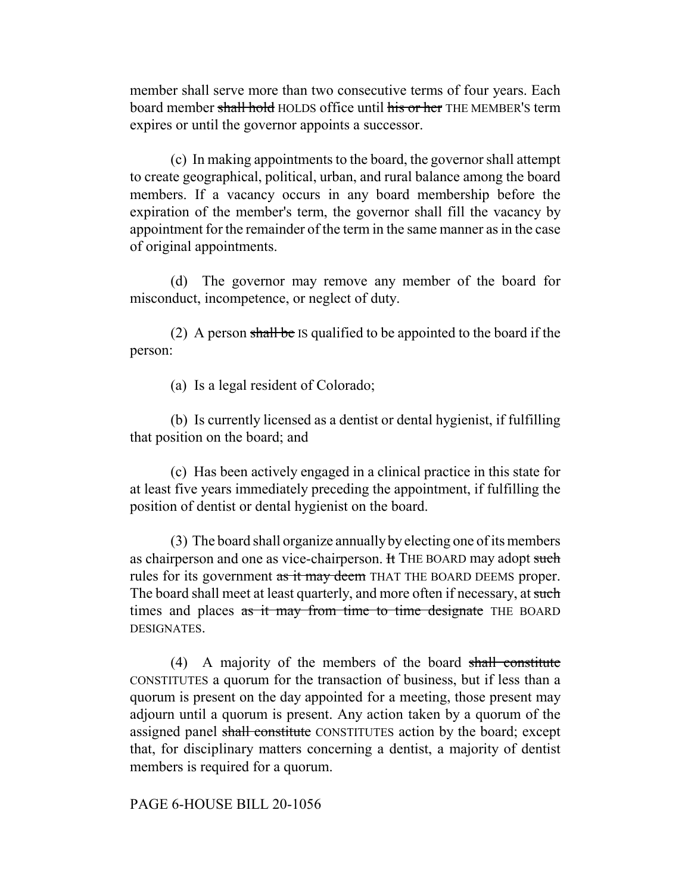member shall serve more than two consecutive terms of four years. Each board member ~~shall hold~~ HOLDS office until ~~his or her~~ THE MEMBER'S term expires or until the governor appoints a successor.

(c) In making appointments to the board, the governor shall attempt to create geographical, political, urban, and rural balance among the board members. If a vacancy occurs in any board membership before the expiration of the member's term, the governor shall fill the vacancy by appointment for the remainder of the term in the same manner as in the case of original appointments.

(d) The governor may remove any member of the board for misconduct, incompetence, or neglect of duty.

(2) A person ~~shall be~~ IS qualified to be appointed to the board if the person:

(a) Is a legal resident of Colorado;

(b) Is currently licensed as a dentist or dental hygienist, if fulfilling that position on the board; and

(c) Has been actively engaged in a clinical practice in this state for at least five years immediately preceding the appointment, if fulfilling the position of dentist or dental hygienist on the board.

(3) The board shall organize annually by electing one of its members as chairperson and one as vice-chairperson. ~~It~~ THE BOARD may adopt ~~such~~ rules for its government ~~as it may deem~~ THAT THE BOARD DEEMS proper. The board shall meet at least quarterly, and more often if necessary, at ~~such~~ times and places ~~as it may from time to time designate~~ THE BOARD DESIGNATES.

(4) A majority of the members of the board ~~shall constitute~~ CONSTITUTES a quorum for the transaction of business, but if less than a quorum is present on the day appointed for a meeting, those present may adjourn until a quorum is present. Any action taken by a quorum of the assigned panel ~~shall constitute~~ CONSTITUTES action by the board; except that, for disciplinary matters concerning a dentist, a majority of dentist members is required for a quorum.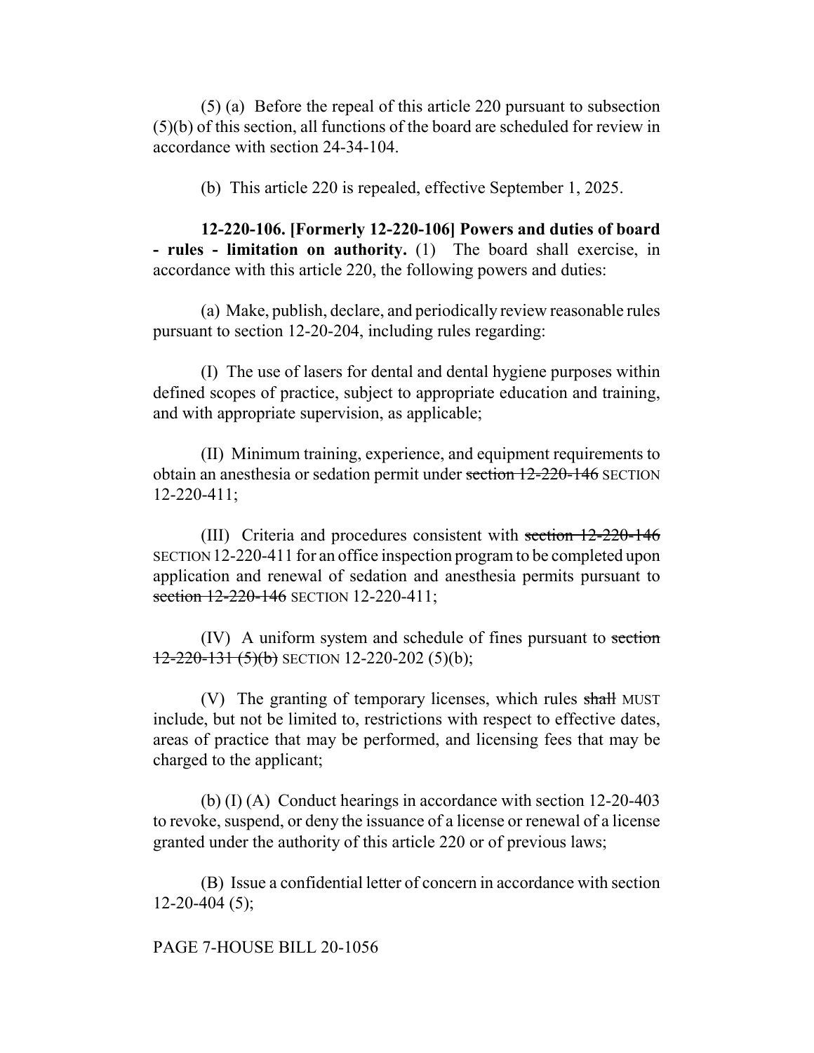(5) (a) Before the repeal of this article 220 pursuant to subsection (5)(b) of this section, all functions of the board are scheduled for review in accordance with section 24-34-104.

(b) This article 220 is repealed, effective September 1, 2025.

**12-220-106. [Formerly 12-220-106] Powers and duties of board - rules - limitation on authority.** (1) The board shall exercise, in accordance with this article 220, the following powers and duties:

(a) Make, publish, declare, and periodically review reasonable rules pursuant to section 12-20-204, including rules regarding:

(I) The use of lasers for dental and dental hygiene purposes within defined scopes of practice, subject to appropriate education and training, and with appropriate supervision, as applicable;

(II) Minimum training, experience, and equipment requirements to obtain an anesthesia or sedation permit under ~~section 12-220-146~~ SECTION 12-220-411;

(III) Criteria and procedures consistent with ~~section 12-220-146~~ SECTION 12-220-411 for an office inspection program to be completed upon application and renewal of sedation and anesthesia permits pursuant to ~~section 12-220-146~~ SECTION 12-220-411;

(IV) A uniform system and schedule of fines pursuant to ~~section 12-220-131 (5)(b)~~ SECTION 12-220-202 (5)(b);

(V) The granting of temporary licenses, which rules ~~shall~~ MUST include, but not be limited to, restrictions with respect to effective dates, areas of practice that may be performed, and licensing fees that may be charged to the applicant;

(b) (I) (A) Conduct hearings in accordance with section 12-20-403 to revoke, suspend, or deny the issuance of a license or renewal of a license granted under the authority of this article 220 or of previous laws;

(B) Issue a confidential letter of concern in accordance with section 12-20-404 (5);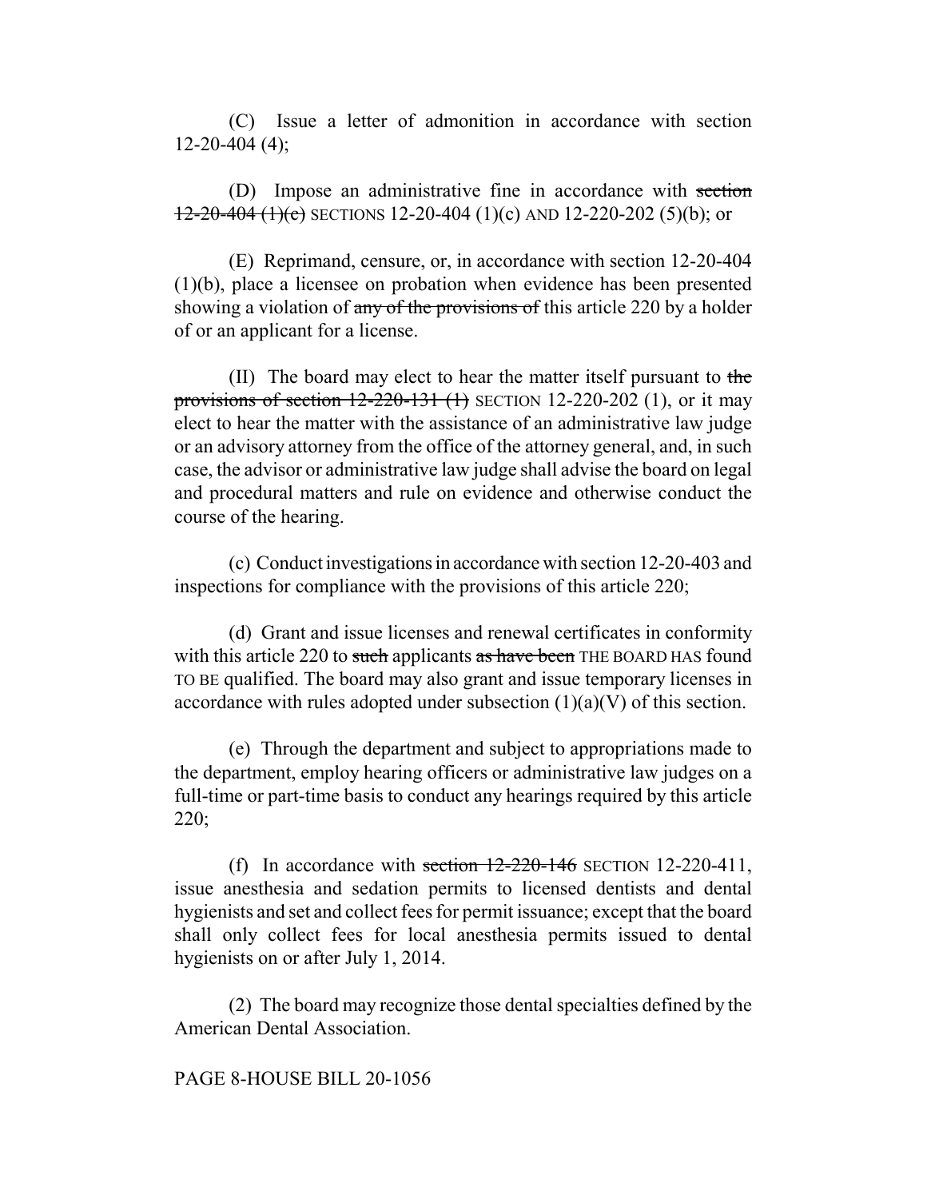(C) Issue a letter of admonition in accordance with section 12-20-404 (4);

(D) Impose an administrative fine in accordance with ~~section 12-20-404 (1)(c)~~ SECTIONS 12-20-404 (1)(c) AND 12-220-202 (5)(b); or

(E) Reprimand, censure, or, in accordance with section 12-20-404 (1)(b), place a licensee on probation when evidence has been presented showing a violation of ~~any of the provisions of~~ this article 220 by a holder of or an applicant for a license.

(II) The board may elect to hear the matter itself pursuant to ~~the provisions of section 12-220-131 (1)~~ SECTION 12-220-202 (1), or it may elect to hear the matter with the assistance of an administrative law judge or an advisory attorney from the office of the attorney general, and, in such case, the advisor or administrative law judge shall advise the board on legal and procedural matters and rule on evidence and otherwise conduct the course of the hearing.

(c) Conduct investigations in accordance with section 12-20-403 and inspections for compliance with the provisions of this article 220;

(d) Grant and issue licenses and renewal certificates in conformity with this article 220 to ~~such~~ applicants ~~as have been~~ THE BOARD HAS found TO BE qualified. The board may also grant and issue temporary licenses in accordance with rules adopted under subsection (1)(a)(V) of this section.

(e) Through the department and subject to appropriations made to the department, employ hearing officers or administrative law judges on a full-time or part-time basis to conduct any hearings required by this article 220;

(f) In accordance with ~~section 12-220-146~~ SECTION 12-220-411, issue anesthesia and sedation permits to licensed dentists and dental hygienists and set and collect fees for permit issuance; except that the board shall only collect fees for local anesthesia permits issued to dental hygienists on or after July 1, 2014.

(2) The board may recognize those dental specialties defined by the American Dental Association.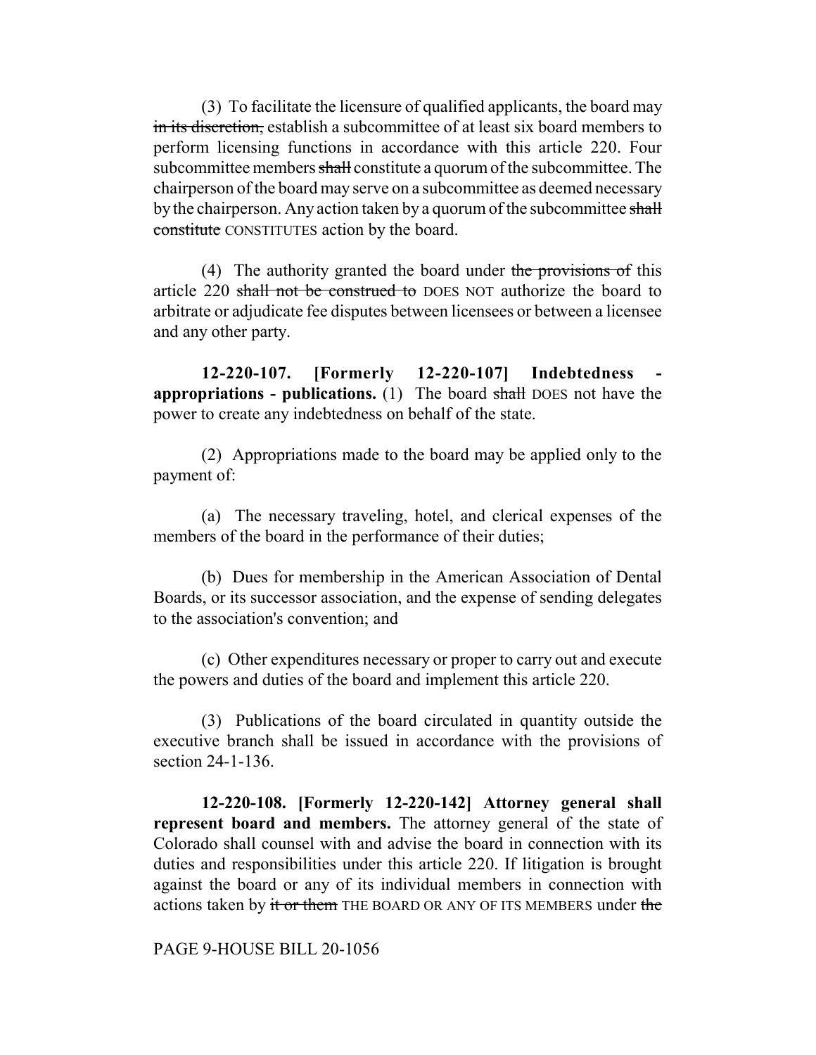(3) To facilitate the licensure of qualified applicants, the board may ~~in its discretion,~~ establish a subcommittee of at least six board members to perform licensing functions in accordance with this article 220. Four subcommittee members ~~shall~~ constitute a quorum of the subcommittee. The chairperson of the board may serve on a subcommittee as deemed necessary by the chairperson. Any action taken by a quorum of the subcommittee ~~shall constitute~~ CONSTITUTES action by the board.

(4) The authority granted the board under ~~the provisions of~~ this article 220 ~~shall not be construed to~~ DOES NOT authorize the board to arbitrate or adjudicate fee disputes between licensees or between a licensee and any other party.

**12-220-107. [Formerly 12-220-107] Indebtedness - appropriations - publications.** (1) The board ~~shall~~ DOES not have the power to create any indebtedness on behalf of the state.

(2) Appropriations made to the board may be applied only to the payment of:

(a) The necessary traveling, hotel, and clerical expenses of the members of the board in the performance of their duties;

(b) Dues for membership in the American Association of Dental Boards, or its successor association, and the expense of sending delegates to the association's convention; and

(c) Other expenditures necessary or proper to carry out and execute the powers and duties of the board and implement this article 220.

(3) Publications of the board circulated in quantity outside the executive branch shall be issued in accordance with the provisions of section 24-1-136.

**12-220-108. [Formerly 12-220-142] Attorney general shall represent board and members.** The attorney general of the state of Colorado shall counsel with and advise the board in connection with its duties and responsibilities under this article 220. If litigation is brought against the board or any of its individual members in connection with actions taken by ~~it or them~~ THE BOARD OR ANY OF ITS MEMBERS under ~~the~~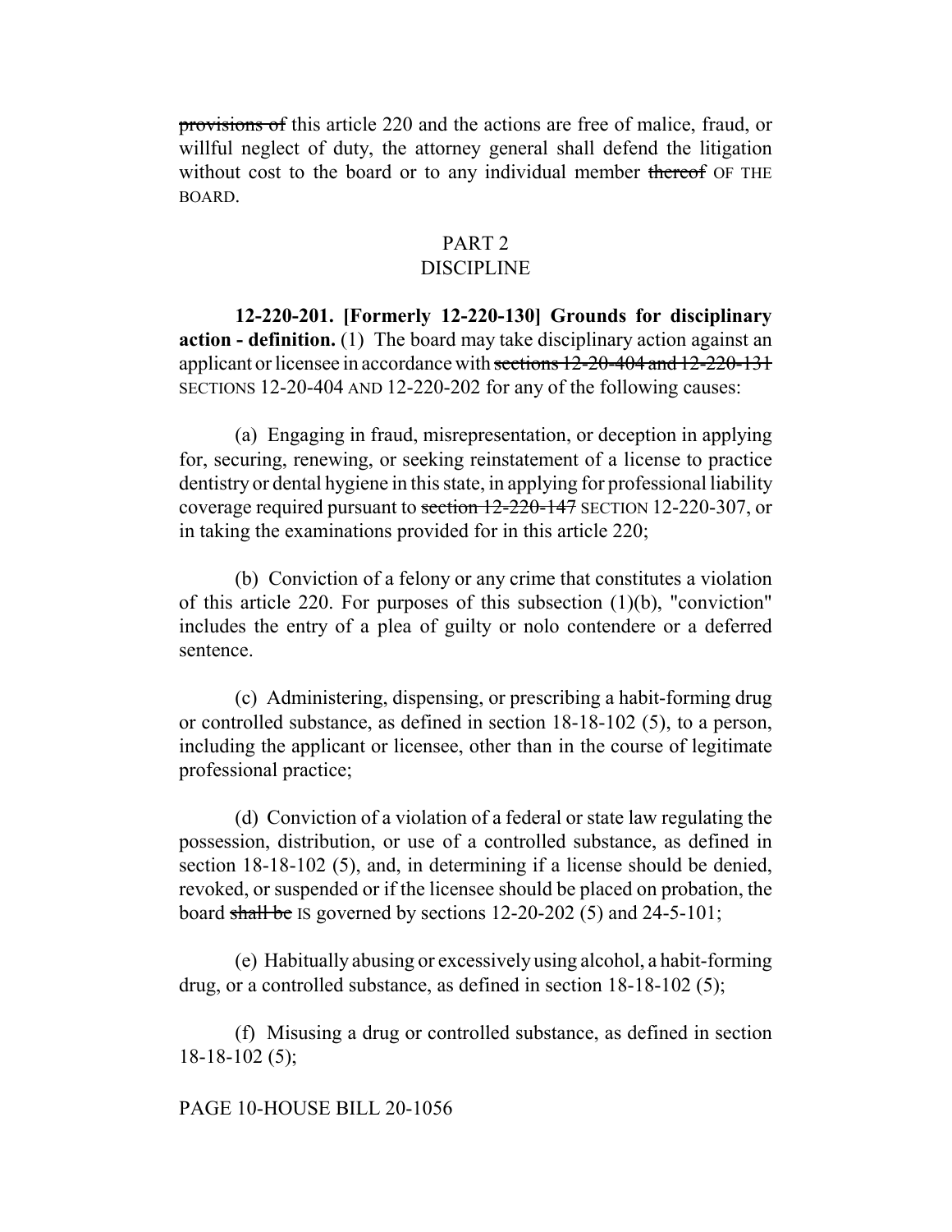~~provisions of~~ this article 220 and the actions are free of malice, fraud, or willful neglect of duty, the attorney general shall defend the litigation without cost to the board or to any individual member ~~thereof~~ OF THE BOARD.

## PART 2
## DISCIPLINE

**12-220-201. [Formerly 12-220-130] Grounds for disciplinary action - definition.** (1) The board may take disciplinary action against an applicant or licensee in accordance with ~~sections 12-20-404 and 12-220-131~~ SECTIONS 12-20-404 AND 12-220-202 for any of the following causes:

(a) Engaging in fraud, misrepresentation, or deception in applying for, securing, renewing, or seeking reinstatement of a license to practice dentistry or dental hygiene in this state, in applying for professional liability coverage required pursuant to ~~section 12-220-147~~ SECTION 12-220-307, or in taking the examinations provided for in this article 220;

(b) Conviction of a felony or any crime that constitutes a violation of this article 220. For purposes of this subsection (1)(b), "conviction" includes the entry of a plea of guilty or nolo contendere or a deferred sentence.

(c) Administering, dispensing, or prescribing a habit-forming drug or controlled substance, as defined in section 18-18-102 (5), to a person, including the applicant or licensee, other than in the course of legitimate professional practice;

(d) Conviction of a violation of a federal or state law regulating the possession, distribution, or use of a controlled substance, as defined in section 18-18-102 (5), and, in determining if a license should be denied, revoked, or suspended or if the licensee should be placed on probation, the board ~~shall be~~ IS governed by sections 12-20-202 (5) and 24-5-101;

(e) Habitually abusing or excessively using alcohol, a habit-forming drug, or a controlled substance, as defined in section 18-18-102 (5);

(f) Misusing a drug or controlled substance, as defined in section 18-18-102 (5);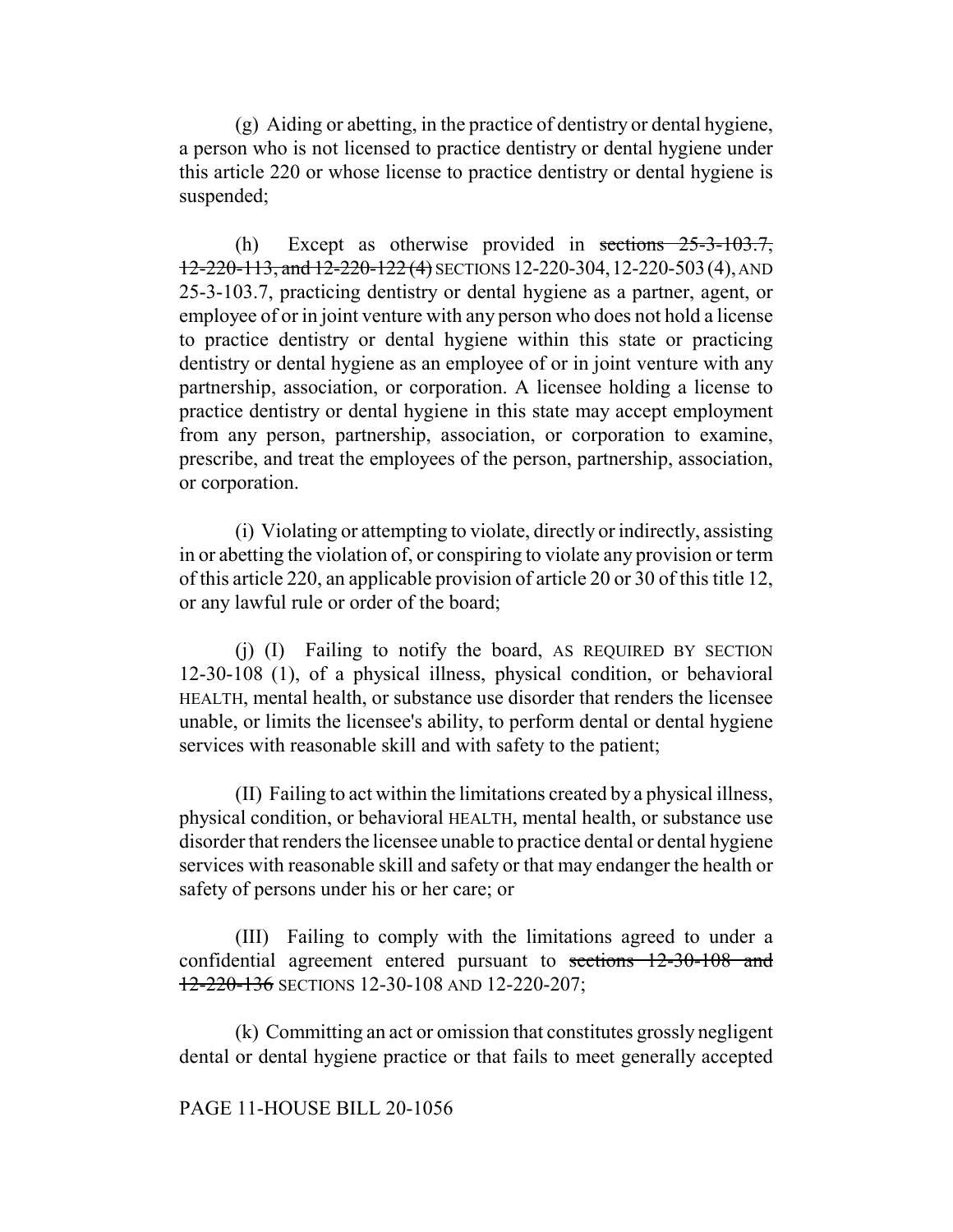(g) Aiding or abetting, in the practice of dentistry or dental hygiene, a person who is not licensed to practice dentistry or dental hygiene under this article 220 or whose license to practice dentistry or dental hygiene is suspended;

(h) Except as otherwise provided in ~~sections 25-3-103.7, 12-220-113, and 12-220-122 (4)~~ SECTIONS 12-220-304, 12-220-503 (4), AND 25-3-103.7, practicing dentistry or dental hygiene as a partner, agent, or employee of or in joint venture with any person who does not hold a license to practice dentistry or dental hygiene within this state or practicing dentistry or dental hygiene as an employee of or in joint venture with any partnership, association, or corporation. A licensee holding a license to practice dentistry or dental hygiene in this state may accept employment from any person, partnership, association, or corporation to examine, prescribe, and treat the employees of the person, partnership, association, or corporation.

(i) Violating or attempting to violate, directly or indirectly, assisting in or abetting the violation of, or conspiring to violate any provision or term of this article 220, an applicable provision of article 20 or 30 of this title 12, or any lawful rule or order of the board;

(j) (I) Failing to notify the board, AS REQUIRED BY SECTION 12-30-108 (1), of a physical illness, physical condition, or behavioral HEALTH, mental health, or substance use disorder that renders the licensee unable, or limits the licensee's ability, to perform dental or dental hygiene services with reasonable skill and with safety to the patient;

(II) Failing to act within the limitations created by a physical illness, physical condition, or behavioral HEALTH, mental health, or substance use disorder that renders the licensee unable to practice dental or dental hygiene services with reasonable skill and safety or that may endanger the health or safety of persons under his or her care; or

(III) Failing to comply with the limitations agreed to under a confidential agreement entered pursuant to ~~sections 12-30-108 and 12-220-136~~ SECTIONS 12-30-108 AND 12-220-207;

(k) Committing an act or omission that constitutes grossly negligent dental or dental hygiene practice or that fails to meet generally accepted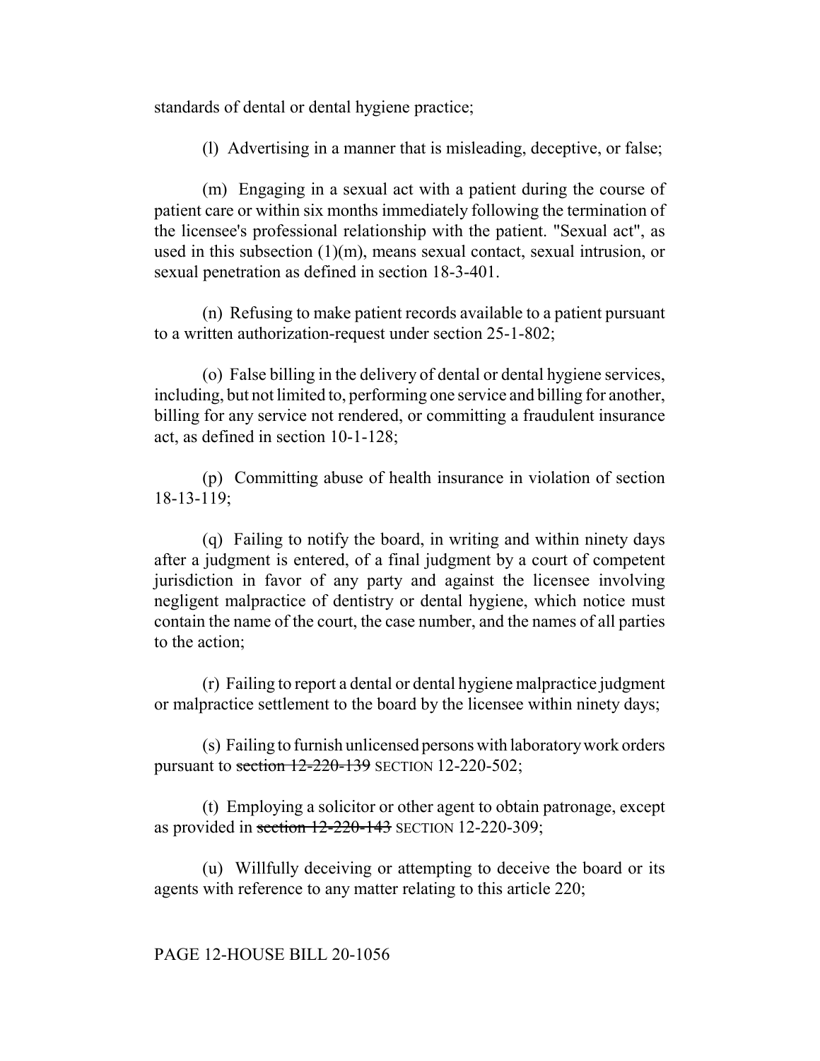standards of dental or dental hygiene practice;

(l) Advertising in a manner that is misleading, deceptive, or false;

(m) Engaging in a sexual act with a patient during the course of patient care or within six months immediately following the termination of the licensee's professional relationship with the patient. "Sexual act", as used in this subsection (1)(m), means sexual contact, sexual intrusion, or sexual penetration as defined in section 18-3-401.

(n) Refusing to make patient records available to a patient pursuant to a written authorization-request under section 25-1-802;

(o) False billing in the delivery of dental or dental hygiene services, including, but not limited to, performing one service and billing for another, billing for any service not rendered, or committing a fraudulent insurance act, as defined in section 10-1-128;

(p) Committing abuse of health insurance in violation of section 18-13-119;

(q) Failing to notify the board, in writing and within ninety days after a judgment is entered, of a final judgment by a court of competent jurisdiction in favor of any party and against the licensee involving negligent malpractice of dentistry or dental hygiene, which notice must contain the name of the court, the case number, and the names of all parties to the action;

(r) Failing to report a dental or dental hygiene malpractice judgment or malpractice settlement to the board by the licensee within ninety days;

(s) Failing to furnish unlicensed persons with laboratory work orders pursuant to ~~section 12-220-139~~ SECTION 12-220-502;

(t) Employing a solicitor or other agent to obtain patronage, except as provided in ~~section 12-220-143~~ SECTION 12-220-309;

(u) Willfully deceiving or attempting to deceive the board or its agents with reference to any matter relating to this article 220;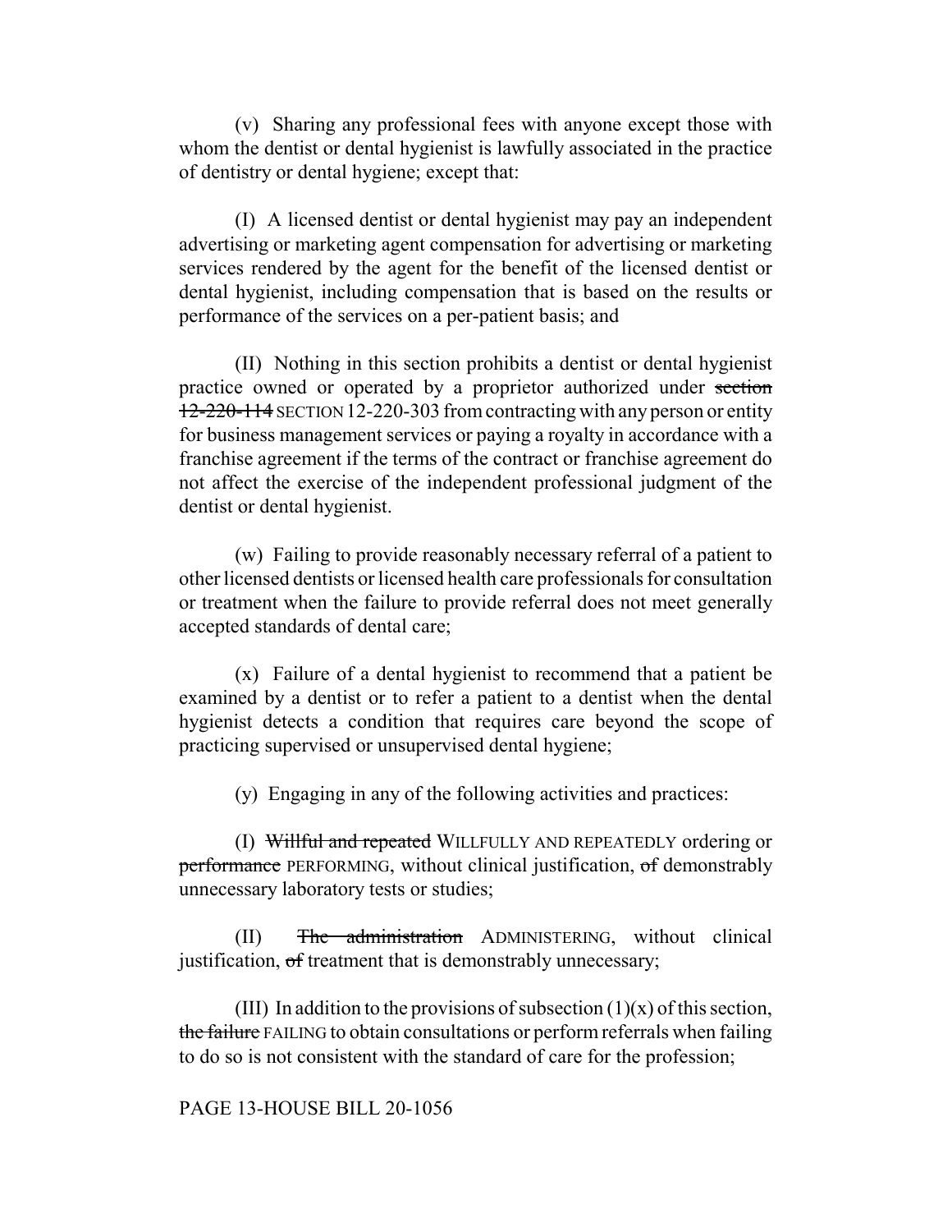(v) Sharing any professional fees with anyone except those with whom the dentist or dental hygienist is lawfully associated in the practice of dentistry or dental hygiene; except that:

(I) A licensed dentist or dental hygienist may pay an independent advertising or marketing agent compensation for advertising or marketing services rendered by the agent for the benefit of the licensed dentist or dental hygienist, including compensation that is based on the results or performance of the services on a per-patient basis; and

(II) Nothing in this section prohibits a dentist or dental hygienist practice owned or operated by a proprietor authorized under ~~section 12-220-114~~ SECTION 12-220-303 from contracting with any person or entity for business management services or paying a royalty in accordance with a franchise agreement if the terms of the contract or franchise agreement do not affect the exercise of the independent professional judgment of the dentist or dental hygienist.

(w) Failing to provide reasonably necessary referral of a patient to other licensed dentists or licensed health care professionals for consultation or treatment when the failure to provide referral does not meet generally accepted standards of dental care;

(x) Failure of a dental hygienist to recommend that a patient be examined by a dentist or to refer a patient to a dentist when the dental hygienist detects a condition that requires care beyond the scope of practicing supervised or unsupervised dental hygiene;

(y) Engaging in any of the following activities and practices:

(I) ~~Willful and repeated~~ WILLFULLY AND REPEATEDLY ordering or ~~performance~~ PERFORMING, without clinical justification, ~~of~~ demonstrably unnecessary laboratory tests or studies;

(II) ~~The administration~~ ADMINISTERING, without clinical justification, ~~of~~ treatment that is demonstrably unnecessary;

(III) In addition to the provisions of subsection (1)(x) of this section, ~~the failure~~ FAILING to obtain consultations or perform referrals when failing to do so is not consistent with the standard of care for the profession;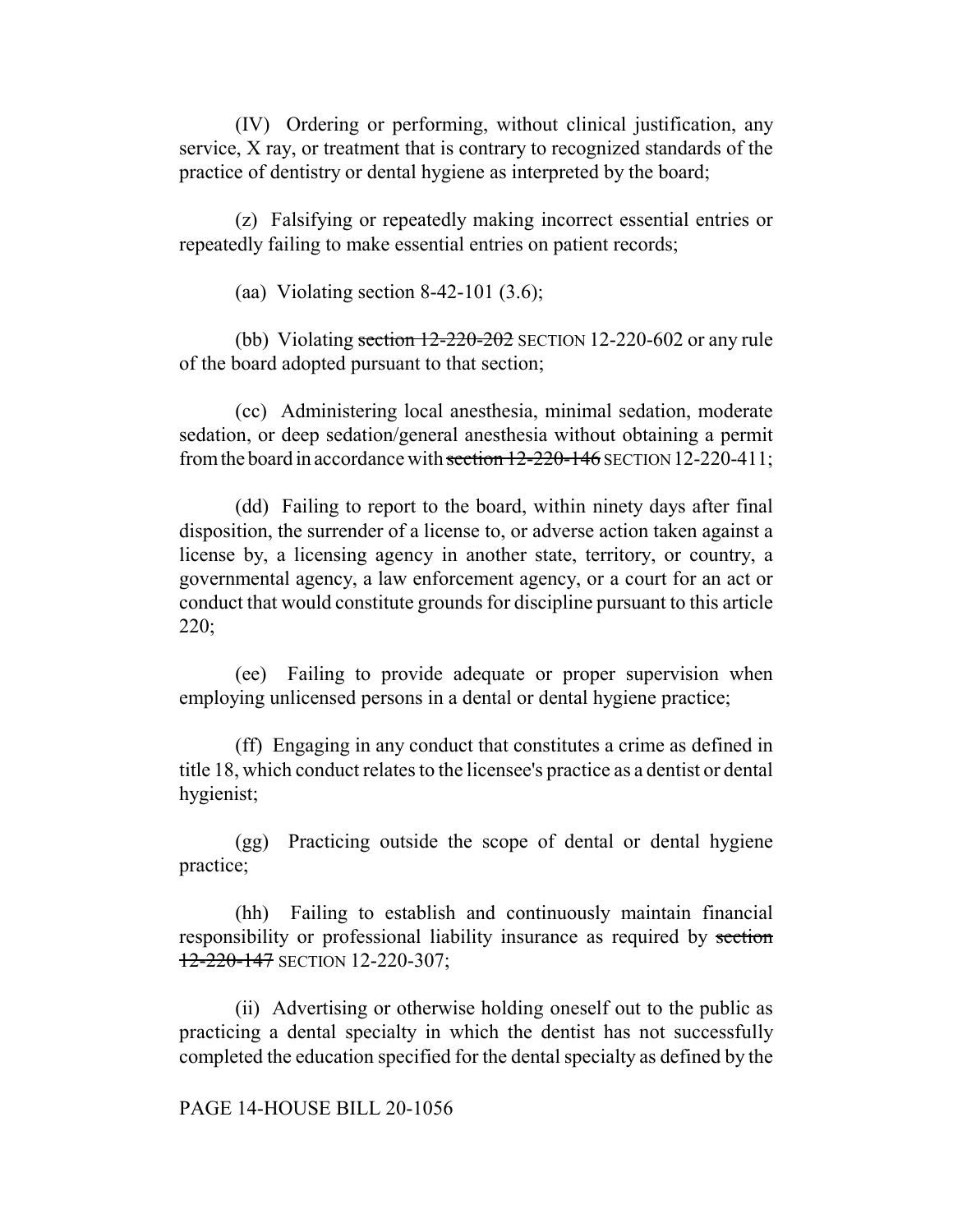(IV) Ordering or performing, without clinical justification, any service, X ray, or treatment that is contrary to recognized standards of the practice of dentistry or dental hygiene as interpreted by the board;

(z) Falsifying or repeatedly making incorrect essential entries or repeatedly failing to make essential entries on patient records;

(aa) Violating section 8-42-101 (3.6);

(bb) Violating ~~section 12-220-202~~ SECTION 12-220-602 or any rule of the board adopted pursuant to that section;

(cc) Administering local anesthesia, minimal sedation, moderate sedation, or deep sedation/general anesthesia without obtaining a permit from the board in accordance with ~~section 12-220-146~~ SECTION 12-220-411;

(dd) Failing to report to the board, within ninety days after final disposition, the surrender of a license to, or adverse action taken against a license by, a licensing agency in another state, territory, or country, a governmental agency, a law enforcement agency, or a court for an act or conduct that would constitute grounds for discipline pursuant to this article 220;

(ee) Failing to provide adequate or proper supervision when employing unlicensed persons in a dental or dental hygiene practice;

(ff) Engaging in any conduct that constitutes a crime as defined in title 18, which conduct relates to the licensee's practice as a dentist or dental hygienist;

(gg) Practicing outside the scope of dental or dental hygiene practice;

(hh) Failing to establish and continuously maintain financial responsibility or professional liability insurance as required by ~~section 12-220-147~~ SECTION 12-220-307;

(ii) Advertising or otherwise holding oneself out to the public as practicing a dental specialty in which the dentist has not successfully completed the education specified for the dental specialty as defined by the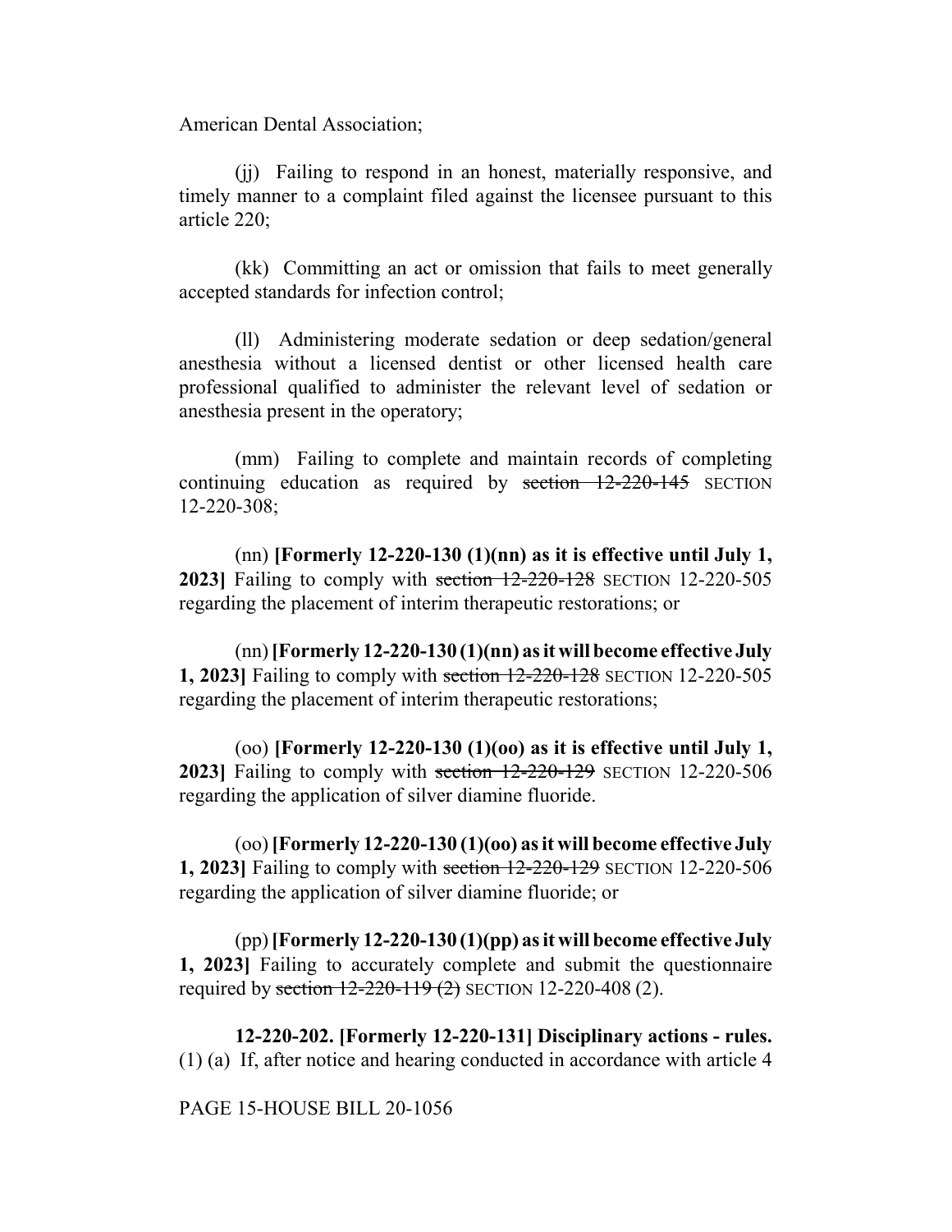American Dental Association;

(jj) Failing to respond in an honest, materially responsive, and timely manner to a complaint filed against the licensee pursuant to this article 220;

(kk) Committing an act or omission that fails to meet generally accepted standards for infection control;

(ll) Administering moderate sedation or deep sedation/general anesthesia without a licensed dentist or other licensed health care professional qualified to administer the relevant level of sedation or anesthesia present in the operatory;

(mm) Failing to complete and maintain records of completing continuing education as required by ~~section 12-220-145~~ SECTION 12-220-308;

(nn) **[Formerly 12-220-130 (1)(nn) as it is effective until July 1, 2023]** Failing to comply with ~~section 12-220-128~~ SECTION 12-220-505 regarding the placement of interim therapeutic restorations; or

(nn) **[Formerly 12-220-130 (1)(nn) as it will become effective July 1, 2023]** Failing to comply with ~~section 12-220-128~~ SECTION 12-220-505 regarding the placement of interim therapeutic restorations;

(oo) **[Formerly 12-220-130 (1)(oo) as it is effective until July 1, 2023]** Failing to comply with ~~section 12-220-129~~ SECTION 12-220-506 regarding the application of silver diamine fluoride.

(oo) **[Formerly 12-220-130 (1)(oo) as it will become effective July 1, 2023]** Failing to comply with ~~section 12-220-129~~ SECTION 12-220-506 regarding the application of silver diamine fluoride; or

(pp) **[Formerly 12-220-130 (1)(pp) as it will become effective July 1, 2023]** Failing to accurately complete and submit the questionnaire required by ~~section 12-220-119 (2)~~ SECTION 12-220-408 (2).

**12-220-202. [Formerly 12-220-131] Disciplinary actions - rules.** (1) (a) If, after notice and hearing conducted in accordance with article 4

PAGE 15-HOUSE BILL 20-1056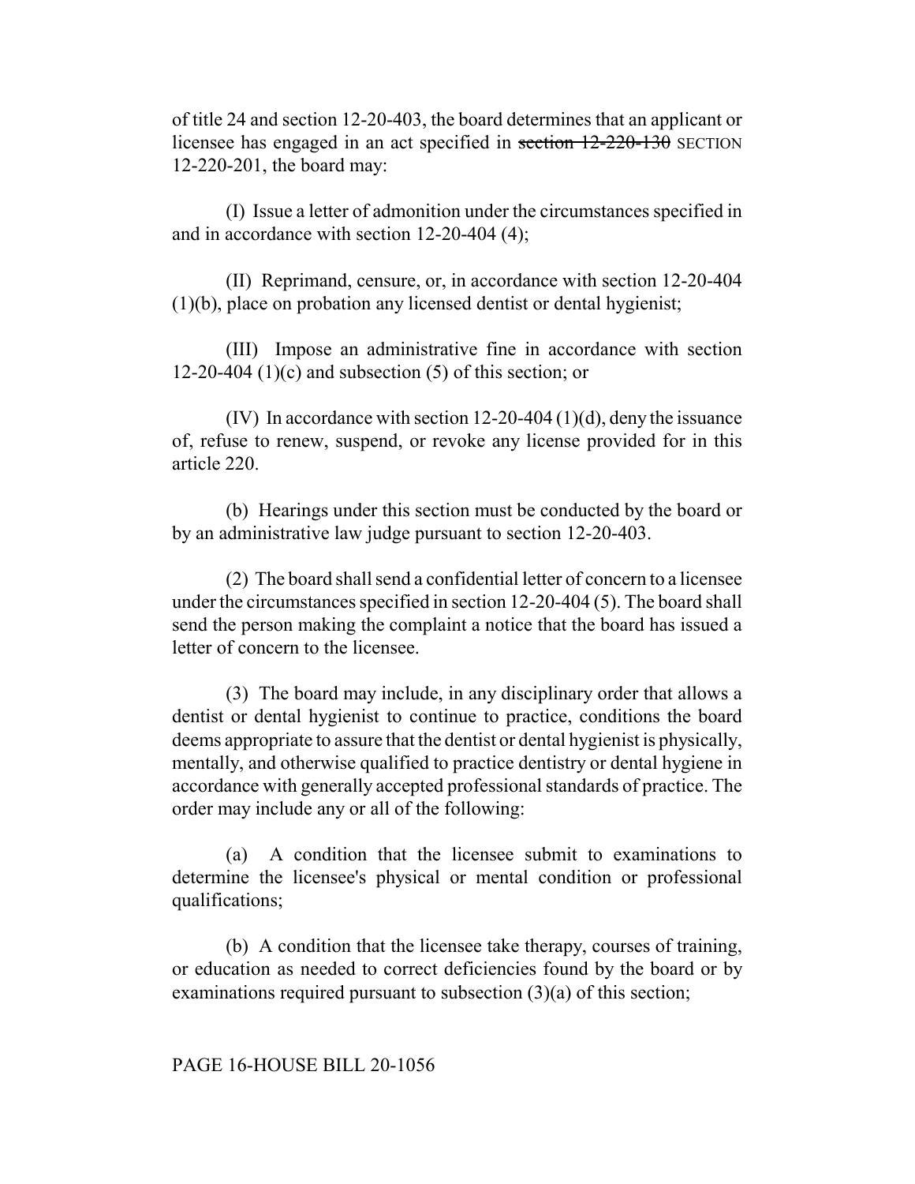of title 24 and section 12-20-403, the board determines that an applicant or licensee has engaged in an act specified in ~~section 12-220-130~~ SECTION 12-220-201, the board may:

(I) Issue a letter of admonition under the circumstances specified in and in accordance with section 12-20-404 (4);

(II) Reprimand, censure, or, in accordance with section 12-20-404 (1)(b), place on probation any licensed dentist or dental hygienist;

(III) Impose an administrative fine in accordance with section 12-20-404 (1)(c) and subsection (5) of this section; or

(IV) In accordance with section 12-20-404 (1)(d), deny the issuance of, refuse to renew, suspend, or revoke any license provided for in this article 220.

(b) Hearings under this section must be conducted by the board or by an administrative law judge pursuant to section 12-20-403.

(2) The board shall send a confidential letter of concern to a licensee under the circumstances specified in section 12-20-404 (5). The board shall send the person making the complaint a notice that the board has issued a letter of concern to the licensee.

(3) The board may include, in any disciplinary order that allows a dentist or dental hygienist to continue to practice, conditions the board deems appropriate to assure that the dentist or dental hygienist is physically, mentally, and otherwise qualified to practice dentistry or dental hygiene in accordance with generally accepted professional standards of practice. The order may include any or all of the following:

(a) A condition that the licensee submit to examinations to determine the licensee's physical or mental condition or professional qualifications;

(b) A condition that the licensee take therapy, courses of training, or education as needed to correct deficiencies found by the board or by examinations required pursuant to subsection (3)(a) of this section;

PAGE 16-HOUSE BILL 20-1056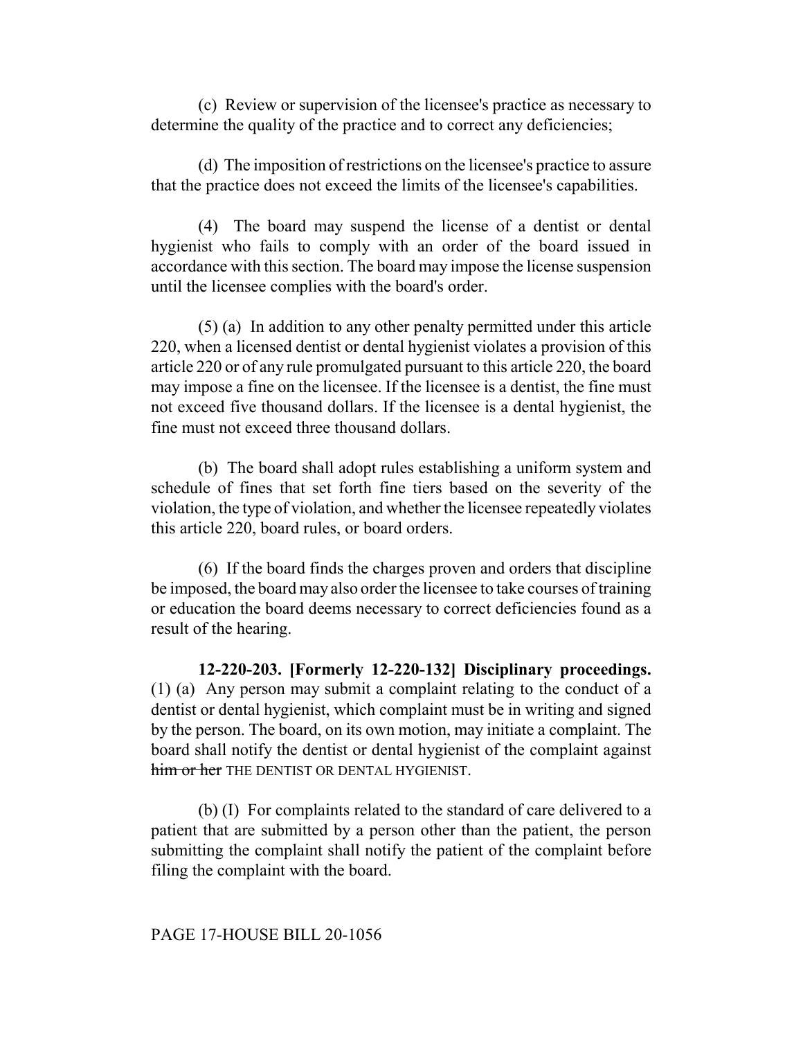(c) Review or supervision of the licensee's practice as necessary to determine the quality of the practice and to correct any deficiencies;

(d) The imposition of restrictions on the licensee's practice to assure that the practice does not exceed the limits of the licensee's capabilities.

(4) The board may suspend the license of a dentist or dental hygienist who fails to comply with an order of the board issued in accordance with this section. The board may impose the license suspension until the licensee complies with the board's order.

(5) (a) In addition to any other penalty permitted under this article 220, when a licensed dentist or dental hygienist violates a provision of this article 220 or of any rule promulgated pursuant to this article 220, the board may impose a fine on the licensee. If the licensee is a dentist, the fine must not exceed five thousand dollars. If the licensee is a dental hygienist, the fine must not exceed three thousand dollars.

(b) The board shall adopt rules establishing a uniform system and schedule of fines that set forth fine tiers based on the severity of the violation, the type of violation, and whether the licensee repeatedly violates this article 220, board rules, or board orders.

(6) If the board finds the charges proven and orders that discipline be imposed, the board may also order the licensee to take courses of training or education the board deems necessary to correct deficiencies found as a result of the hearing.

**12-220-203. [Formerly 12-220-132] Disciplinary proceedings.** (1) (a) Any person may submit a complaint relating to the conduct of a dentist or dental hygienist, which complaint must be in writing and signed by the person. The board, on its own motion, may initiate a complaint. The board shall notify the dentist or dental hygienist of the complaint against ~~him or her~~ THE DENTIST OR DENTAL HYGIENIST.

(b) (I) For complaints related to the standard of care delivered to a patient that are submitted by a person other than the patient, the person submitting the complaint shall notify the patient of the complaint before filing the complaint with the board.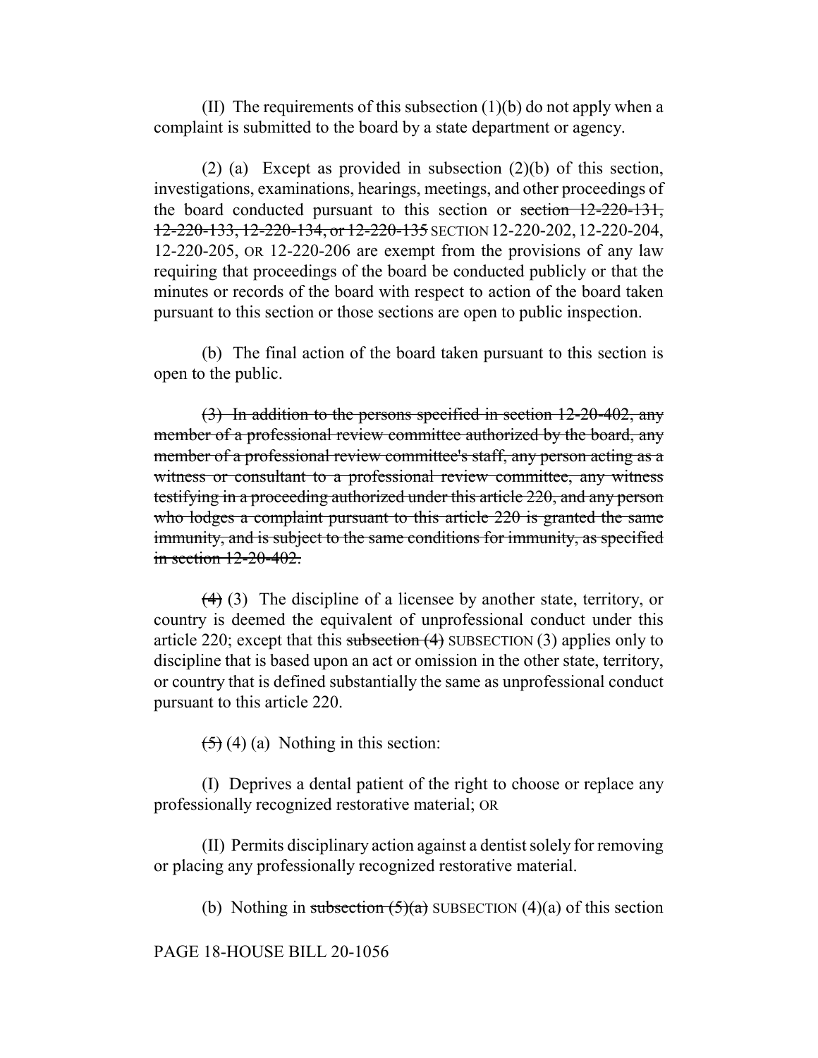(II) The requirements of this subsection (1)(b) do not apply when a complaint is submitted to the board by a state department or agency.

(2) (a) Except as provided in subsection (2)(b) of this section, investigations, examinations, hearings, meetings, and other proceedings of the board conducted pursuant to this section or ~~section 12-220-131, 12-220-133, 12-220-134, or 12-220-135~~ SECTION 12-220-202, 12-220-204, 12-220-205, OR 12-220-206 are exempt from the provisions of any law requiring that proceedings of the board be conducted publicly or that the minutes or records of the board with respect to action of the board taken pursuant to this section or those sections are open to public inspection.

(b) The final action of the board taken pursuant to this section is open to the public.

~~(3) In addition to the persons specified in section 12-20-402, any member of a professional review committee authorized by the board, any member of a professional review committee's staff, any person acting as a witness or consultant to a professional review committee, any witness testifying in a proceeding authorized under this article 220, and any person who lodges a complaint pursuant to this article 220 is granted the same immunity, and is subject to the same conditions for immunity, as specified in section 12-20-402.~~

~~(4)~~ (3) The discipline of a licensee by another state, territory, or country is deemed the equivalent of unprofessional conduct under this article 220; except that this ~~subsection (4)~~ SUBSECTION (3) applies only to discipline that is based upon an act or omission in the other state, territory, or country that is defined substantially the same as unprofessional conduct pursuant to this article 220.

~~(5)~~ (4) (a) Nothing in this section:

(I) Deprives a dental patient of the right to choose or replace any professionally recognized restorative material; OR

(II) Permits disciplinary action against a dentist solely for removing or placing any professionally recognized restorative material.

(b) Nothing in ~~subsection (5)(a)~~ SUBSECTION (4)(a) of this section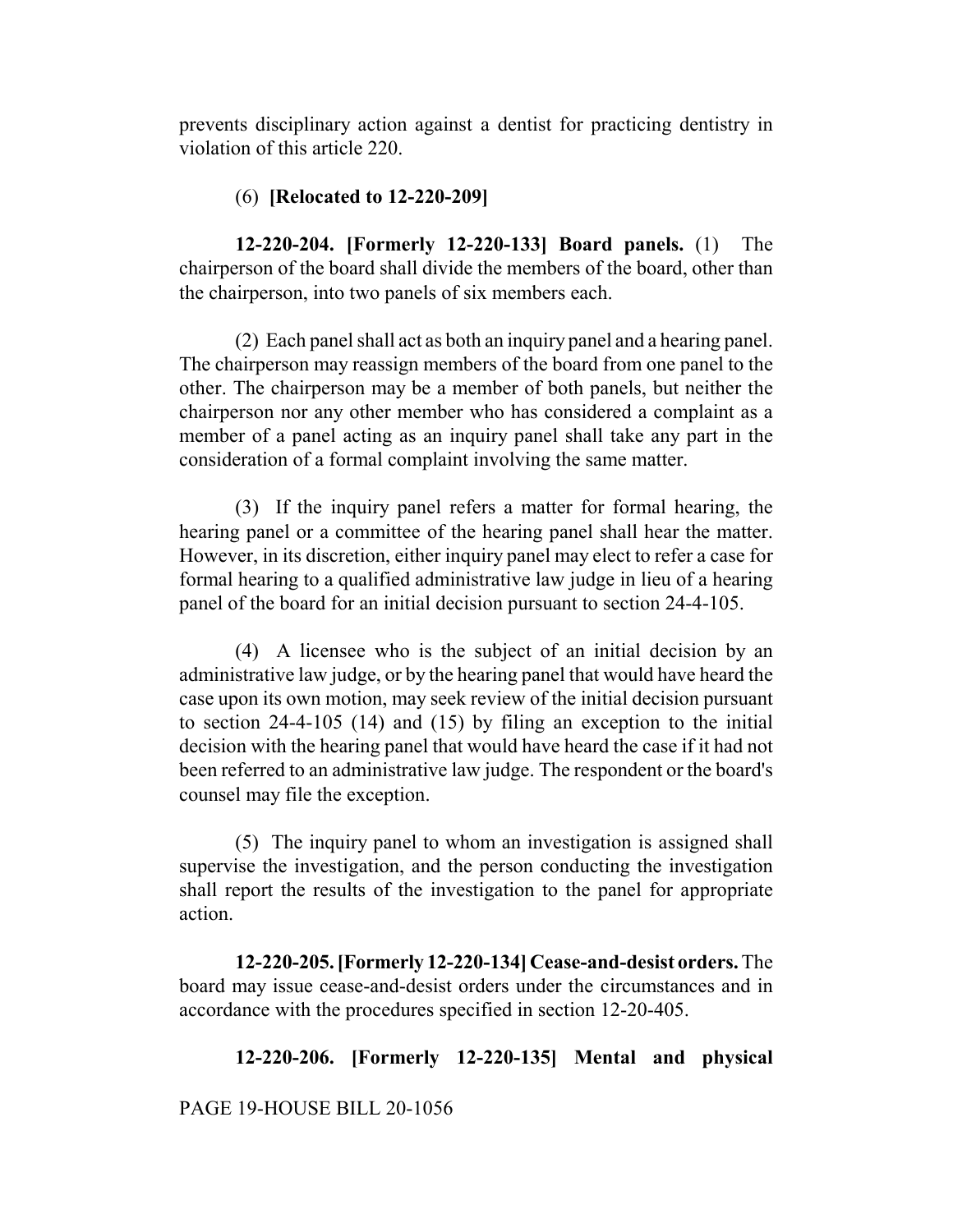prevents disciplinary action against a dentist for practicing dentistry in violation of this article 220.

(6) **[Relocated to 12-220-209]**

**12-220-204. [Formerly 12-220-133] Board panels.** (1) The chairperson of the board shall divide the members of the board, other than the chairperson, into two panels of six members each.

(2) Each panel shall act as both an inquiry panel and a hearing panel. The chairperson may reassign members of the board from one panel to the other. The chairperson may be a member of both panels, but neither the chairperson nor any other member who has considered a complaint as a member of a panel acting as an inquiry panel shall take any part in the consideration of a formal complaint involving the same matter.

(3) If the inquiry panel refers a matter for formal hearing, the hearing panel or a committee of the hearing panel shall hear the matter. However, in its discretion, either inquiry panel may elect to refer a case for formal hearing to a qualified administrative law judge in lieu of a hearing panel of the board for an initial decision pursuant to section 24-4-105.

(4) A licensee who is the subject of an initial decision by an administrative law judge, or by the hearing panel that would have heard the case upon its own motion, may seek review of the initial decision pursuant to section 24-4-105 (14) and (15) by filing an exception to the initial decision with the hearing panel that would have heard the case if it had not been referred to an administrative law judge. The respondent or the board's counsel may file the exception.

(5) The inquiry panel to whom an investigation is assigned shall supervise the investigation, and the person conducting the investigation shall report the results of the investigation to the panel for appropriate action.

**12-220-205. [Formerly 12-220-134] Cease-and-desist orders.** The board may issue cease-and-desist orders under the circumstances and in accordance with the procedures specified in section 12-20-405.

**12-220-206. [Formerly 12-220-135] Mental and physical**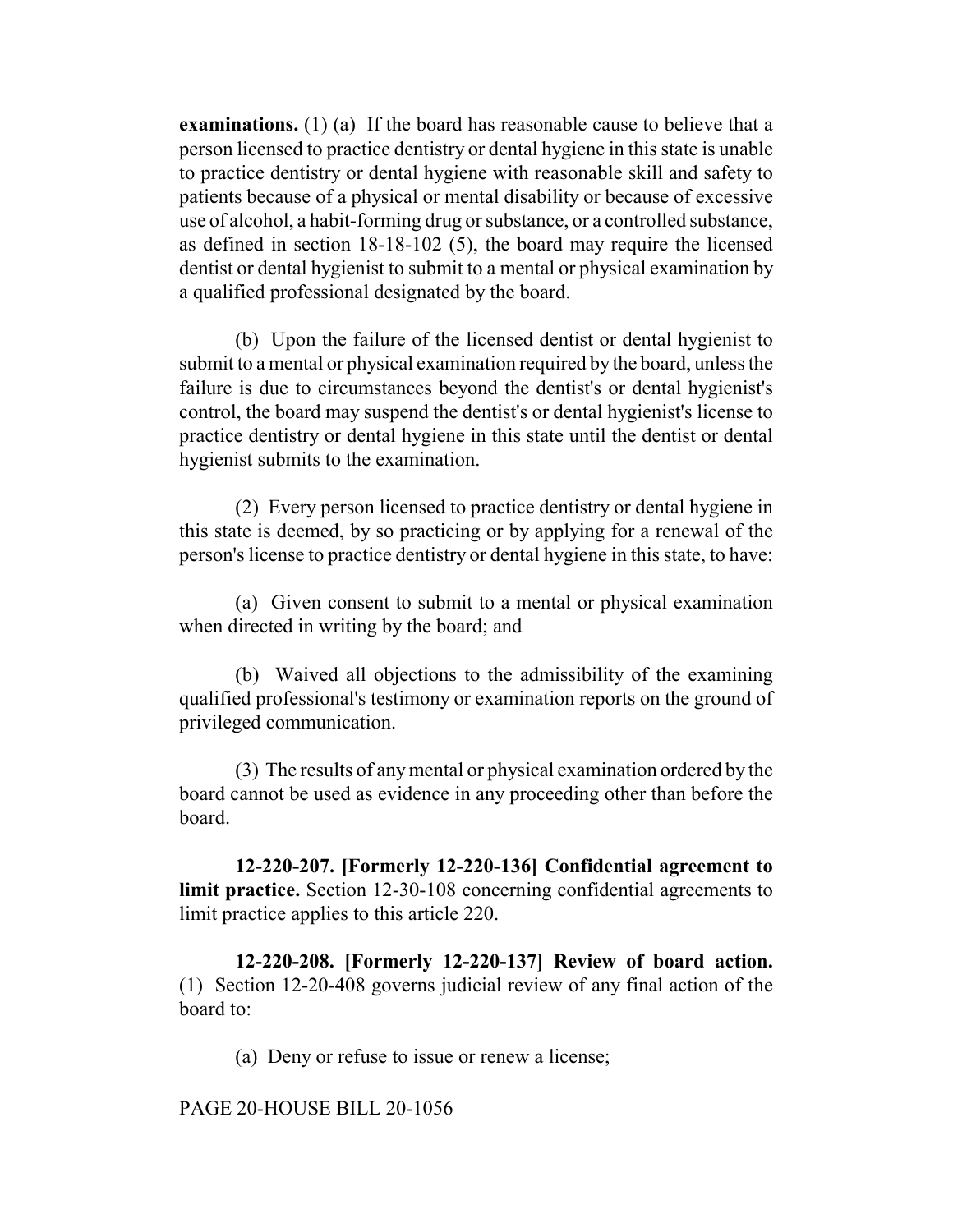**examinations.** (1) (a) If the board has reasonable cause to believe that a person licensed to practice dentistry or dental hygiene in this state is unable to practice dentistry or dental hygiene with reasonable skill and safety to patients because of a physical or mental disability or because of excessive use of alcohol, a habit-forming drug or substance, or a controlled substance, as defined in section 18-18-102 (5), the board may require the licensed dentist or dental hygienist to submit to a mental or physical examination by a qualified professional designated by the board.

(b) Upon the failure of the licensed dentist or dental hygienist to submit to a mental or physical examination required by the board, unless the failure is due to circumstances beyond the dentist's or dental hygienist's control, the board may suspend the dentist's or dental hygienist's license to practice dentistry or dental hygiene in this state until the dentist or dental hygienist submits to the examination.

(2) Every person licensed to practice dentistry or dental hygiene in this state is deemed, by so practicing or by applying for a renewal of the person's license to practice dentistry or dental hygiene in this state, to have:

(a) Given consent to submit to a mental or physical examination when directed in writing by the board; and

(b) Waived all objections to the admissibility of the examining qualified professional's testimony or examination reports on the ground of privileged communication.

(3) The results of any mental or physical examination ordered by the board cannot be used as evidence in any proceeding other than before the board.

**12-220-207. [Formerly 12-220-136] Confidential agreement to limit practice.** Section 12-30-108 concerning confidential agreements to limit practice applies to this article 220.

**12-220-208. [Formerly 12-220-137] Review of board action.** (1) Section 12-20-408 governs judicial review of any final action of the board to:

(a) Deny or refuse to issue or renew a license;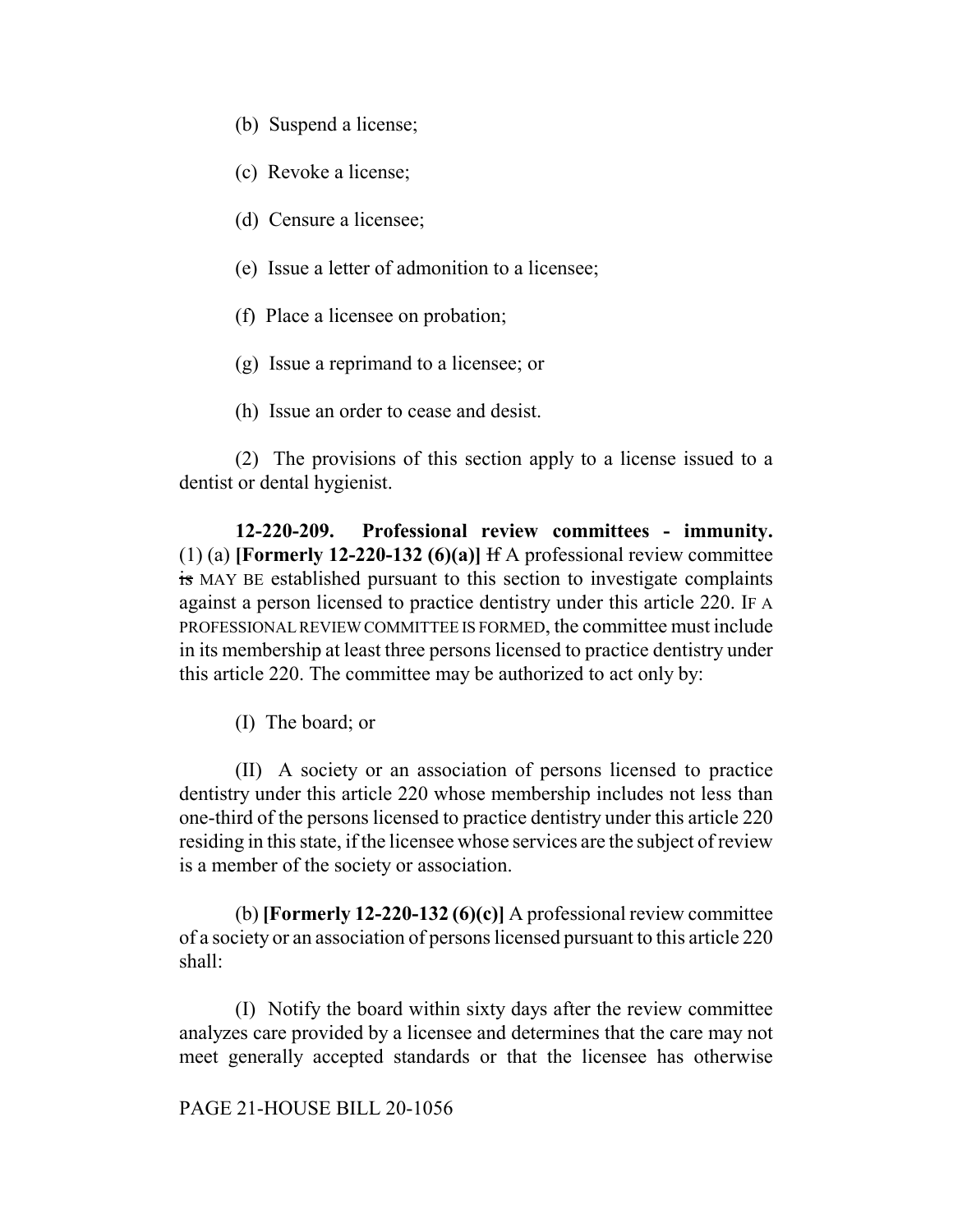(b) Suspend a license;

(c) Revoke a license;

(d) Censure a licensee;

(e) Issue a letter of admonition to a licensee;

(f) Place a licensee on probation;

(g) Issue a reprimand to a licensee; or

(h) Issue an order to cease and desist.

(2) The provisions of this section apply to a license issued to a dentist or dental hygienist.

**12-220-209. Professional review committees - immunity.** (1) (a) **[Formerly 12-220-132 (6)(a)]** ~~If~~ A professional review committee ~~is~~ MAY BE established pursuant to this section to investigate complaints against a person licensed to practice dentistry under this article 220. IF A PROFESSIONAL REVIEW COMMITTEE IS FORMED, the committee must include in its membership at least three persons licensed to practice dentistry under this article 220. The committee may be authorized to act only by:

(I) The board; or

(II) A society or an association of persons licensed to practice dentistry under this article 220 whose membership includes not less than one-third of the persons licensed to practice dentistry under this article 220 residing in this state, if the licensee whose services are the subject of review is a member of the society or association.

(b) **[Formerly 12-220-132 (6)(c)]** A professional review committee of a society or an association of persons licensed pursuant to this article 220 shall:

(I) Notify the board within sixty days after the review committee analyzes care provided by a licensee and determines that the care may not meet generally accepted standards or that the licensee has otherwise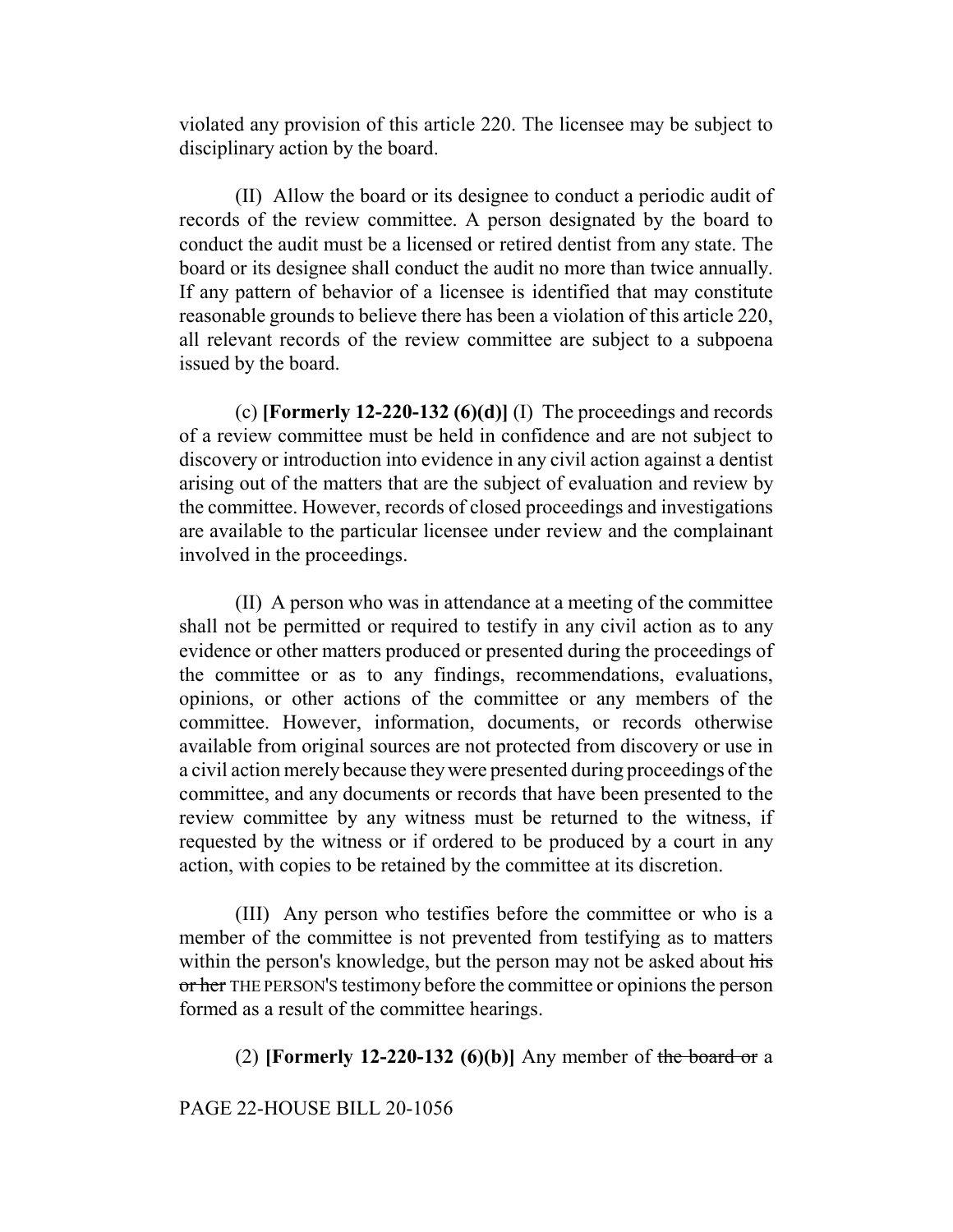violated any provision of this article 220. The licensee may be subject to disciplinary action by the board.

(II) Allow the board or its designee to conduct a periodic audit of records of the review committee. A person designated by the board to conduct the audit must be a licensed or retired dentist from any state. The board or its designee shall conduct the audit no more than twice annually. If any pattern of behavior of a licensee is identified that may constitute reasonable grounds to believe there has been a violation of this article 220, all relevant records of the review committee are subject to a subpoena issued by the board.

(c) **[Formerly 12-220-132 (6)(d)]** (I) The proceedings and records of a review committee must be held in confidence and are not subject to discovery or introduction into evidence in any civil action against a dentist arising out of the matters that are the subject of evaluation and review by the committee. However, records of closed proceedings and investigations are available to the particular licensee under review and the complainant involved in the proceedings.

(II) A person who was in attendance at a meeting of the committee shall not be permitted or required to testify in any civil action as to any evidence or other matters produced or presented during the proceedings of the committee or as to any findings, recommendations, evaluations, opinions, or other actions of the committee or any members of the committee. However, information, documents, or records otherwise available from original sources are not protected from discovery or use in a civil action merely because they were presented during proceedings of the committee, and any documents or records that have been presented to the review committee by any witness must be returned to the witness, if requested by the witness or if ordered to be produced by a court in any action, with copies to be retained by the committee at its discretion.

(III) Any person who testifies before the committee or who is a member of the committee is not prevented from testifying as to matters within the person's knowledge, but the person may not be asked about ~~his or her~~ THE PERSON'S testimony before the committee or opinions the person formed as a result of the committee hearings.

(2) **[Formerly 12-220-132 (6)(b)]** Any member of ~~the board or~~ a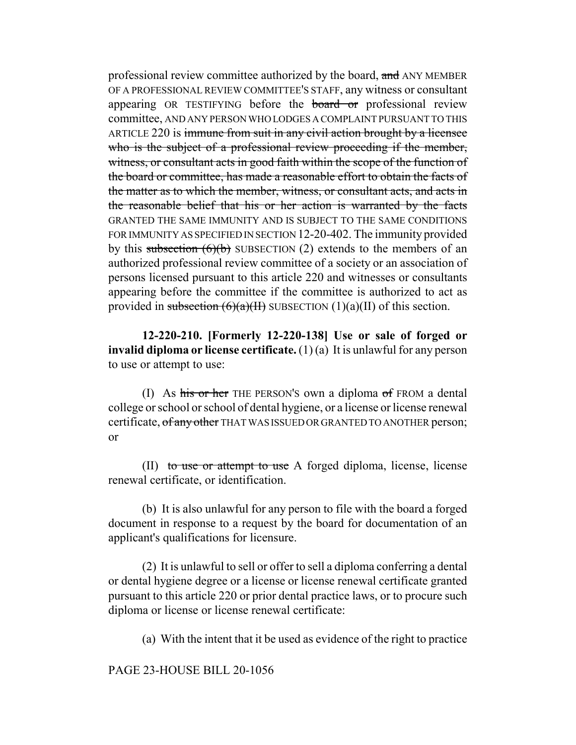professional review committee authorized by the board, ~~and~~ ANY MEMBER OF A PROFESSIONAL REVIEW COMMITTEE'S STAFF, any witness or consultant appearing OR TESTIFYING before the ~~board or~~ professional review committee, AND ANY PERSON WHO LODGES A COMPLAINT PURSUANT TO THIS ARTICLE 220 is ~~immune from suit in any civil action brought by a licensee who is the subject of a professional review proceeding if the member, witness, or consultant acts in good faith within the scope of the function of the board or committee, has made a reasonable effort to obtain the facts of the matter as to which the member, witness, or consultant acts, and acts in the reasonable belief that his or her action is warranted by the facts~~ GRANTED THE SAME IMMUNITY AND IS SUBJECT TO THE SAME CONDITIONS FOR IMMUNITY AS SPECIFIED IN SECTION 12-20-402. The immunity provided by this ~~subsection (6)(b)~~ SUBSECTION (2) extends to the members of an authorized professional review committee of a society or an association of persons licensed pursuant to this article 220 and witnesses or consultants appearing before the committee if the committee is authorized to act as provided in ~~subsection (6)(a)(II)~~ SUBSECTION (1)(a)(II) of this section.

**12-220-210. [Formerly 12-220-138] Use or sale of forged or invalid diploma or license certificate.** (1) (a) It is unlawful for any person to use or attempt to use:

(I) As ~~his or her~~ THE PERSON'S own a diploma ~~of~~ FROM a dental college or school or school of dental hygiene, or a license or license renewal certificate, ~~of any other~~ THAT WAS ISSUED OR GRANTED TO ANOTHER person; or

(II) ~~to use or attempt to use~~ A forged diploma, license, license renewal certificate, or identification.

(b) It is also unlawful for any person to file with the board a forged document in response to a request by the board for documentation of an applicant's qualifications for licensure.

(2) It is unlawful to sell or offer to sell a diploma conferring a dental or dental hygiene degree or a license or license renewal certificate granted pursuant to this article 220 or prior dental practice laws, or to procure such diploma or license or license renewal certificate:

(a) With the intent that it be used as evidence of the right to practice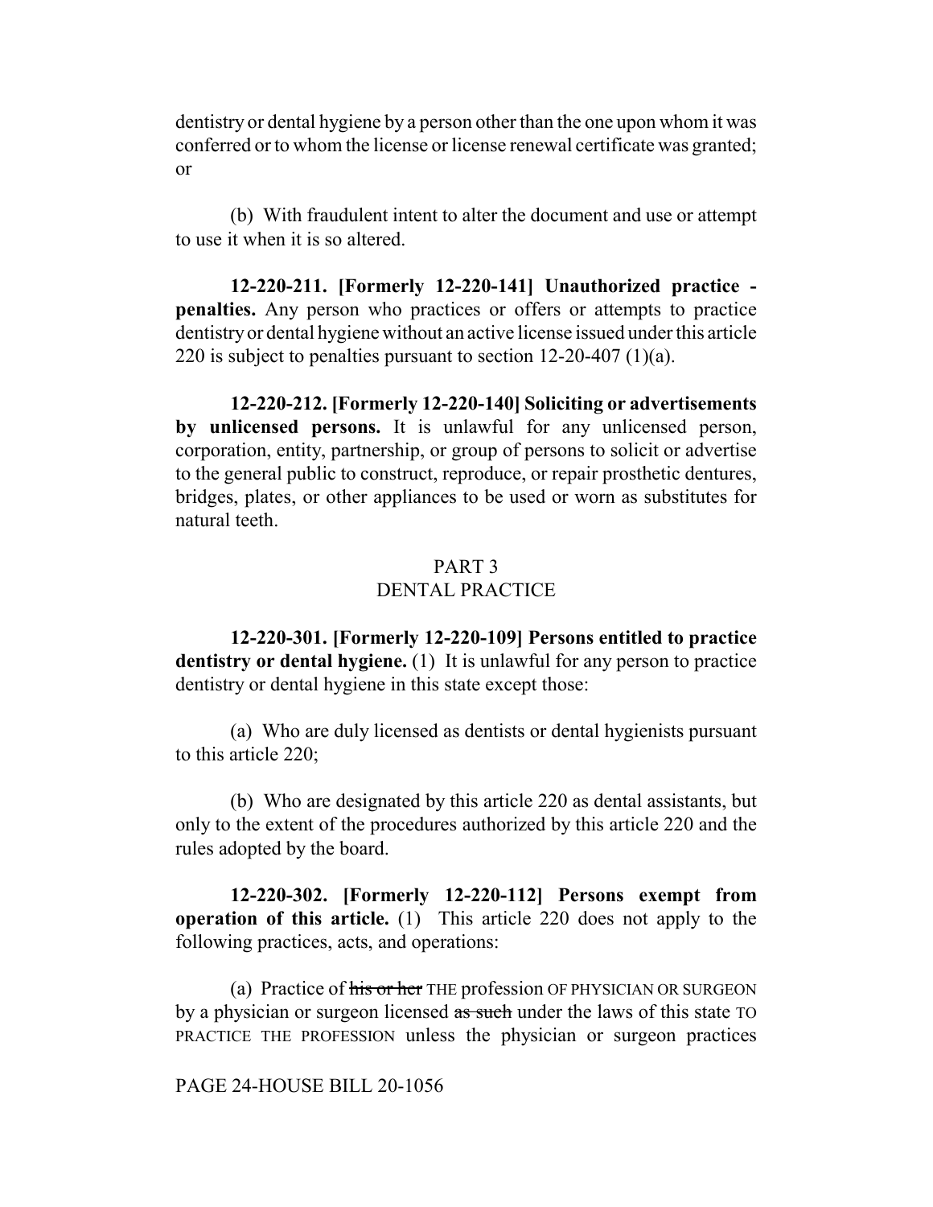dentistry or dental hygiene by a person other than the one upon whom it was conferred or to whom the license or license renewal certificate was granted; or

(b) With fraudulent intent to alter the document and use or attempt to use it when it is so altered.

**12-220-211. [Formerly 12-220-141] Unauthorized practice - penalties.** Any person who practices or offers or attempts to practice dentistry or dental hygiene without an active license issued under this article 220 is subject to penalties pursuant to section 12-20-407 (1)(a).

**12-220-212. [Formerly 12-220-140] Soliciting or advertisements by unlicensed persons.** It is unlawful for any unlicensed person, corporation, entity, partnership, or group of persons to solicit or advertise to the general public to construct, reproduce, or repair prosthetic dentures, bridges, plates, or other appliances to be used or worn as substitutes for natural teeth.

## PART 3
## DENTAL PRACTICE

**12-220-301. [Formerly 12-220-109] Persons entitled to practice dentistry or dental hygiene.** (1) It is unlawful for any person to practice dentistry or dental hygiene in this state except those:

(a) Who are duly licensed as dentists or dental hygienists pursuant to this article 220;

(b) Who are designated by this article 220 as dental assistants, but only to the extent of the procedures authorized by this article 220 and the rules adopted by the board.

**12-220-302. [Formerly 12-220-112] Persons exempt from operation of this article.** (1) This article 220 does not apply to the following practices, acts, and operations:

(a) Practice of ~~his or her~~ THE profession OF PHYSICIAN OR SURGEON by a physician or surgeon licensed ~~as such~~ under the laws of this state TO PRACTICE THE PROFESSION unless the physician or surgeon practices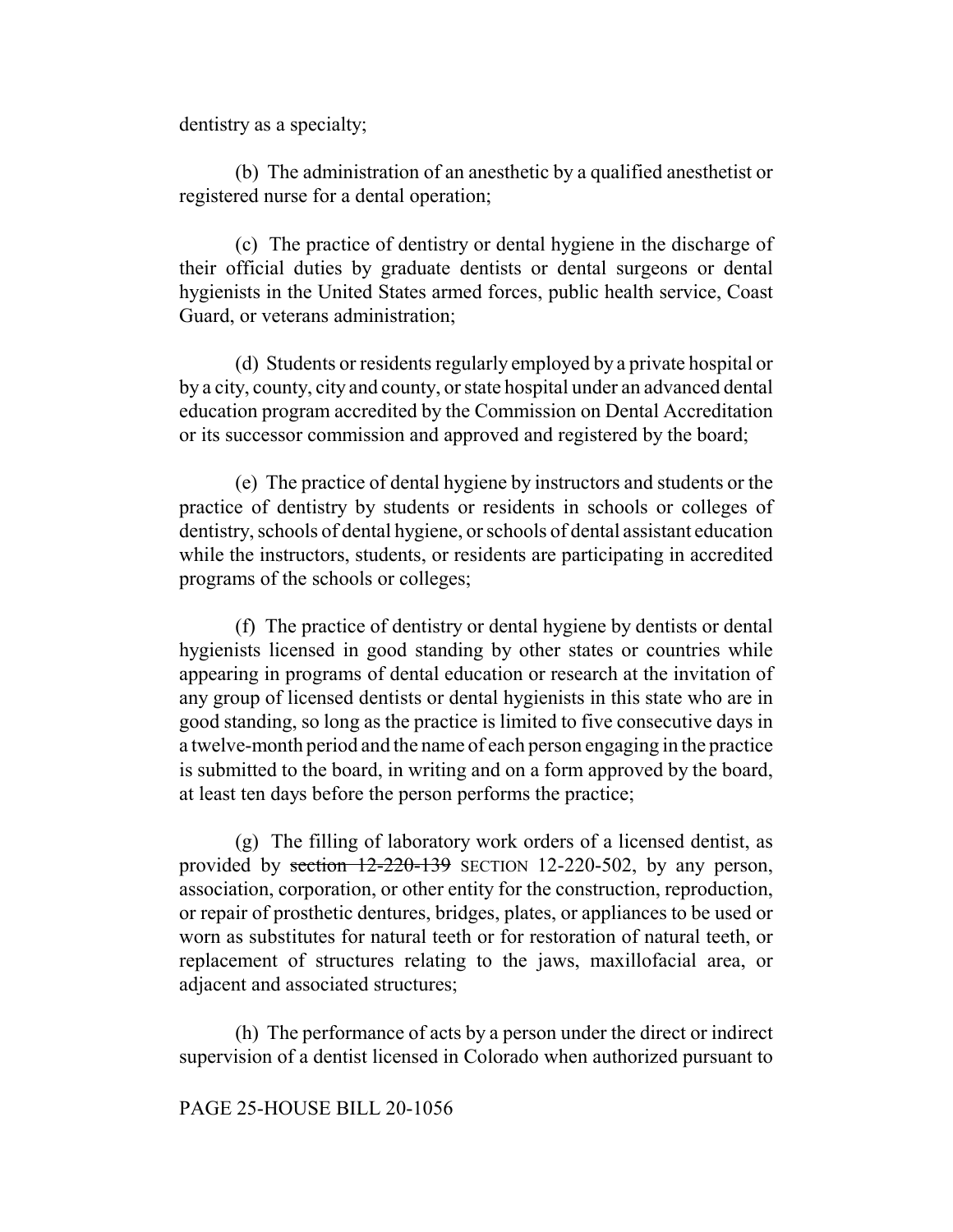dentistry as a specialty;

(b) The administration of an anesthetic by a qualified anesthetist or registered nurse for a dental operation;

(c) The practice of dentistry or dental hygiene in the discharge of their official duties by graduate dentists or dental surgeons or dental hygienists in the United States armed forces, public health service, Coast Guard, or veterans administration;

(d) Students or residents regularly employed by a private hospital or by a city, county, city and county, or state hospital under an advanced dental education program accredited by the Commission on Dental Accreditation or its successor commission and approved and registered by the board;

(e) The practice of dental hygiene by instructors and students or the practice of dentistry by students or residents in schools or colleges of dentistry, schools of dental hygiene, or schools of dental assistant education while the instructors, students, or residents are participating in accredited programs of the schools or colleges;

(f) The practice of dentistry or dental hygiene by dentists or dental hygienists licensed in good standing by other states or countries while appearing in programs of dental education or research at the invitation of any group of licensed dentists or dental hygienists in this state who are in good standing, so long as the practice is limited to five consecutive days in a twelve-month period and the name of each person engaging in the practice is submitted to the board, in writing and on a form approved by the board, at least ten days before the person performs the practice;

(g) The filling of laboratory work orders of a licensed dentist, as provided by ~~section 12-220-139~~ SECTION 12-220-502, by any person, association, corporation, or other entity for the construction, reproduction, or repair of prosthetic dentures, bridges, plates, or appliances to be used or worn as substitutes for natural teeth or for restoration of natural teeth, or replacement of structures relating to the jaws, maxillofacial area, or adjacent and associated structures;

(h) The performance of acts by a person under the direct or indirect supervision of a dentist licensed in Colorado when authorized pursuant to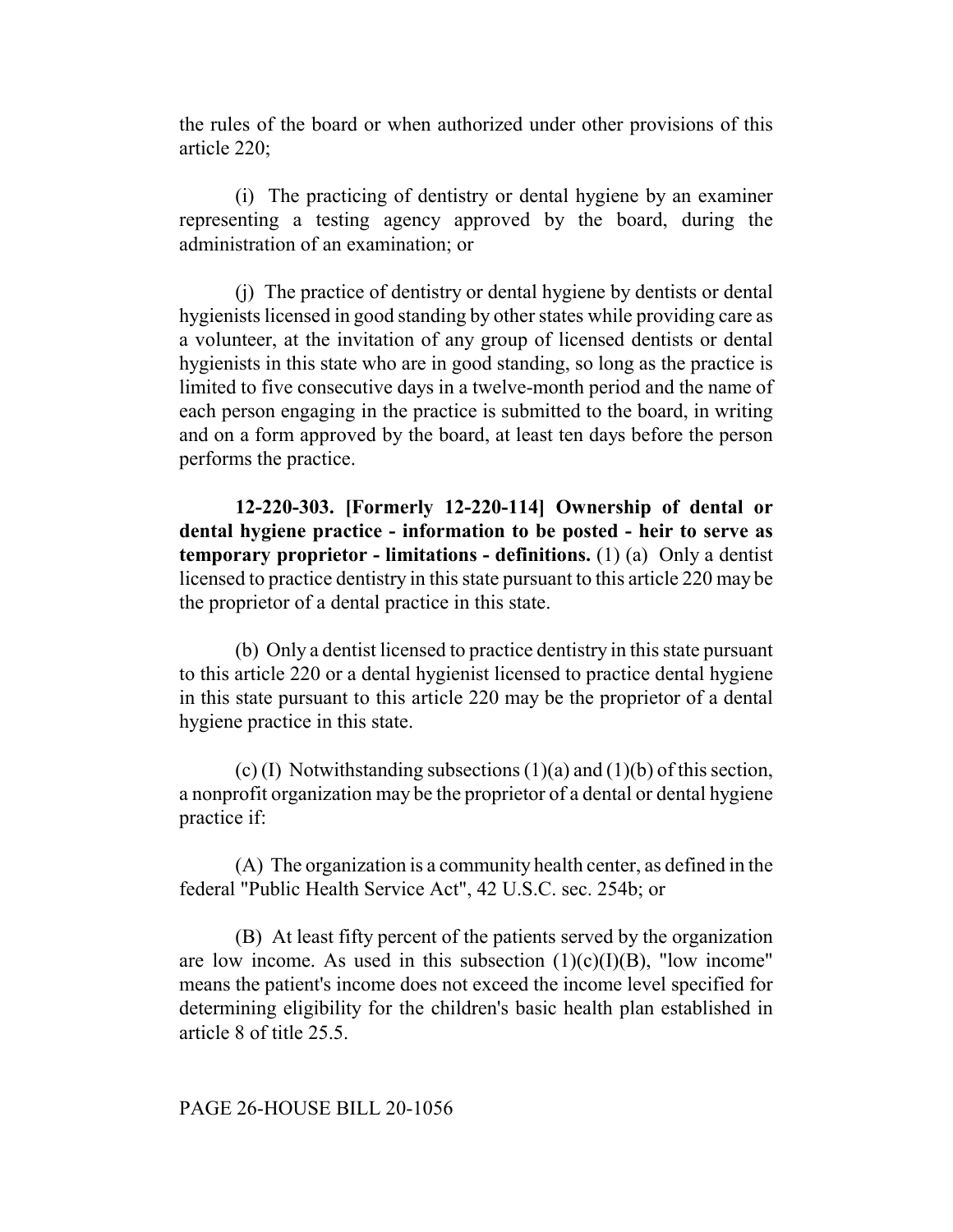the rules of the board or when authorized under other provisions of this article 220;

(i) The practicing of dentistry or dental hygiene by an examiner representing a testing agency approved by the board, during the administration of an examination; or

(j) The practice of dentistry or dental hygiene by dentists or dental hygienists licensed in good standing by other states while providing care as a volunteer, at the invitation of any group of licensed dentists or dental hygienists in this state who are in good standing, so long as the practice is limited to five consecutive days in a twelve-month period and the name of each person engaging in the practice is submitted to the board, in writing and on a form approved by the board, at least ten days before the person performs the practice.

**12-220-303. [Formerly 12-220-114] Ownership of dental or dental hygiene practice - information to be posted - heir to serve as temporary proprietor - limitations - definitions.** (1) (a) Only a dentist licensed to practice dentistry in this state pursuant to this article 220 may be the proprietor of a dental practice in this state.

(b) Only a dentist licensed to practice dentistry in this state pursuant to this article 220 or a dental hygienist licensed to practice dental hygiene in this state pursuant to this article 220 may be the proprietor of a dental hygiene practice in this state.

(c) (I) Notwithstanding subsections (1)(a) and (1)(b) of this section, a nonprofit organization may be the proprietor of a dental or dental hygiene practice if:

(A) The organization is a community health center, as defined in the federal "Public Health Service Act", 42 U.S.C. sec. 254b; or

(B) At least fifty percent of the patients served by the organization are low income. As used in this subsection (1)(c)(I)(B), "low income" means the patient's income does not exceed the income level specified for determining eligibility for the children's basic health plan established in article 8 of title 25.5.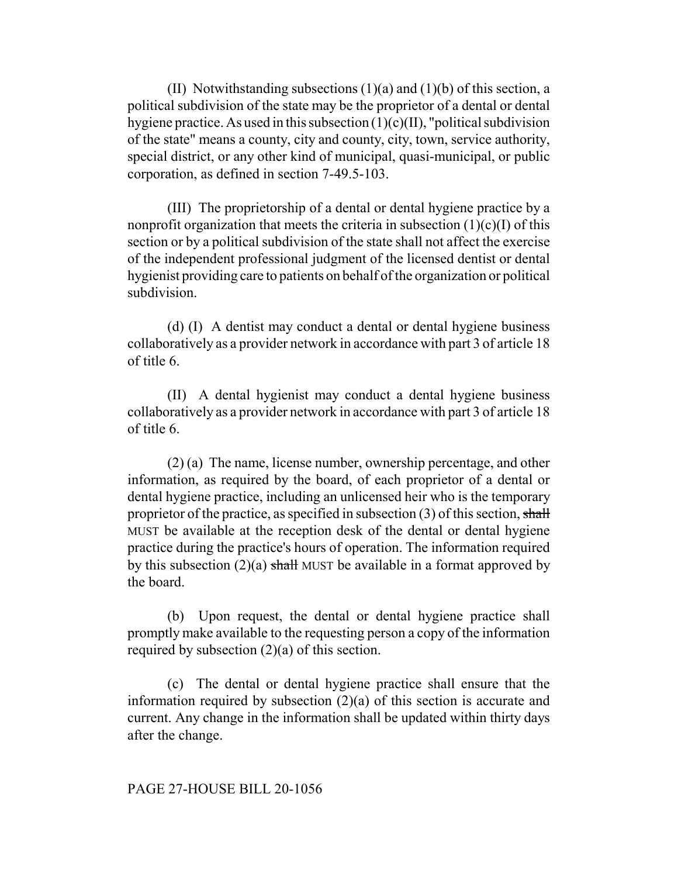(II) Notwithstanding subsections (1)(a) and (1)(b) of this section, a political subdivision of the state may be the proprietor of a dental or dental hygiene practice. As used in this subsection (1)(c)(II), "political subdivision of the state" means a county, city and county, city, town, service authority, special district, or any other kind of municipal, quasi-municipal, or public corporation, as defined in section 7-49.5-103.

(III) The proprietorship of a dental or dental hygiene practice by a nonprofit organization that meets the criteria in subsection (1)(c)(I) of this section or by a political subdivision of the state shall not affect the exercise of the independent professional judgment of the licensed dentist or dental hygienist providing care to patients on behalf of the organization or political subdivision.

(d) (I) A dentist may conduct a dental or dental hygiene business collaboratively as a provider network in accordance with part 3 of article 18 of title 6.

(II) A dental hygienist may conduct a dental hygiene business collaboratively as a provider network in accordance with part 3 of article 18 of title 6.

(2) (a) The name, license number, ownership percentage, and other information, as required by the board, of each proprietor of a dental or dental hygiene practice, including an unlicensed heir who is the temporary proprietor of the practice, as specified in subsection (3) of this section, ~~shall~~ MUST be available at the reception desk of the dental or dental hygiene practice during the practice's hours of operation. The information required by this subsection (2)(a) ~~shall~~ MUST be available in a format approved by the board.

(b) Upon request, the dental or dental hygiene practice shall promptly make available to the requesting person a copy of the information required by subsection (2)(a) of this section.

(c) The dental or dental hygiene practice shall ensure that the information required by subsection (2)(a) of this section is accurate and current. Any change in the information shall be updated within thirty days after the change.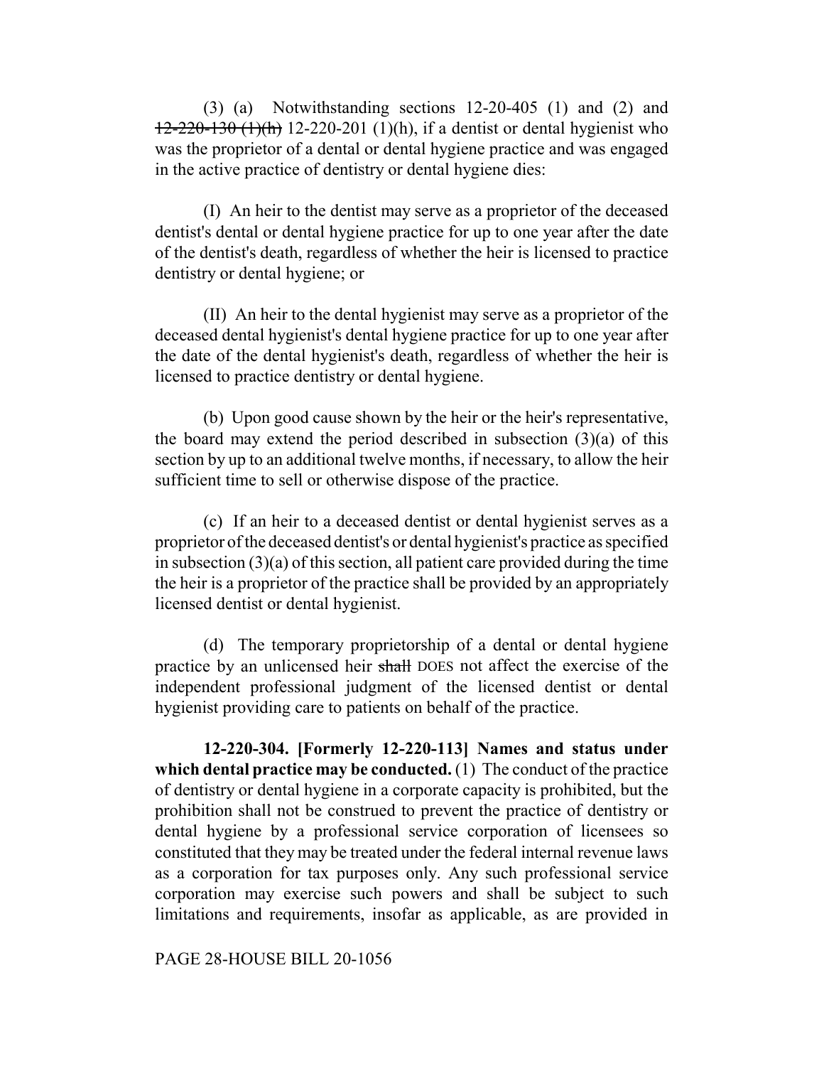(3) (a) Notwithstanding sections 12-20-405 (1) and (2) and ~~12-220-130 (1)(h)~~ 12-220-201 (1)(h), if a dentist or dental hygienist who was the proprietor of a dental or dental hygiene practice and was engaged in the active practice of dentistry or dental hygiene dies:

(I) An heir to the dentist may serve as a proprietor of the deceased dentist's dental or dental hygiene practice for up to one year after the date of the dentist's death, regardless of whether the heir is licensed to practice dentistry or dental hygiene; or

(II) An heir to the dental hygienist may serve as a proprietor of the deceased dental hygienist's dental hygiene practice for up to one year after the date of the dental hygienist's death, regardless of whether the heir is licensed to practice dentistry or dental hygiene.

(b) Upon good cause shown by the heir or the heir's representative, the board may extend the period described in subsection (3)(a) of this section by up to an additional twelve months, if necessary, to allow the heir sufficient time to sell or otherwise dispose of the practice.

(c) If an heir to a deceased dentist or dental hygienist serves as a proprietor of the deceased dentist's or dental hygienist's practice as specified in subsection (3)(a) of this section, all patient care provided during the time the heir is a proprietor of the practice shall be provided by an appropriately licensed dentist or dental hygienist.

(d) The temporary proprietorship of a dental or dental hygiene practice by an unlicensed heir ~~shall~~ DOES not affect the exercise of the independent professional judgment of the licensed dentist or dental hygienist providing care to patients on behalf of the practice.

**12-220-304. [Formerly 12-220-113] Names and status under which dental practice may be conducted.** (1) The conduct of the practice of dentistry or dental hygiene in a corporate capacity is prohibited, but the prohibition shall not be construed to prevent the practice of dentistry or dental hygiene by a professional service corporation of licensees so constituted that they may be treated under the federal internal revenue laws as a corporation for tax purposes only. Any such professional service corporation may exercise such powers and shall be subject to such limitations and requirements, insofar as applicable, as are provided in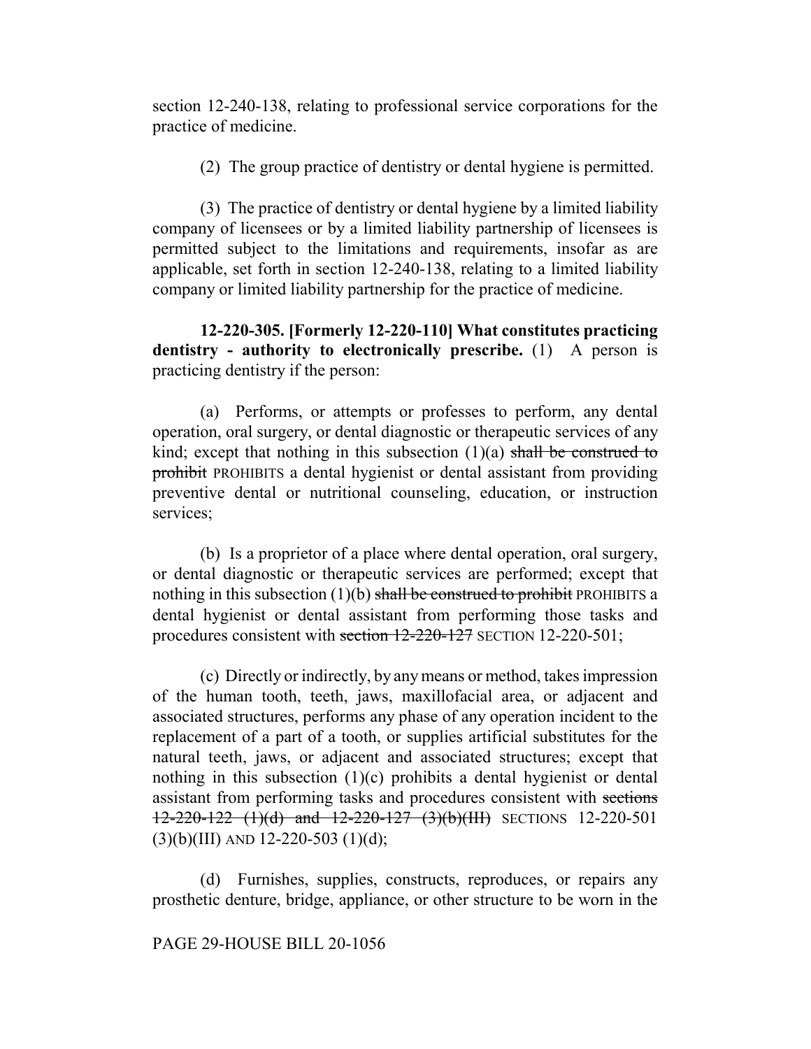section 12-240-138, relating to professional service corporations for the practice of medicine.

(2) The group practice of dentistry or dental hygiene is permitted.

(3) The practice of dentistry or dental hygiene by a limited liability company of licensees or by a limited liability partnership of licensees is permitted subject to the limitations and requirements, insofar as are applicable, set forth in section 12-240-138, relating to a limited liability company or limited liability partnership for the practice of medicine.

**12-220-305. [Formerly 12-220-110] What constitutes practicing dentistry - authority to electronically prescribe.** (1) A person is practicing dentistry if the person:

(a) Performs, or attempts or professes to perform, any dental operation, oral surgery, or dental diagnostic or therapeutic services of any kind; except that nothing in this subsection (1)(a) ~~shall be construed to prohibit~~ PROHIBITS a dental hygienist or dental assistant from providing preventive dental or nutritional counseling, education, or instruction services;

(b) Is a proprietor of a place where dental operation, oral surgery, or dental diagnostic or therapeutic services are performed; except that nothing in this subsection (1)(b) ~~shall be construed to prohibit~~ PROHIBITS a dental hygienist or dental assistant from performing those tasks and procedures consistent with ~~section 12-220-127~~ SECTION 12-220-501;

(c) Directly or indirectly, by any means or method, takes impression of the human tooth, teeth, jaws, maxillofacial area, or adjacent and associated structures, performs any phase of any operation incident to the replacement of a part of a tooth, or supplies artificial substitutes for the natural teeth, jaws, or adjacent and associated structures; except that nothing in this subsection (1)(c) prohibits a dental hygienist or dental assistant from performing tasks and procedures consistent with ~~sections 12-220-122 (1)(d) and 12-220-127 (3)(b)(III)~~ SECTIONS 12-220-501 (3)(b)(III) AND 12-220-503 (1)(d);

(d) Furnishes, supplies, constructs, reproduces, or repairs any prosthetic denture, bridge, appliance, or other structure to be worn in the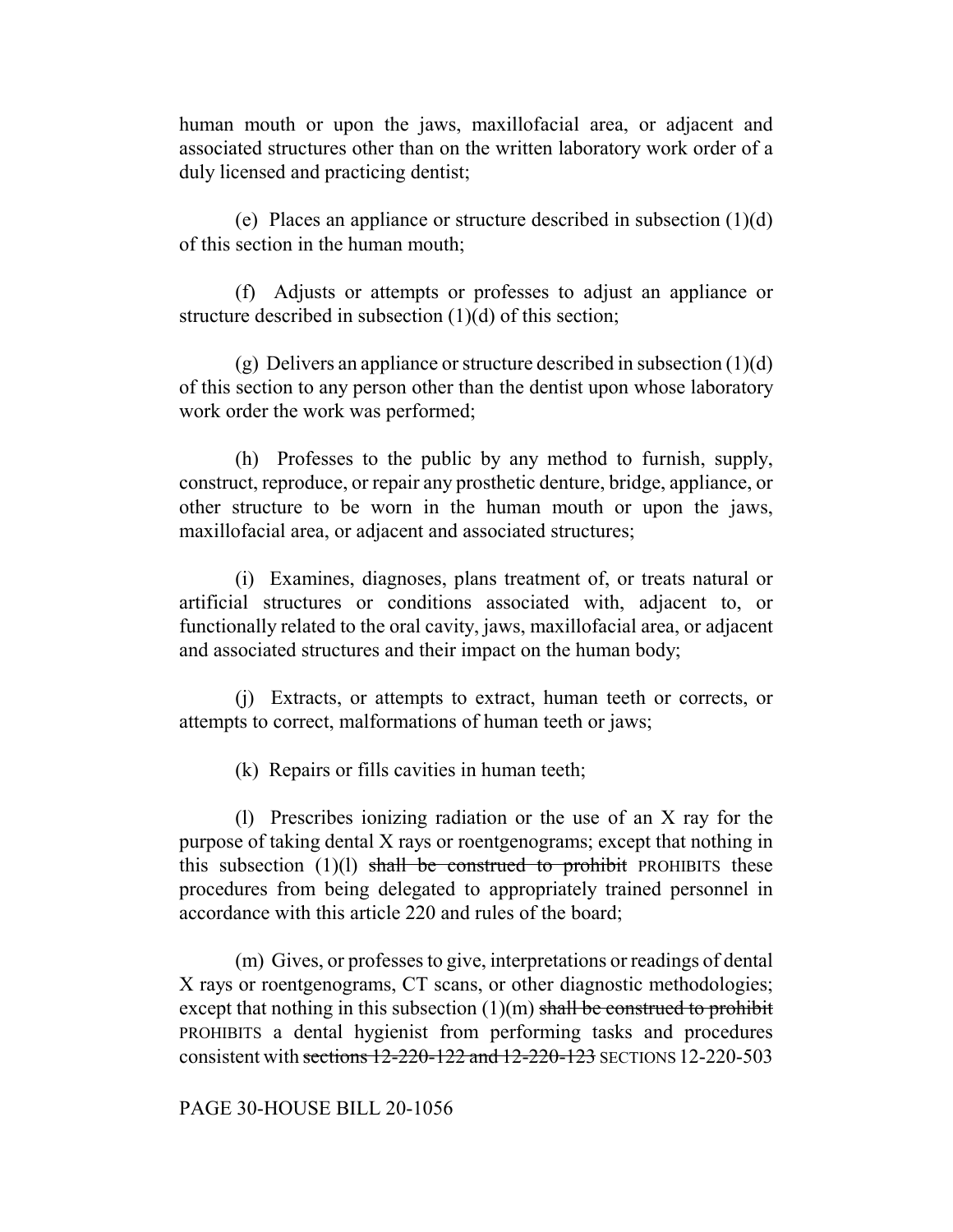human mouth or upon the jaws, maxillofacial area, or adjacent and associated structures other than on the written laboratory work order of a duly licensed and practicing dentist;

(e) Places an appliance or structure described in subsection (1)(d) of this section in the human mouth;

(f) Adjusts or attempts or professes to adjust an appliance or structure described in subsection (1)(d) of this section;

(g) Delivers an appliance or structure described in subsection (1)(d) of this section to any person other than the dentist upon whose laboratory work order the work was performed;

(h) Professes to the public by any method to furnish, supply, construct, reproduce, or repair any prosthetic denture, bridge, appliance, or other structure to be worn in the human mouth or upon the jaws, maxillofacial area, or adjacent and associated structures;

(i) Examines, diagnoses, plans treatment of, or treats natural or artificial structures or conditions associated with, adjacent to, or functionally related to the oral cavity, jaws, maxillofacial area, or adjacent and associated structures and their impact on the human body;

(j) Extracts, or attempts to extract, human teeth or corrects, or attempts to correct, malformations of human teeth or jaws;

(k) Repairs or fills cavities in human teeth;

(l) Prescribes ionizing radiation or the use of an X ray for the purpose of taking dental X rays or roentgenograms; except that nothing in this subsection (1)(l) ~~shall be construed to prohibit~~ PROHIBITS these procedures from being delegated to appropriately trained personnel in accordance with this article 220 and rules of the board;

(m) Gives, or professes to give, interpretations or readings of dental X rays or roentgenograms, CT scans, or other diagnostic methodologies; except that nothing in this subsection (1)(m) ~~shall be construed to prohibit~~ PROHIBITS a dental hygienist from performing tasks and procedures consistent with ~~sections 12-220-122 and 12-220-123~~ SECTIONS 12-220-503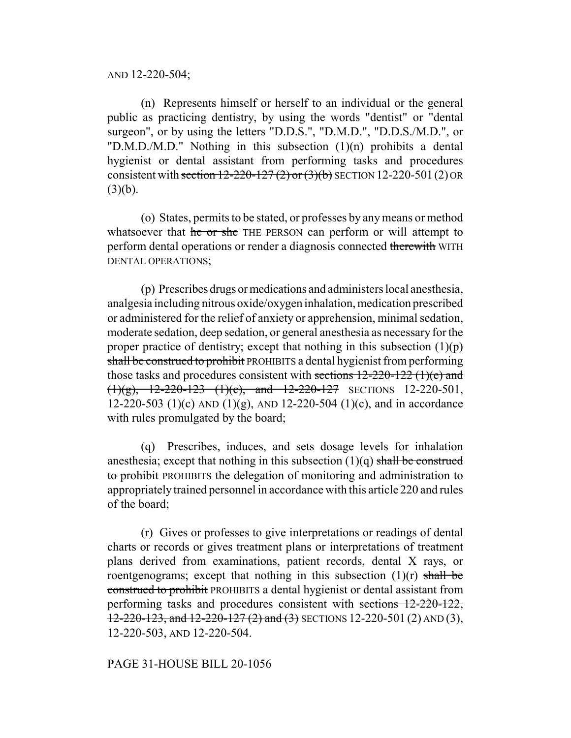AND 12-220-504;

(n) Represents himself or herself to an individual or the general public as practicing dentistry, by using the words "dentist" or "dental surgeon", or by using the letters "D.D.S.", "D.M.D.", "D.D.S./M.D.", or "D.M.D./M.D." Nothing in this subsection (1)(n) prohibits a dental hygienist or dental assistant from performing tasks and procedures consistent with ~~section 12-220-127 (2) or (3)(b)~~ SECTION 12-220-501 (2) OR (3)(b).

(o) States, permits to be stated, or professes by any means or method whatsoever that ~~he or she~~ THE PERSON can perform or will attempt to perform dental operations or render a diagnosis connected ~~therewith~~ WITH DENTAL OPERATIONS;

(p) Prescribes drugs or medications and administers local anesthesia, analgesia including nitrous oxide/oxygen inhalation, medication prescribed or administered for the relief of anxiety or apprehension, minimal sedation, moderate sedation, deep sedation, or general anesthesia as necessary for the proper practice of dentistry; except that nothing in this subsection (1)(p) ~~shall be construed to prohibit~~ PROHIBITS a dental hygienist from performing those tasks and procedures consistent with ~~sections 12-220-122 (1)(c) and (1)(g), 12-220-123 (1)(c), and 12-220-127~~ SECTIONS 12-220-501, 12-220-503 (1)(c) AND (1)(g), AND 12-220-504 (1)(c), and in accordance with rules promulgated by the board;

(q) Prescribes, induces, and sets dosage levels for inhalation anesthesia; except that nothing in this subsection (1)(q) ~~shall be construed to prohibit~~ PROHIBITS the delegation of monitoring and administration to appropriately trained personnel in accordance with this article 220 and rules of the board;

(r) Gives or professes to give interpretations or readings of dental charts or records or gives treatment plans or interpretations of treatment plans derived from examinations, patient records, dental X rays, or roentgenograms; except that nothing in this subsection (1)(r) ~~shall be construed to prohibit~~ PROHIBITS a dental hygienist or dental assistant from performing tasks and procedures consistent with ~~sections 12-220-122, 12-220-123, and 12-220-127 (2) and (3)~~ SECTIONS 12-220-501 (2) AND (3), 12-220-503, AND 12-220-504.

PAGE 31-HOUSE BILL 20-1056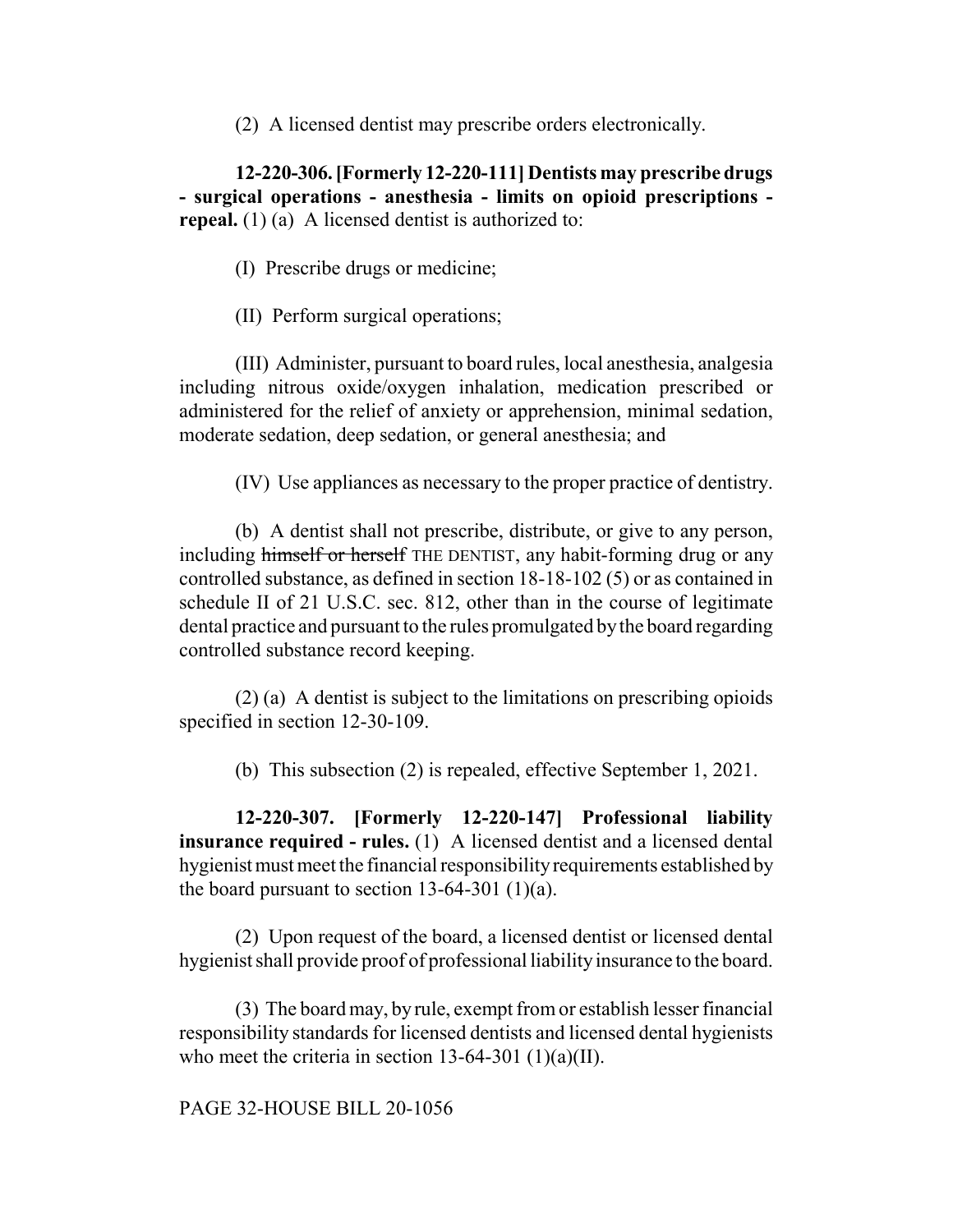(2) A licensed dentist may prescribe orders electronically.

**12-220-306. [Formerly 12-220-111] Dentists may prescribe drugs - surgical operations - anesthesia - limits on opioid prescriptions - repeal.** (1) (a) A licensed dentist is authorized to:

(I) Prescribe drugs or medicine;

(II) Perform surgical operations;

(III) Administer, pursuant to board rules, local anesthesia, analgesia including nitrous oxide/oxygen inhalation, medication prescribed or administered for the relief of anxiety or apprehension, minimal sedation, moderate sedation, deep sedation, or general anesthesia; and

(IV) Use appliances as necessary to the proper practice of dentistry.

(b) A dentist shall not prescribe, distribute, or give to any person, including ~~himself or herself~~ THE DENTIST, any habit-forming drug or any controlled substance, as defined in section 18-18-102 (5) or as contained in schedule II of 21 U.S.C. sec. 812, other than in the course of legitimate dental practice and pursuant to the rules promulgated by the board regarding controlled substance record keeping.

(2) (a) A dentist is subject to the limitations on prescribing opioids specified in section 12-30-109.

(b) This subsection (2) is repealed, effective September 1, 2021.

**12-220-307. [Formerly 12-220-147] Professional liability insurance required - rules.** (1) A licensed dentist and a licensed dental hygienist must meet the financial responsibility requirements established by the board pursuant to section 13-64-301 (1)(a).

(2) Upon request of the board, a licensed dentist or licensed dental hygienist shall provide proof of professional liability insurance to the board.

(3) The board may, by rule, exempt from or establish lesser financial responsibility standards for licensed dentists and licensed dental hygienists who meet the criteria in section 13-64-301 (1)(a)(II).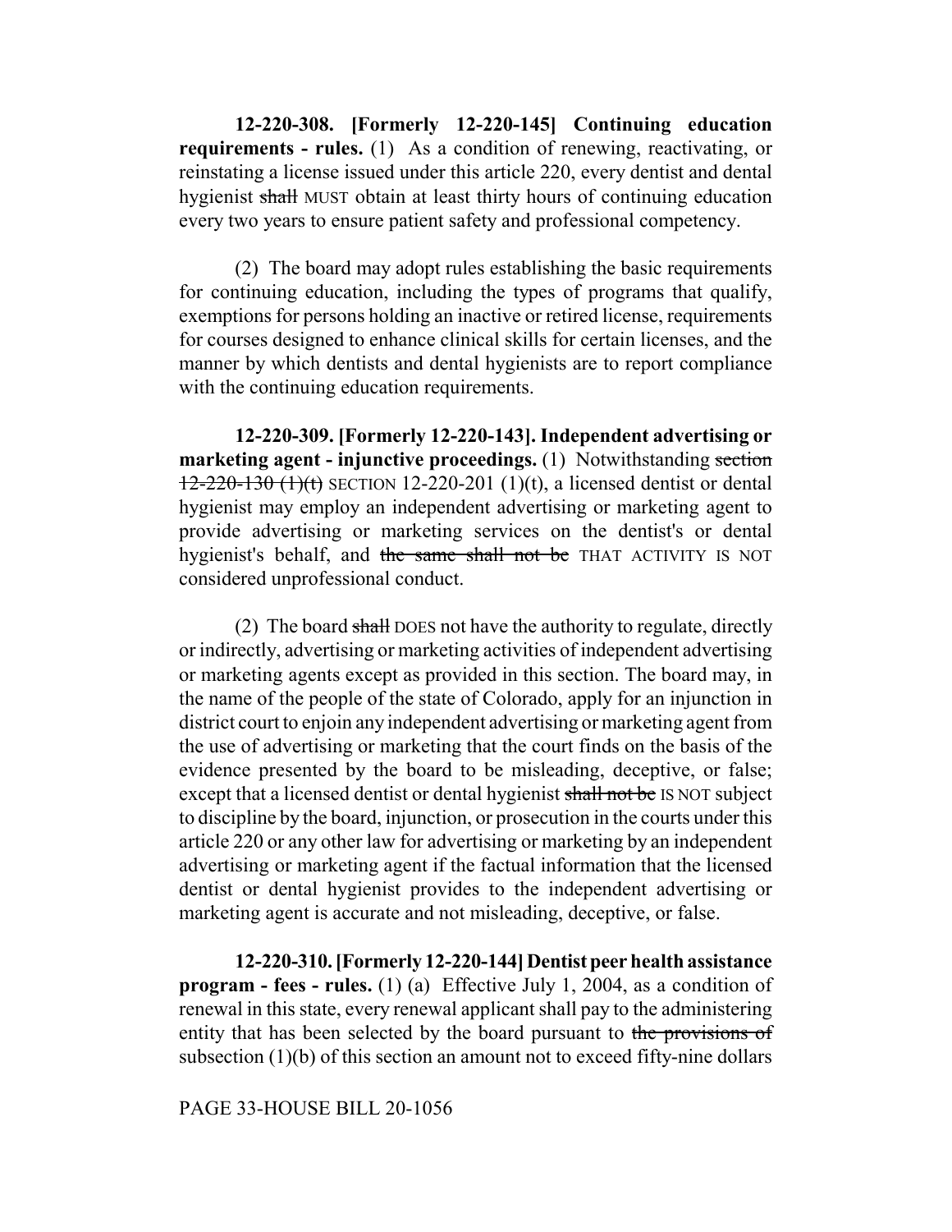**12-220-308. [Formerly 12-220-145] Continuing education requirements - rules.** (1) As a condition of renewing, reactivating, or reinstating a license issued under this article 220, every dentist and dental hygienist ~~shall~~ MUST obtain at least thirty hours of continuing education every two years to ensure patient safety and professional competency.

(2) The board may adopt rules establishing the basic requirements for continuing education, including the types of programs that qualify, exemptions for persons holding an inactive or retired license, requirements for courses designed to enhance clinical skills for certain licenses, and the manner by which dentists and dental hygienists are to report compliance with the continuing education requirements.

**12-220-309. [Formerly 12-220-143]. Independent advertising or marketing agent - injunctive proceedings.** (1) Notwithstanding ~~section 12-220-130 (1)(t)~~ SECTION 12-220-201 (1)(t), a licensed dentist or dental hygienist may employ an independent advertising or marketing agent to provide advertising or marketing services on the dentist's or dental hygienist's behalf, and ~~the same shall not be~~ THAT ACTIVITY IS NOT considered unprofessional conduct.

(2) The board ~~shall~~ DOES not have the authority to regulate, directly or indirectly, advertising or marketing activities of independent advertising or marketing agents except as provided in this section. The board may, in the name of the people of the state of Colorado, apply for an injunction in district court to enjoin any independent advertising or marketing agent from the use of advertising or marketing that the court finds on the basis of the evidence presented by the board to be misleading, deceptive, or false; except that a licensed dentist or dental hygienist ~~shall not be~~ IS NOT subject to discipline by the board, injunction, or prosecution in the courts under this article 220 or any other law for advertising or marketing by an independent advertising or marketing agent if the factual information that the licensed dentist or dental hygienist provides to the independent advertising or marketing agent is accurate and not misleading, deceptive, or false.

**12-220-310. [Formerly 12-220-144] Dentist peer health assistance program - fees - rules.** (1) (a) Effective July 1, 2004, as a condition of renewal in this state, every renewal applicant shall pay to the administering entity that has been selected by the board pursuant to ~~the provisions of~~ subsection (1)(b) of this section an amount not to exceed fifty-nine dollars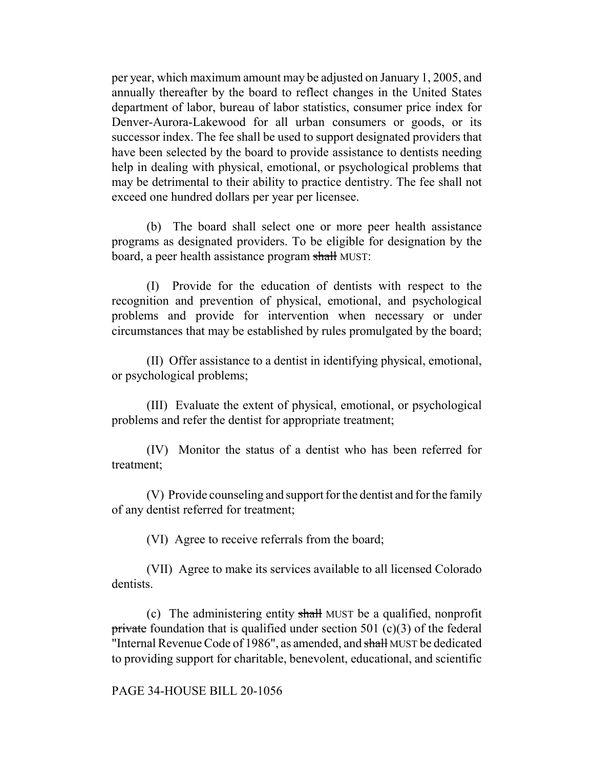per year, which maximum amount may be adjusted on January 1, 2005, and annually thereafter by the board to reflect changes in the United States department of labor, bureau of labor statistics, consumer price index for Denver-Aurora-Lakewood for all urban consumers or goods, or its successor index. The fee shall be used to support designated providers that have been selected by the board to provide assistance to dentists needing help in dealing with physical, emotional, or psychological problems that may be detrimental to their ability to practice dentistry. The fee shall not exceed one hundred dollars per year per licensee.

(b) The board shall select one or more peer health assistance programs as designated providers. To be eligible for designation by the board, a peer health assistance program ~~shall~~ MUST:

(I) Provide for the education of dentists with respect to the recognition and prevention of physical, emotional, and psychological problems and provide for intervention when necessary or under circumstances that may be established by rules promulgated by the board;

(II) Offer assistance to a dentist in identifying physical, emotional, or psychological problems;

(III) Evaluate the extent of physical, emotional, or psychological problems and refer the dentist for appropriate treatment;

(IV) Monitor the status of a dentist who has been referred for treatment;

(V) Provide counseling and support for the dentist and for the family of any dentist referred for treatment;

(VI) Agree to receive referrals from the board;

(VII) Agree to make its services available to all licensed Colorado dentists.

(c) The administering entity ~~shall~~ MUST be a qualified, nonprofit ~~private~~ foundation that is qualified under section 501 (c)(3) of the federal "Internal Revenue Code of 1986", as amended, and ~~shall~~ MUST be dedicated to providing support for charitable, benevolent, educational, and scientific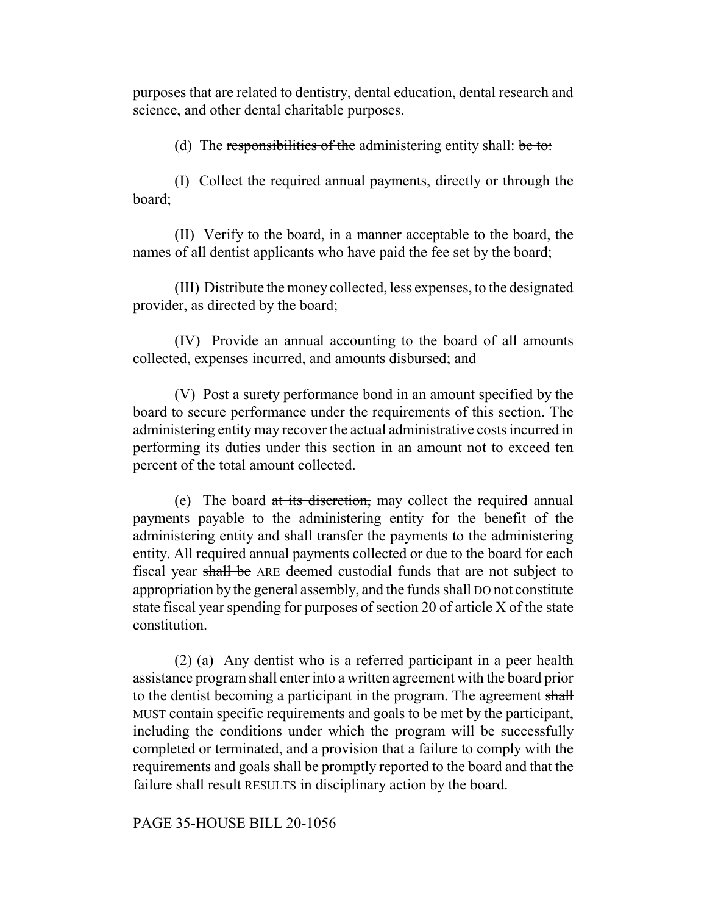purposes that are related to dentistry, dental education, dental research and science, and other dental charitable purposes.

(d) The ~~responsibilities of the~~ administering entity shall: ~~be to:~~

(I) Collect the required annual payments, directly or through the board;

(II) Verify to the board, in a manner acceptable to the board, the names of all dentist applicants who have paid the fee set by the board;

(III) Distribute the money collected, less expenses, to the designated provider, as directed by the board;

(IV) Provide an annual accounting to the board of all amounts collected, expenses incurred, and amounts disbursed; and

(V) Post a surety performance bond in an amount specified by the board to secure performance under the requirements of this section. The administering entity may recover the actual administrative costs incurred in performing its duties under this section in an amount not to exceed ten percent of the total amount collected.

(e) The board ~~at its discretion,~~ may collect the required annual payments payable to the administering entity for the benefit of the administering entity and shall transfer the payments to the administering entity. All required annual payments collected or due to the board for each fiscal year ~~shall be~~ ARE deemed custodial funds that are not subject to appropriation by the general assembly, and the funds ~~shall~~ DO not constitute state fiscal year spending for purposes of section 20 of article X of the state constitution.

(2) (a) Any dentist who is a referred participant in a peer health assistance program shall enter into a written agreement with the board prior to the dentist becoming a participant in the program. The agreement ~~shall~~ MUST contain specific requirements and goals to be met by the participant, including the conditions under which the program will be successfully completed or terminated, and a provision that a failure to comply with the requirements and goals shall be promptly reported to the board and that the failure ~~shall result~~ RESULTS in disciplinary action by the board.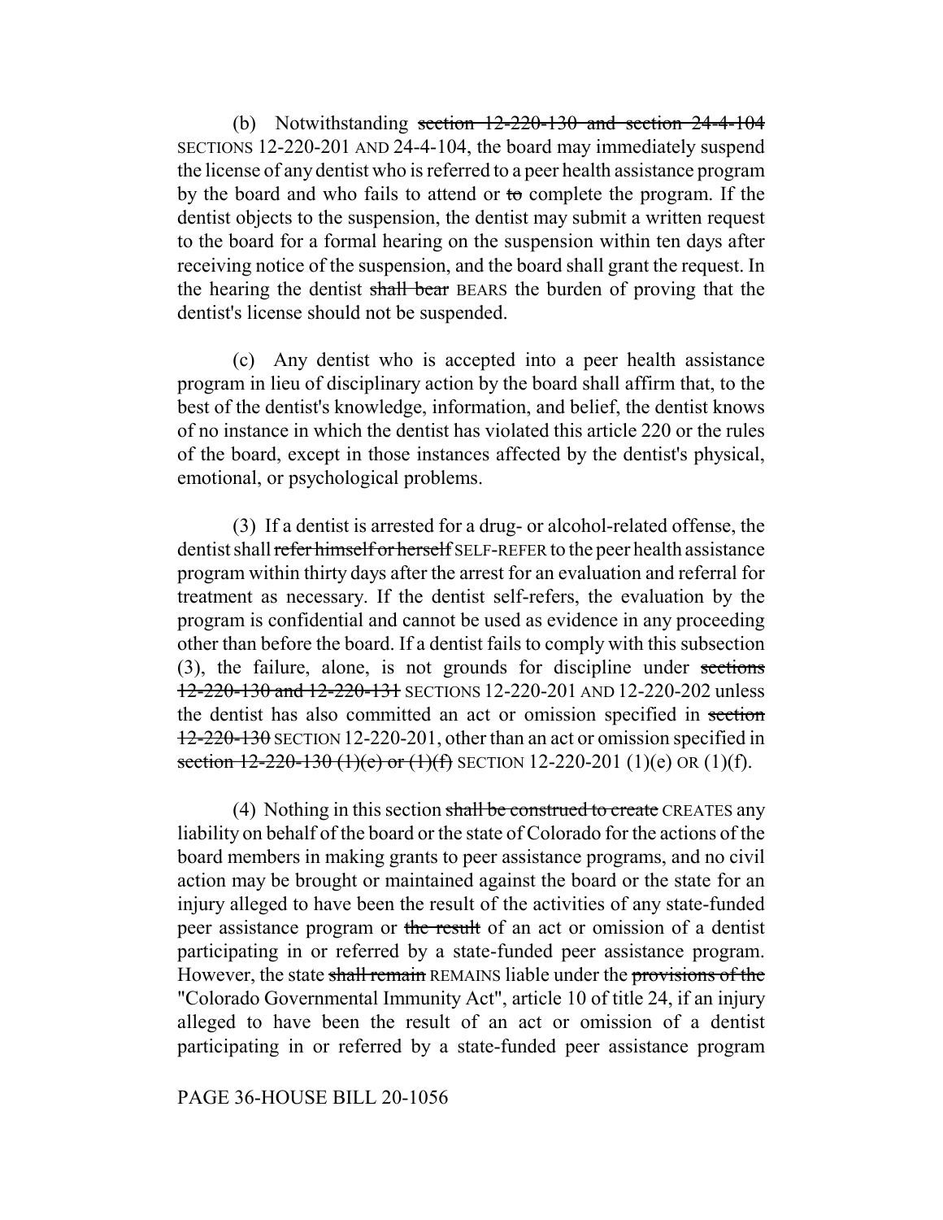(b) Notwithstanding ~~section 12-220-130 and section 24-4-104~~ SECTIONS 12-220-201 AND 24-4-104, the board may immediately suspend the license of any dentist who is referred to a peer health assistance program by the board and who fails to attend or ~~to~~ complete the program. If the dentist objects to the suspension, the dentist may submit a written request to the board for a formal hearing on the suspension within ten days after receiving notice of the suspension, and the board shall grant the request. In the hearing the dentist ~~shall bear~~ BEARS the burden of proving that the dentist's license should not be suspended.

(c) Any dentist who is accepted into a peer health assistance program in lieu of disciplinary action by the board shall affirm that, to the best of the dentist's knowledge, information, and belief, the dentist knows of no instance in which the dentist has violated this article 220 or the rules of the board, except in those instances affected by the dentist's physical, emotional, or psychological problems.

(3) If a dentist is arrested for a drug- or alcohol-related offense, the dentist shall ~~refer himself or herself~~ SELF-REFER to the peer health assistance program within thirty days after the arrest for an evaluation and referral for treatment as necessary. If the dentist self-refers, the evaluation by the program is confidential and cannot be used as evidence in any proceeding other than before the board. If a dentist fails to comply with this subsection (3), the failure, alone, is not grounds for discipline under ~~sections 12-220-130 and 12-220-131~~ SECTIONS 12-220-201 AND 12-220-202 unless the dentist has also committed an act or omission specified in ~~section 12-220-130~~ SECTION 12-220-201, other than an act or omission specified in ~~section 12-220-130 (1)(e) or (1)(f)~~ SECTION 12-220-201 (1)(e) OR (1)(f).

(4) Nothing in this section ~~shall be construed to create~~ CREATES any liability on behalf of the board or the state of Colorado for the actions of the board members in making grants to peer assistance programs, and no civil action may be brought or maintained against the board or the state for an injury alleged to have been the result of the activities of any state-funded peer assistance program or ~~the result~~ of an act or omission of a dentist participating in or referred by a state-funded peer assistance program. However, the state ~~shall remain~~ REMAINS liable under the ~~provisions of the~~ "Colorado Governmental Immunity Act", article 10 of title 24, if an injury alleged to have been the result of an act or omission of a dentist participating in or referred by a state-funded peer assistance program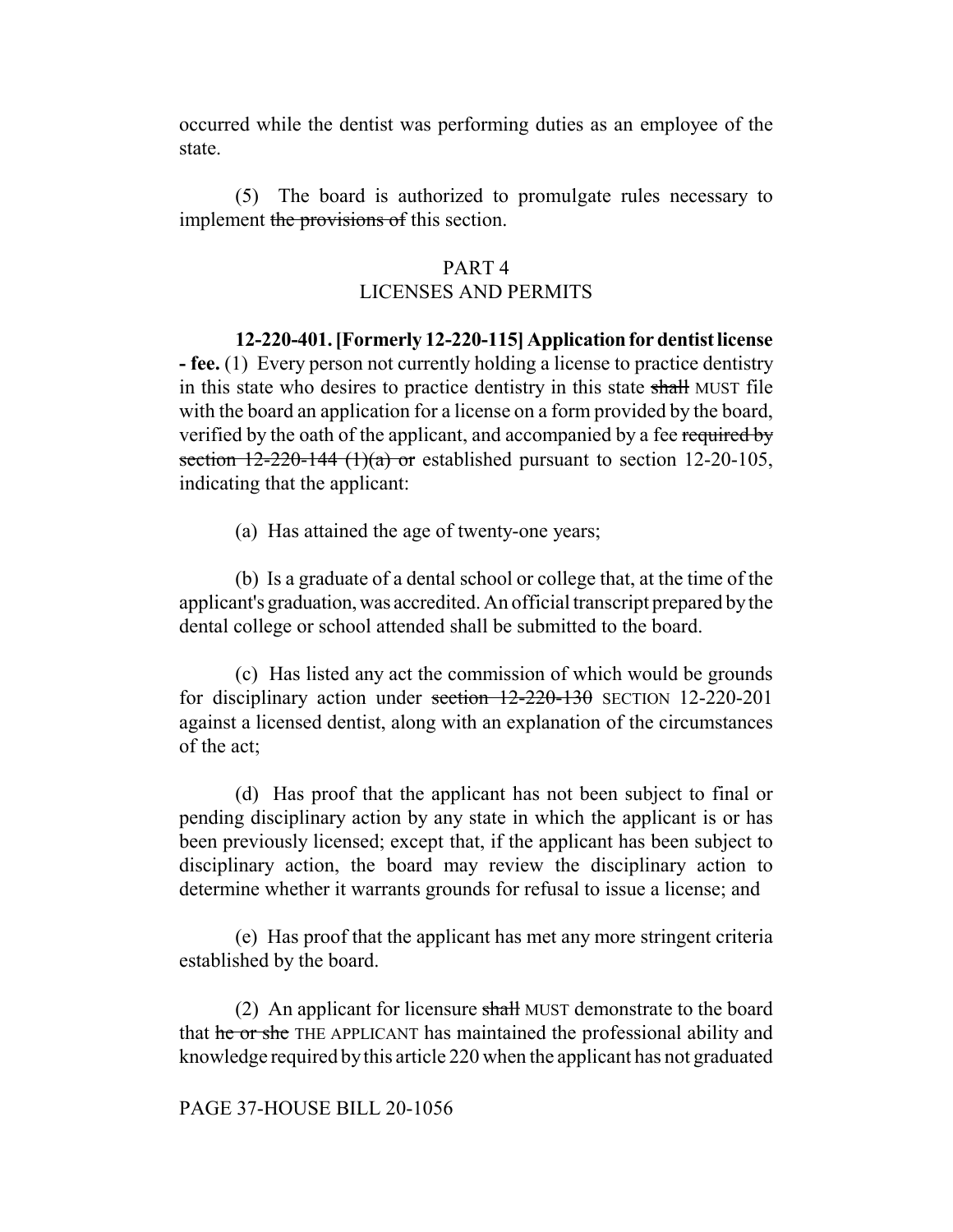occurred while the dentist was performing duties as an employee of the state.

(5) The board is authorized to promulgate rules necessary to implement ~~the provisions of~~ this section.

## PART 4
## LICENSES AND PERMITS

**12-220-401. [Formerly 12-220-115] Application for dentist license - fee.** (1) Every person not currently holding a license to practice dentistry in this state who desires to practice dentistry in this state ~~shall~~ MUST file with the board an application for a license on a form provided by the board, verified by the oath of the applicant, and accompanied by a fee ~~required by section 12-220-144 (1)(a) or~~ established pursuant to section 12-20-105, indicating that the applicant:

(a) Has attained the age of twenty-one years;

(b) Is a graduate of a dental school or college that, at the time of the applicant's graduation, was accredited. An official transcript prepared by the dental college or school attended shall be submitted to the board.

(c) Has listed any act the commission of which would be grounds for disciplinary action under ~~section 12-220-130~~ SECTION 12-220-201 against a licensed dentist, along with an explanation of the circumstances of the act;

(d) Has proof that the applicant has not been subject to final or pending disciplinary action by any state in which the applicant is or has been previously licensed; except that, if the applicant has been subject to disciplinary action, the board may review the disciplinary action to determine whether it warrants grounds for refusal to issue a license; and

(e) Has proof that the applicant has met any more stringent criteria established by the board.

(2) An applicant for licensure ~~shall~~ MUST demonstrate to the board that ~~he or she~~ THE APPLICANT has maintained the professional ability and knowledge required by this article 220 when the applicant has not graduated

PAGE 37-HOUSE BILL 20-1056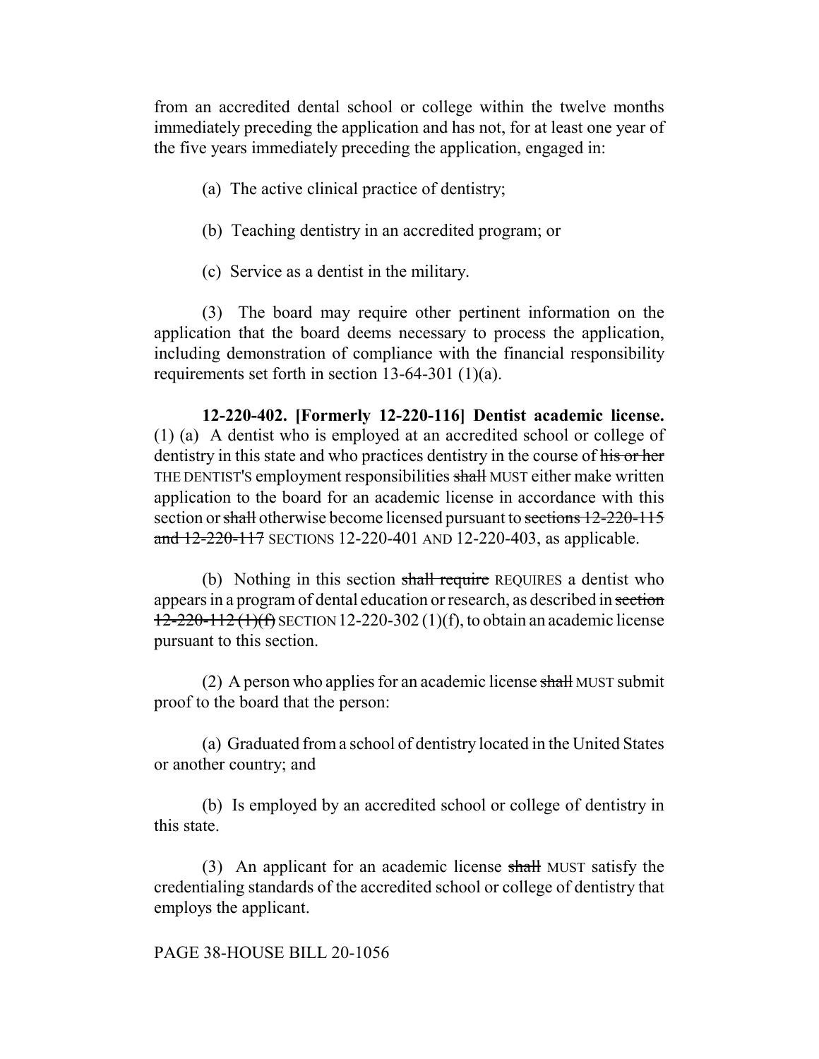from an accredited dental school or college within the twelve months immediately preceding the application and has not, for at least one year of the five years immediately preceding the application, engaged in:

(a) The active clinical practice of dentistry;

(b) Teaching dentistry in an accredited program; or

(c) Service as a dentist in the military.

(3) The board may require other pertinent information on the application that the board deems necessary to process the application, including demonstration of compliance with the financial responsibility requirements set forth in section 13-64-301 (1)(a).

**12-220-402. [Formerly 12-220-116] Dentist academic license.** (1) (a) A dentist who is employed at an accredited school or college of dentistry in this state and who practices dentistry in the course of ~~his or her~~ THE DENTIST'S employment responsibilities ~~shall~~ MUST either make written application to the board for an academic license in accordance with this section or ~~shall~~ otherwise become licensed pursuant to ~~sections 12-220-115 and 12-220-117~~ SECTIONS 12-220-401 AND 12-220-403, as applicable.

(b) Nothing in this section ~~shall require~~ REQUIRES a dentist who appears in a program of dental education or research, as described in ~~section 12-220-112 (1)(f)~~ SECTION 12-220-302 (1)(f), to obtain an academic license pursuant to this section.

(2) A person who applies for an academic license ~~shall~~ MUST submit proof to the board that the person:

(a) Graduated from a school of dentistry located in the United States or another country; and

(b) Is employed by an accredited school or college of dentistry in this state.

(3) An applicant for an academic license ~~shall~~ MUST satisfy the credentialing standards of the accredited school or college of dentistry that employs the applicant.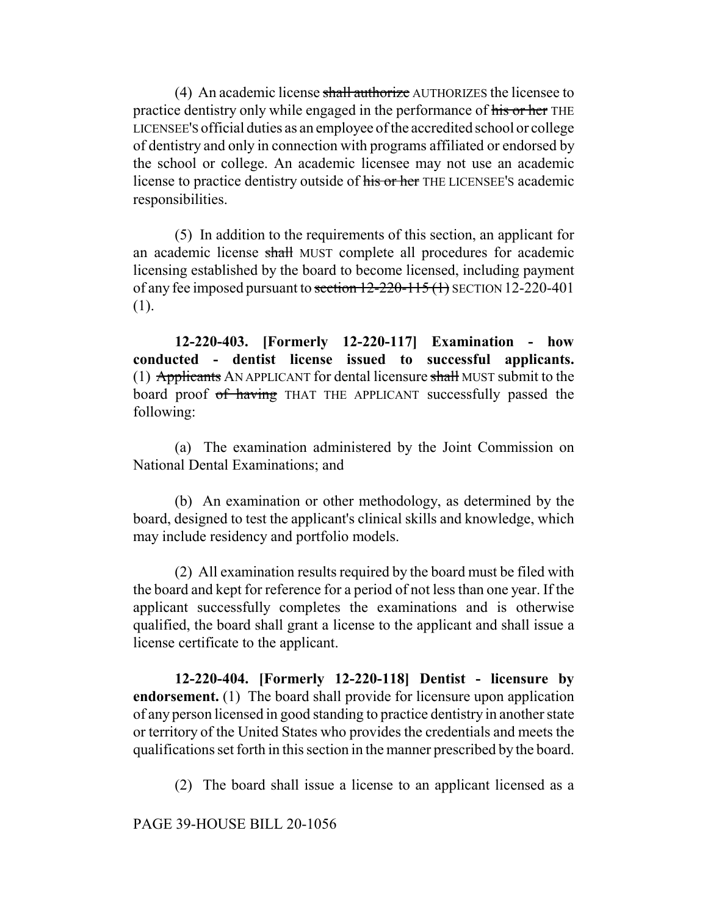(4) An academic license ~~shall authorize~~ AUTHORIZES the licensee to practice dentistry only while engaged in the performance of ~~his or her~~ THE LICENSEE'S official duties as an employee of the accredited school or college of dentistry and only in connection with programs affiliated or endorsed by the school or college. An academic licensee may not use an academic license to practice dentistry outside of ~~his or her~~ THE LICENSEE'S academic responsibilities.

(5) In addition to the requirements of this section, an applicant for an academic license ~~shall~~ MUST complete all procedures for academic licensing established by the board to become licensed, including payment of any fee imposed pursuant to ~~section 12-220-115 (1)~~ SECTION 12-220-401 (1).

**12-220-403. [Formerly 12-220-117] Examination - how conducted - dentist license issued to successful applicants.** (1) ~~Applicants~~ AN APPLICANT for dental licensure ~~shall~~ MUST submit to the board proof ~~of having~~ THAT THE APPLICANT successfully passed the following:

(a) The examination administered by the Joint Commission on National Dental Examinations; and

(b) An examination or other methodology, as determined by the board, designed to test the applicant's clinical skills and knowledge, which may include residency and portfolio models.

(2) All examination results required by the board must be filed with the board and kept for reference for a period of not less than one year. If the applicant successfully completes the examinations and is otherwise qualified, the board shall grant a license to the applicant and shall issue a license certificate to the applicant.

**12-220-404. [Formerly 12-220-118] Dentist - licensure by endorsement.** (1) The board shall provide for licensure upon application of any person licensed in good standing to practice dentistry in another state or territory of the United States who provides the credentials and meets the qualifications set forth in this section in the manner prescribed by the board.

(2) The board shall issue a license to an applicant licensed as a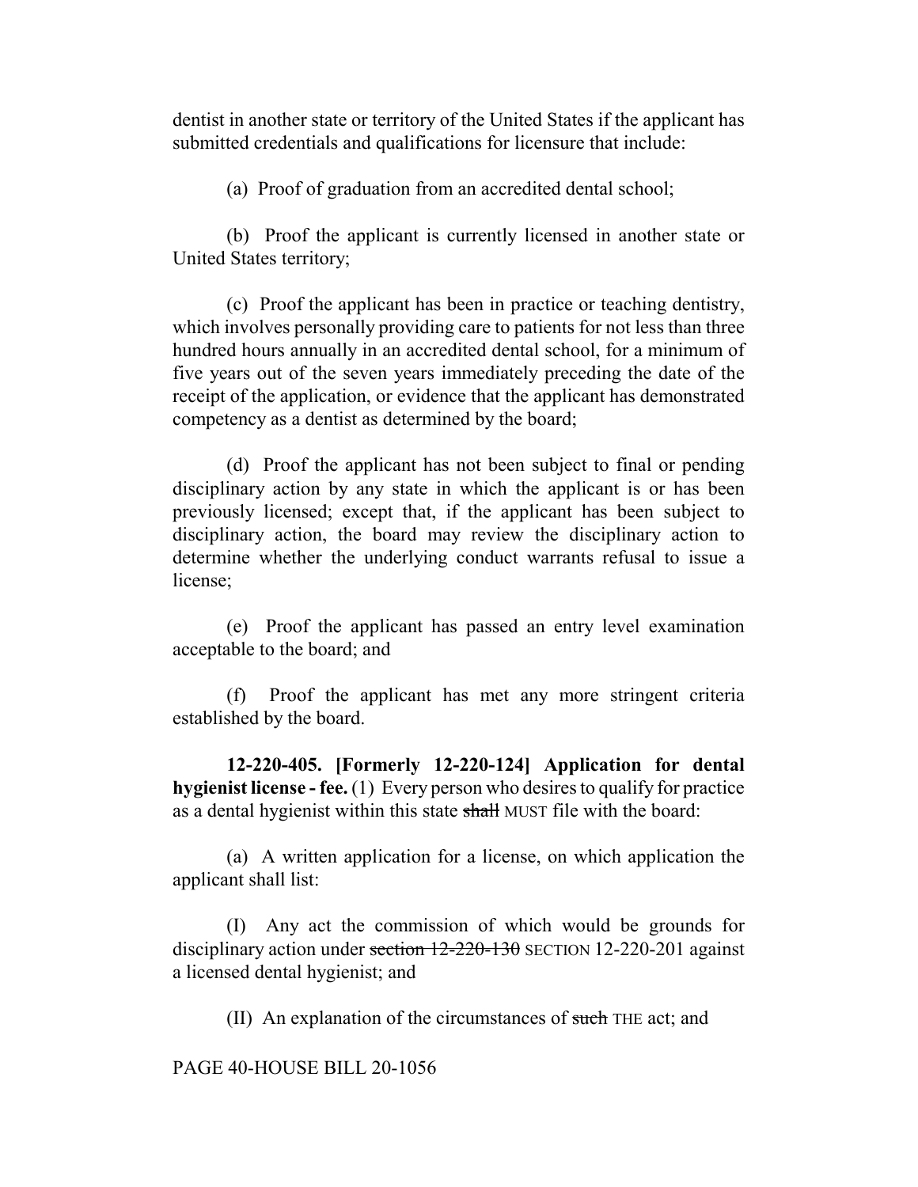dentist in another state or territory of the United States if the applicant has submitted credentials and qualifications for licensure that include:

(a) Proof of graduation from an accredited dental school;

(b) Proof the applicant is currently licensed in another state or United States territory;

(c) Proof the applicant has been in practice or teaching dentistry, which involves personally providing care to patients for not less than three hundred hours annually in an accredited dental school, for a minimum of five years out of the seven years immediately preceding the date of the receipt of the application, or evidence that the applicant has demonstrated competency as a dentist as determined by the board;

(d) Proof the applicant has not been subject to final or pending disciplinary action by any state in which the applicant is or has been previously licensed; except that, if the applicant has been subject to disciplinary action, the board may review the disciplinary action to determine whether the underlying conduct warrants refusal to issue a license;

(e) Proof the applicant has passed an entry level examination acceptable to the board; and

(f) Proof the applicant has met any more stringent criteria established by the board.

**12-220-405. [Formerly 12-220-124] Application for dental hygienist license - fee.** (1) Every person who desires to qualify for practice as a dental hygienist within this state ~~shall~~ MUST file with the board:

(a) A written application for a license, on which application the applicant shall list:

(I) Any act the commission of which would be grounds for disciplinary action under ~~section 12-220-130~~ SECTION 12-220-201 against a licensed dental hygienist; and

(II) An explanation of the circumstances of ~~such~~ THE act; and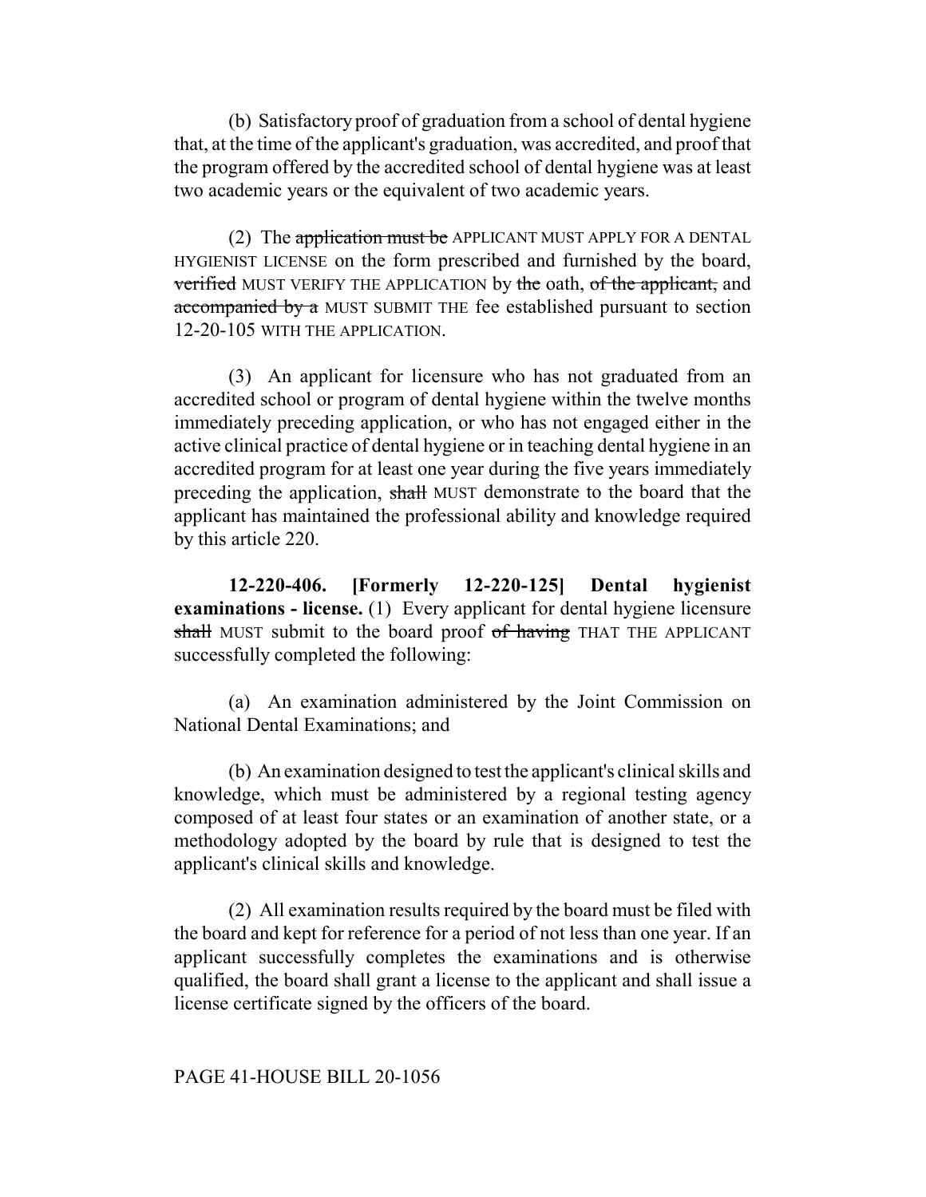(b) Satisfactory proof of graduation from a school of dental hygiene that, at the time of the applicant's graduation, was accredited, and proof that the program offered by the accredited school of dental hygiene was at least two academic years or the equivalent of two academic years.

(2) The ~~application must be~~ APPLICANT MUST APPLY FOR A DENTAL HYGIENIST LICENSE on the form prescribed and furnished by the board, ~~verified~~ MUST VERIFY THE APPLICATION by ~~the~~ oath, ~~of the applicant,~~ and ~~accompanied by a~~ MUST SUBMIT THE fee established pursuant to section 12-20-105 WITH THE APPLICATION.

(3) An applicant for licensure who has not graduated from an accredited school or program of dental hygiene within the twelve months immediately preceding application, or who has not engaged either in the active clinical practice of dental hygiene or in teaching dental hygiene in an accredited program for at least one year during the five years immediately preceding the application, ~~shall~~ MUST demonstrate to the board that the applicant has maintained the professional ability and knowledge required by this article 220.

**12-220-406. [Formerly 12-220-125] Dental hygienist examinations - license.** (1) Every applicant for dental hygiene licensure ~~shall~~ MUST submit to the board proof ~~of having~~ THAT THE APPLICANT successfully completed the following:

(a) An examination administered by the Joint Commission on National Dental Examinations; and

(b) An examination designed to test the applicant's clinical skills and knowledge, which must be administered by a regional testing agency composed of at least four states or an examination of another state, or a methodology adopted by the board by rule that is designed to test the applicant's clinical skills and knowledge.

(2) All examination results required by the board must be filed with the board and kept for reference for a period of not less than one year. If an applicant successfully completes the examinations and is otherwise qualified, the board shall grant a license to the applicant and shall issue a license certificate signed by the officers of the board.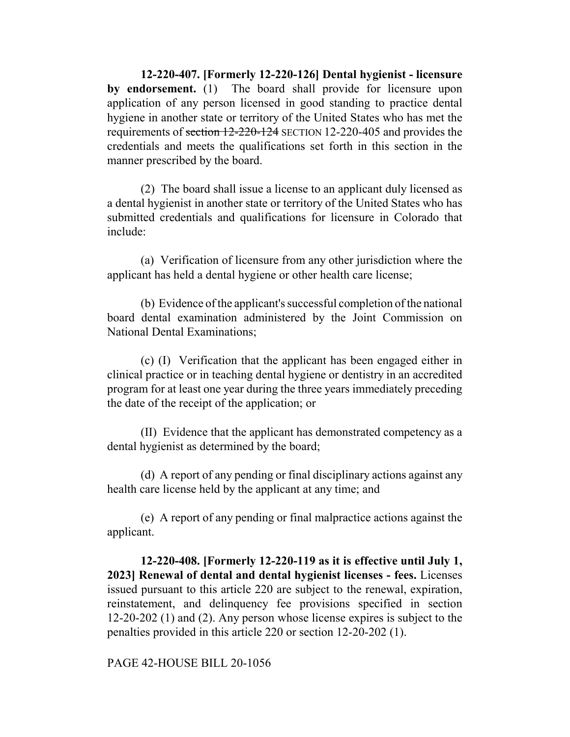**12-220-407. [Formerly 12-220-126] Dental hygienist - licensure by endorsement.** (1) The board shall provide for licensure upon application of any person licensed in good standing to practice dental hygiene in another state or territory of the United States who has met the requirements of ~~section 12-220-124~~ SECTION 12-220-405 and provides the credentials and meets the qualifications set forth in this section in the manner prescribed by the board.

(2) The board shall issue a license to an applicant duly licensed as a dental hygienist in another state or territory of the United States who has submitted credentials and qualifications for licensure in Colorado that include:

(a) Verification of licensure from any other jurisdiction where the applicant has held a dental hygiene or other health care license;

(b) Evidence of the applicant's successful completion of the national board dental examination administered by the Joint Commission on National Dental Examinations;

(c) (I) Verification that the applicant has been engaged either in clinical practice or in teaching dental hygiene or dentistry in an accredited program for at least one year during the three years immediately preceding the date of the receipt of the application; or

(II) Evidence that the applicant has demonstrated competency as a dental hygienist as determined by the board;

(d) A report of any pending or final disciplinary actions against any health care license held by the applicant at any time; and

(e) A report of any pending or final malpractice actions against the applicant.

**12-220-408. [Formerly 12-220-119 as it is effective until July 1, 2023] Renewal of dental and dental hygienist licenses - fees.** Licenses issued pursuant to this article 220 are subject to the renewal, expiration, reinstatement, and delinquency fee provisions specified in section 12-20-202 (1) and (2). Any person whose license expires is subject to the penalties provided in this article 220 or section 12-20-202 (1).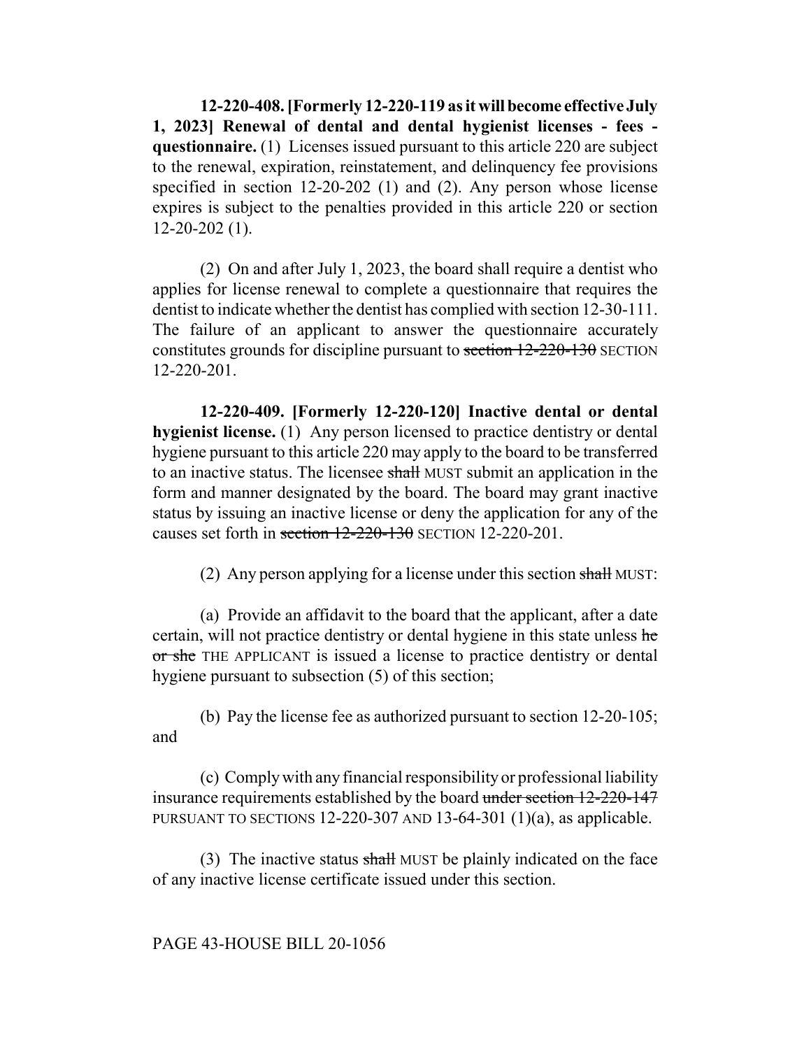**12-220-408. [Formerly 12-220-119 as it will become effective July 1, 2023] Renewal of dental and dental hygienist licenses - fees - questionnaire.** (1) Licenses issued pursuant to this article 220 are subject to the renewal, expiration, reinstatement, and delinquency fee provisions specified in section 12-20-202 (1) and (2). Any person whose license expires is subject to the penalties provided in this article 220 or section 12-20-202 (1).

(2) On and after July 1, 2023, the board shall require a dentist who applies for license renewal to complete a questionnaire that requires the dentist to indicate whether the dentist has complied with section 12-30-111. The failure of an applicant to answer the questionnaire accurately constitutes grounds for discipline pursuant to ~~section 12-220-130~~ SECTION 12-220-201.

**12-220-409. [Formerly 12-220-120] Inactive dental or dental hygienist license.** (1) Any person licensed to practice dentistry or dental hygiene pursuant to this article 220 may apply to the board to be transferred to an inactive status. The licensee ~~shall~~ MUST submit an application in the form and manner designated by the board. The board may grant inactive status by issuing an inactive license or deny the application for any of the causes set forth in ~~section 12-220-130~~ SECTION 12-220-201.

(2) Any person applying for a license under this section ~~shall~~ MUST:

(a) Provide an affidavit to the board that the applicant, after a date certain, will not practice dentistry or dental hygiene in this state unless ~~he or she~~ THE APPLICANT is issued a license to practice dentistry or dental hygiene pursuant to subsection (5) of this section;

(b) Pay the license fee as authorized pursuant to section 12-20-105; and

(c) Comply with any financial responsibility or professional liability insurance requirements established by the board ~~under section 12-220-147~~ PURSUANT TO SECTIONS 12-220-307 AND 13-64-301 (1)(a), as applicable.

(3) The inactive status ~~shall~~ MUST be plainly indicated on the face of any inactive license certificate issued under this section.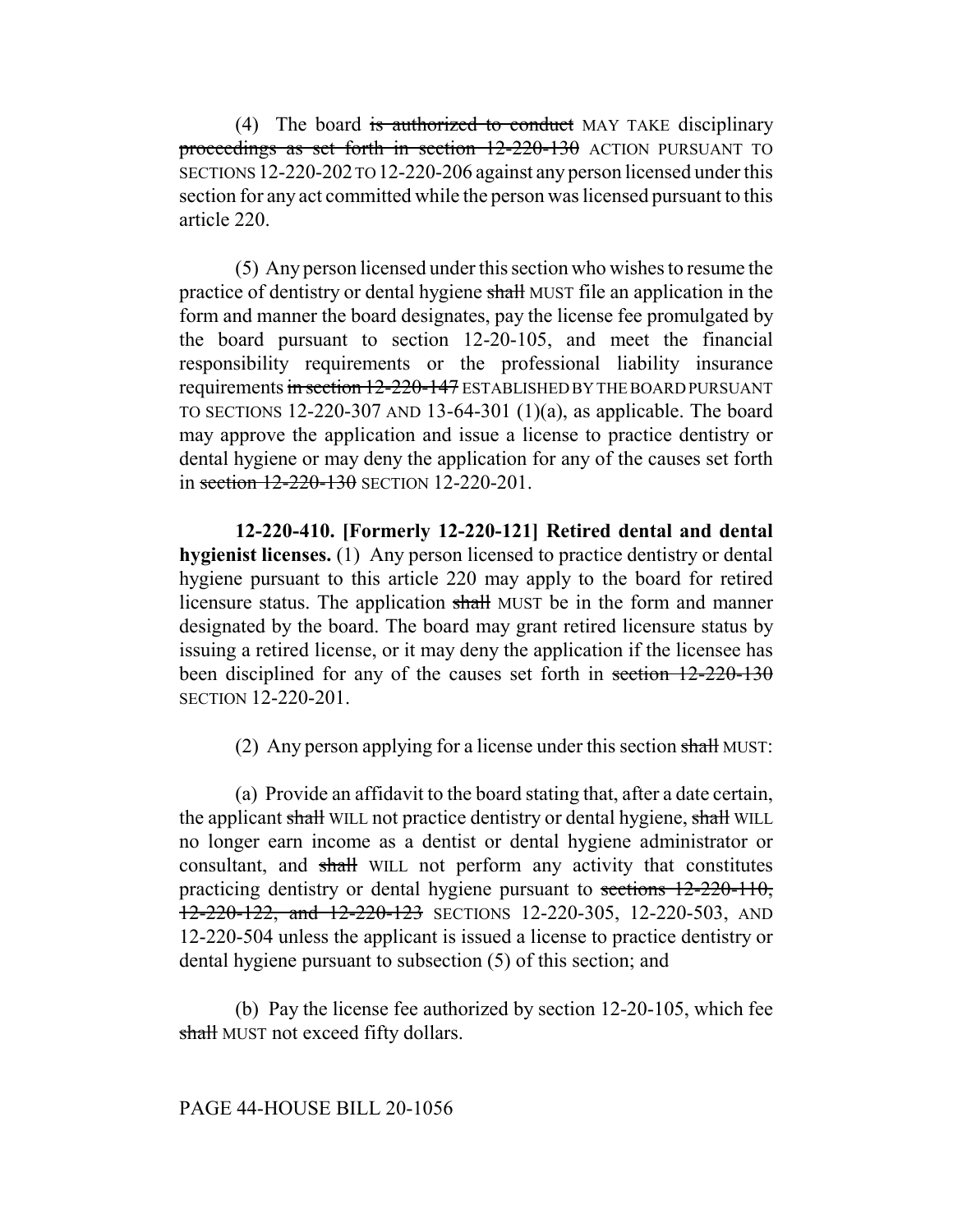(4) The board ~~is authorized to conduct~~ MAY TAKE disciplinary ~~proceedings as set forth in section 12-220-130~~ ACTION PURSUANT TO SECTIONS 12-220-202 TO 12-220-206 against any person licensed under this section for any act committed while the person was licensed pursuant to this article 220.

(5) Any person licensed under this section who wishes to resume the practice of dentistry or dental hygiene ~~shall~~ MUST file an application in the form and manner the board designates, pay the license fee promulgated by the board pursuant to section 12-20-105, and meet the financial responsibility requirements or the professional liability insurance requirements ~~in section 12-220-147~~ ESTABLISHED BY THE BOARD PURSUANT TO SECTIONS 12-220-307 AND 13-64-301 (1)(a), as applicable. The board may approve the application and issue a license to practice dentistry or dental hygiene or may deny the application for any of the causes set forth in ~~section 12-220-130~~ SECTION 12-220-201.

**12-220-410. [Formerly 12-220-121] Retired dental and dental hygienist licenses.** (1) Any person licensed to practice dentistry or dental hygiene pursuant to this article 220 may apply to the board for retired licensure status. The application ~~shall~~ MUST be in the form and manner designated by the board. The board may grant retired licensure status by issuing a retired license, or it may deny the application if the licensee has been disciplined for any of the causes set forth in ~~section 12-220-130~~ SECTION 12-220-201.

(2) Any person applying for a license under this section ~~shall~~ MUST:

(a) Provide an affidavit to the board stating that, after a date certain, the applicant ~~shall~~ WILL not practice dentistry or dental hygiene, ~~shall~~ WILL no longer earn income as a dentist or dental hygiene administrator or consultant, and ~~shall~~ WILL not perform any activity that constitutes practicing dentistry or dental hygiene pursuant to ~~sections 12-220-110, 12-220-122, and 12-220-123~~ SECTIONS 12-220-305, 12-220-503, AND 12-220-504 unless the applicant is issued a license to practice dentistry or dental hygiene pursuant to subsection (5) of this section; and

(b) Pay the license fee authorized by section 12-20-105, which fee ~~shall~~ MUST not exceed fifty dollars.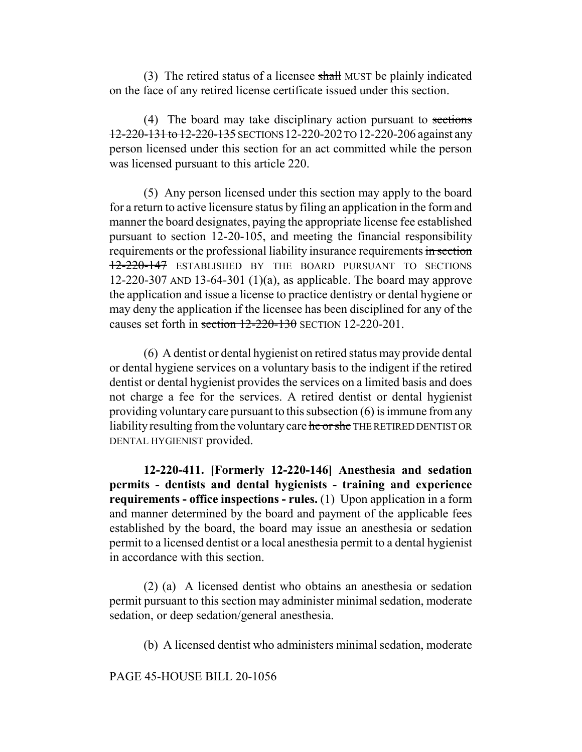(3) The retired status of a licensee ~~shall~~ MUST be plainly indicated on the face of any retired license certificate issued under this section.

(4) The board may take disciplinary action pursuant to ~~sections 12-220-131 to 12-220-135~~ SECTIONS 12-220-202 TO 12-220-206 against any person licensed under this section for an act committed while the person was licensed pursuant to this article 220.

(5) Any person licensed under this section may apply to the board for a return to active licensure status by filing an application in the form and manner the board designates, paying the appropriate license fee established pursuant to section 12-20-105, and meeting the financial responsibility requirements or the professional liability insurance requirements ~~in section 12-220-147~~ ESTABLISHED BY THE BOARD PURSUANT TO SECTIONS 12-220-307 AND 13-64-301 (1)(a), as applicable. The board may approve the application and issue a license to practice dentistry or dental hygiene or may deny the application if the licensee has been disciplined for any of the causes set forth in ~~section 12-220-130~~ SECTION 12-220-201.

(6) A dentist or dental hygienist on retired status may provide dental or dental hygiene services on a voluntary basis to the indigent if the retired dentist or dental hygienist provides the services on a limited basis and does not charge a fee for the services. A retired dentist or dental hygienist providing voluntary care pursuant to this subsection (6) is immune from any liability resulting from the voluntary care ~~he or she~~ THE RETIRED DENTIST OR DENTAL HYGIENIST provided.

**12-220-411. [Formerly 12-220-146] Anesthesia and sedation permits - dentists and dental hygienists - training and experience requirements - office inspections - rules.** (1) Upon application in a form and manner determined by the board and payment of the applicable fees established by the board, the board may issue an anesthesia or sedation permit to a licensed dentist or a local anesthesia permit to a dental hygienist in accordance with this section.

(2) (a) A licensed dentist who obtains an anesthesia or sedation permit pursuant to this section may administer minimal sedation, moderate sedation, or deep sedation/general anesthesia.

(b) A licensed dentist who administers minimal sedation, moderate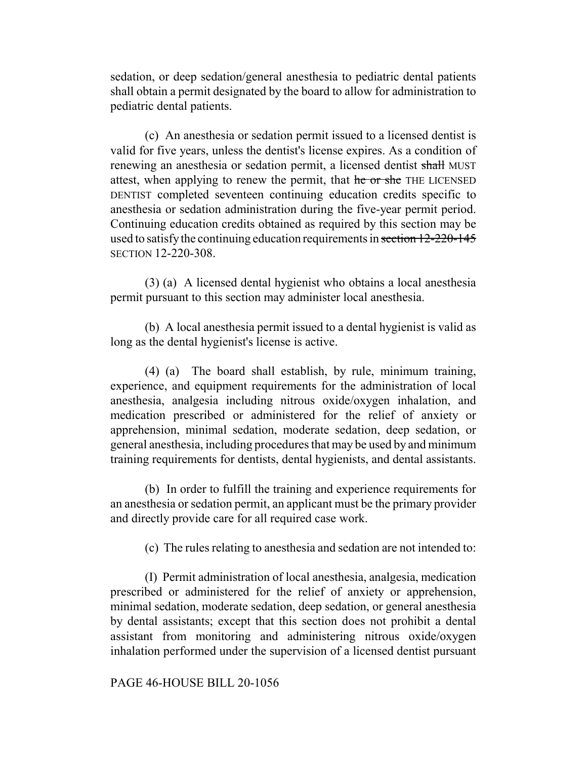sedation, or deep sedation/general anesthesia to pediatric dental patients shall obtain a permit designated by the board to allow for administration to pediatric dental patients.

(c) An anesthesia or sedation permit issued to a licensed dentist is valid for five years, unless the dentist's license expires. As a condition of renewing an anesthesia or sedation permit, a licensed dentist ~~shall~~ MUST attest, when applying to renew the permit, that ~~he or she~~ THE LICENSED DENTIST completed seventeen continuing education credits specific to anesthesia or sedation administration during the five-year permit period. Continuing education credits obtained as required by this section may be used to satisfy the continuing education requirements in ~~section 12-220-145~~ SECTION 12-220-308.

(3) (a) A licensed dental hygienist who obtains a local anesthesia permit pursuant to this section may administer local anesthesia.

(b) A local anesthesia permit issued to a dental hygienist is valid as long as the dental hygienist's license is active.

(4) (a) The board shall establish, by rule, minimum training, experience, and equipment requirements for the administration of local anesthesia, analgesia including nitrous oxide/oxygen inhalation, and medication prescribed or administered for the relief of anxiety or apprehension, minimal sedation, moderate sedation, deep sedation, or general anesthesia, including procedures that may be used by and minimum training requirements for dentists, dental hygienists, and dental assistants.

(b) In order to fulfill the training and experience requirements for an anesthesia or sedation permit, an applicant must be the primary provider and directly provide care for all required case work.

(c) The rules relating to anesthesia and sedation are not intended to:

(I) Permit administration of local anesthesia, analgesia, medication prescribed or administered for the relief of anxiety or apprehension, minimal sedation, moderate sedation, deep sedation, or general anesthesia by dental assistants; except that this section does not prohibit a dental assistant from monitoring and administering nitrous oxide/oxygen inhalation performed under the supervision of a licensed dentist pursuant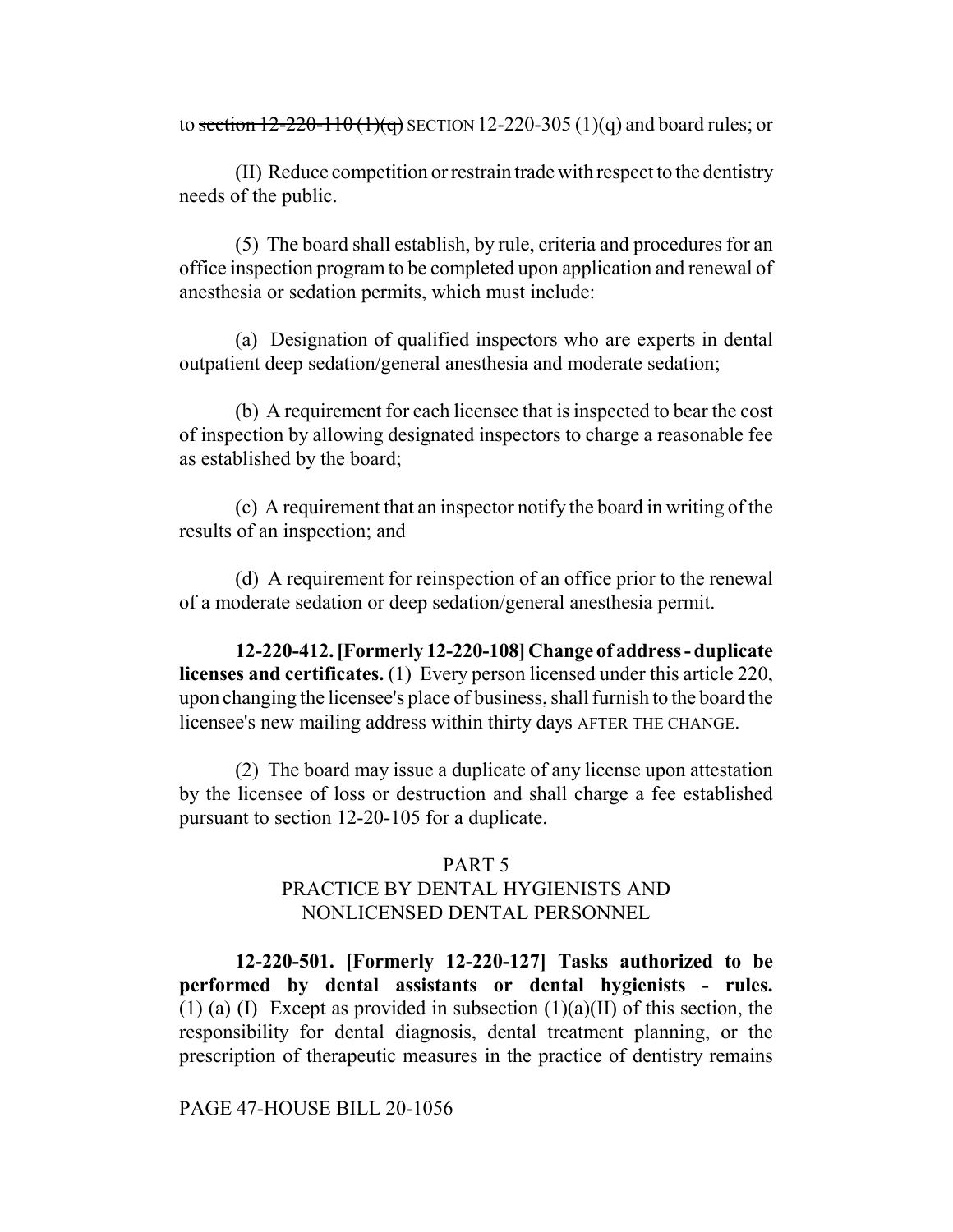to ~~section 12-220-110 (1)(q)~~ SECTION 12-220-305 (1)(q) and board rules; or

(II) Reduce competition or restrain trade with respect to the dentistry needs of the public.

(5) The board shall establish, by rule, criteria and procedures for an office inspection program to be completed upon application and renewal of anesthesia or sedation permits, which must include:

(a) Designation of qualified inspectors who are experts in dental outpatient deep sedation/general anesthesia and moderate sedation;

(b) A requirement for each licensee that is inspected to bear the cost of inspection by allowing designated inspectors to charge a reasonable fee as established by the board;

(c) A requirement that an inspector notify the board in writing of the results of an inspection; and

(d) A requirement for reinspection of an office prior to the renewal of a moderate sedation or deep sedation/general anesthesia permit.

**12-220-412. [Formerly 12-220-108] Change of address - duplicate licenses and certificates.** (1) Every person licensed under this article 220, upon changing the licensee's place of business, shall furnish to the board the licensee's new mailing address within thirty days AFTER THE CHANGE.

(2) The board may issue a duplicate of any license upon attestation by the licensee of loss or destruction and shall charge a fee established pursuant to section 12-20-105 for a duplicate.

PART 5
PRACTICE BY DENTAL HYGIENISTS AND NONLICENSED DENTAL PERSONNEL

**12-220-501. [Formerly 12-220-127] Tasks authorized to be performed by dental assistants or dental hygienists - rules.** (1) (a) (I) Except as provided in subsection (1)(a)(II) of this section, the responsibility for dental diagnosis, dental treatment planning, or the prescription of therapeutic measures in the practice of dentistry remains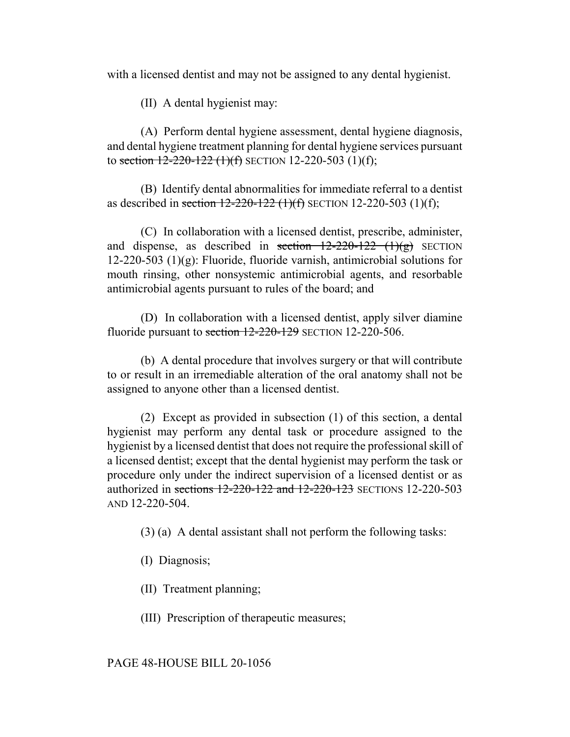with a licensed dentist and may not be assigned to any dental hygienist.

(II) A dental hygienist may:

(A) Perform dental hygiene assessment, dental hygiene diagnosis, and dental hygiene treatment planning for dental hygiene services pursuant to ~~section 12-220-122 (1)(f)~~ SECTION 12-220-503 (1)(f);

(B) Identify dental abnormalities for immediate referral to a dentist as described in ~~section 12-220-122 (1)(f)~~ SECTION 12-220-503 (1)(f);

(C) In collaboration with a licensed dentist, prescribe, administer, and dispense, as described in ~~section 12-220-122 (1)(g)~~ SECTION 12-220-503 (1)(g): Fluoride, fluoride varnish, antimicrobial solutions for mouth rinsing, other nonsystemic antimicrobial agents, and resorbable antimicrobial agents pursuant to rules of the board; and

(D) In collaboration with a licensed dentist, apply silver diamine fluoride pursuant to ~~section 12-220-129~~ SECTION 12-220-506.

(b) A dental procedure that involves surgery or that will contribute to or result in an irremediable alteration of the oral anatomy shall not be assigned to anyone other than a licensed dentist.

(2) Except as provided in subsection (1) of this section, a dental hygienist may perform any dental task or procedure assigned to the hygienist by a licensed dentist that does not require the professional skill of a licensed dentist; except that the dental hygienist may perform the task or procedure only under the indirect supervision of a licensed dentist or as authorized in ~~sections 12-220-122 and 12-220-123~~ SECTIONS 12-220-503 AND 12-220-504.

(3) (a) A dental assistant shall not perform the following tasks:

(I) Diagnosis;

(II) Treatment planning;

(III) Prescription of therapeutic measures;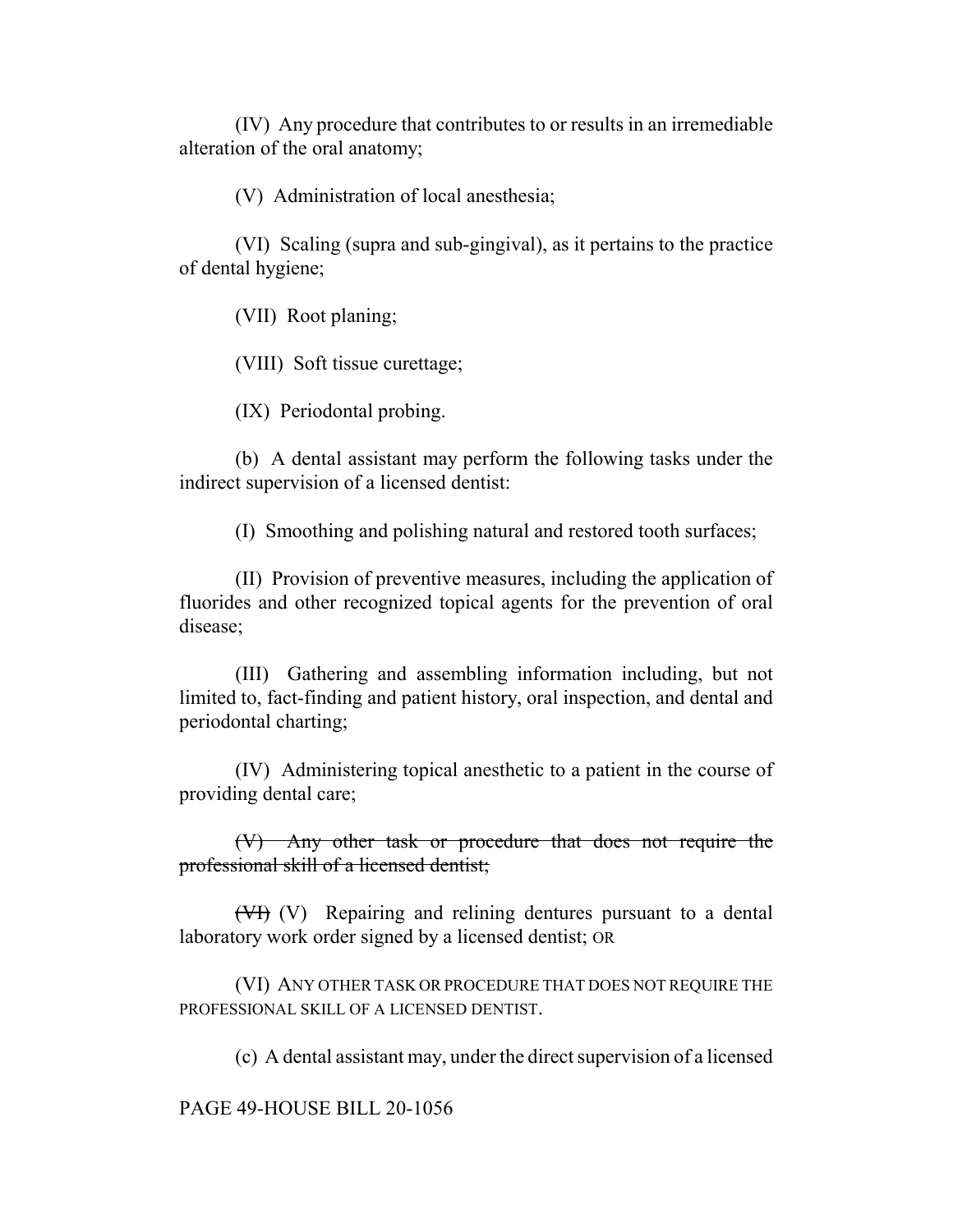(IV) Any procedure that contributes to or results in an irremediable alteration of the oral anatomy;

(V) Administration of local anesthesia;

(VI) Scaling (supra and sub-gingival), as it pertains to the practice of dental hygiene;

(VII) Root planing;

(VIII) Soft tissue curettage;

(IX) Periodontal probing.

(b) A dental assistant may perform the following tasks under the indirect supervision of a licensed dentist:

(I) Smoothing and polishing natural and restored tooth surfaces;

(II) Provision of preventive measures, including the application of fluorides and other recognized topical agents for the prevention of oral disease;

(III) Gathering and assembling information including, but not limited to, fact-finding and patient history, oral inspection, and dental and periodontal charting;

(IV) Administering topical anesthetic to a patient in the course of providing dental care;

~~(V) Any other task or procedure that does not require the professional skill of a licensed dentist;~~

~~(VI)~~ (V) Repairing and relining dentures pursuant to a dental laboratory work order signed by a licensed dentist; OR

(VI) ANY OTHER TASK OR PROCEDURE THAT DOES NOT REQUIRE THE PROFESSIONAL SKILL OF A LICENSED DENTIST.

(c) A dental assistant may, under the direct supervision of a licensed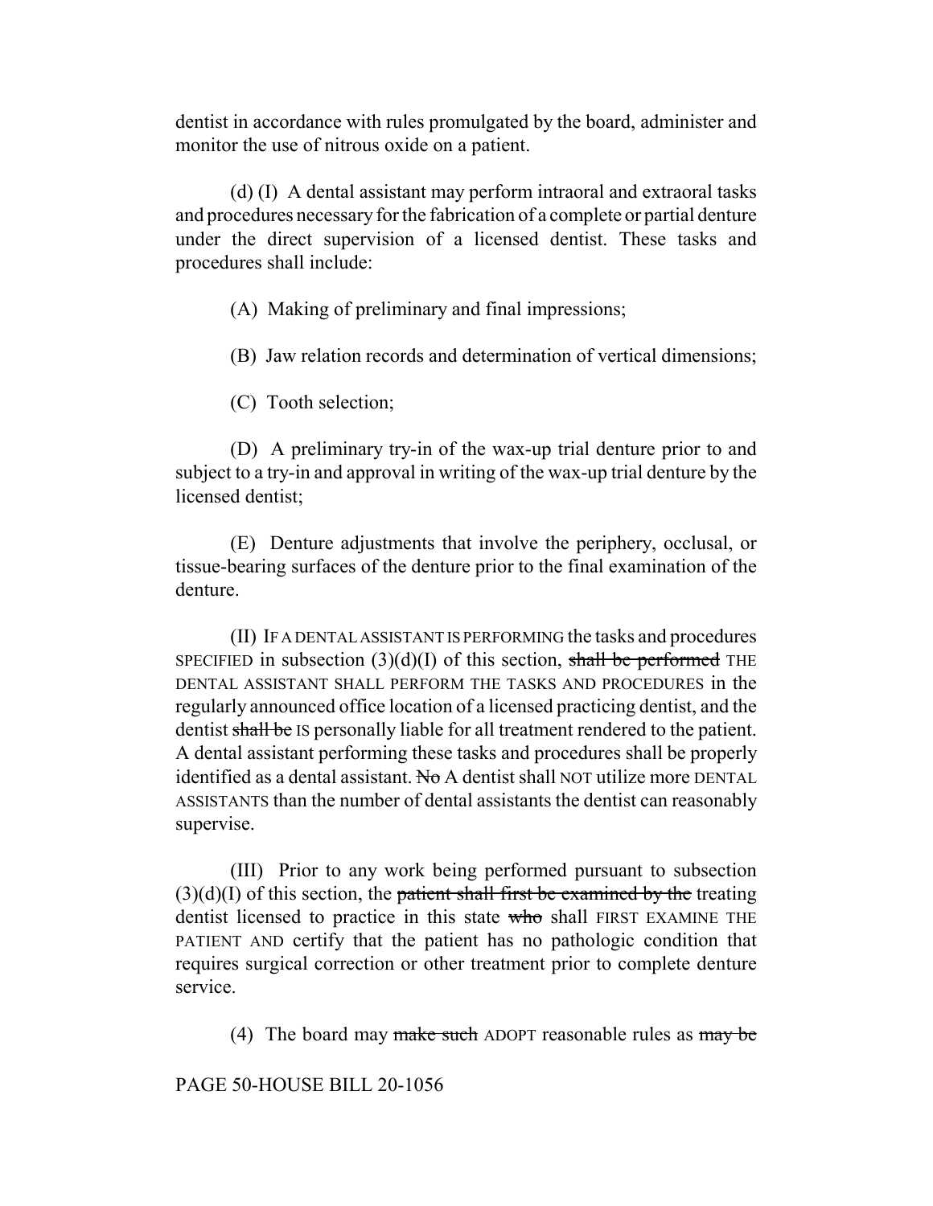dentist in accordance with rules promulgated by the board, administer and monitor the use of nitrous oxide on a patient.

(d) (I) A dental assistant may perform intraoral and extraoral tasks and procedures necessary for the fabrication of a complete or partial denture under the direct supervision of a licensed dentist. These tasks and procedures shall include:

(A) Making of preliminary and final impressions;

(B) Jaw relation records and determination of vertical dimensions;

(C) Tooth selection;

(D) A preliminary try-in of the wax-up trial denture prior to and subject to a try-in and approval in writing of the wax-up trial denture by the licensed dentist;

(E) Denture adjustments that involve the periphery, occlusal, or tissue-bearing surfaces of the denture prior to the final examination of the denture.

(II) IF A DENTAL ASSISTANT IS PERFORMING the tasks and procedures SPECIFIED in subsection (3)(d)(I) of this section, ~~shall be performed~~ THE DENTAL ASSISTANT SHALL PERFORM THE TASKS AND PROCEDURES in the regularly announced office location of a licensed practicing dentist, and the dentist ~~shall be~~ IS personally liable for all treatment rendered to the patient. A dental assistant performing these tasks and procedures shall be properly identified as a dental assistant. ~~No~~ A dentist shall NOT utilize more DENTAL ASSISTANTS than the number of dental assistants the dentist can reasonably supervise.

(III) Prior to any work being performed pursuant to subsection (3)(d)(I) of this section, the ~~patient shall first be examined by the~~ treating dentist licensed to practice in this state ~~who~~ shall FIRST EXAMINE THE PATIENT AND certify that the patient has no pathologic condition that requires surgical correction or other treatment prior to complete denture service.

(4) The board may ~~make such~~ ADOPT reasonable rules as ~~may be~~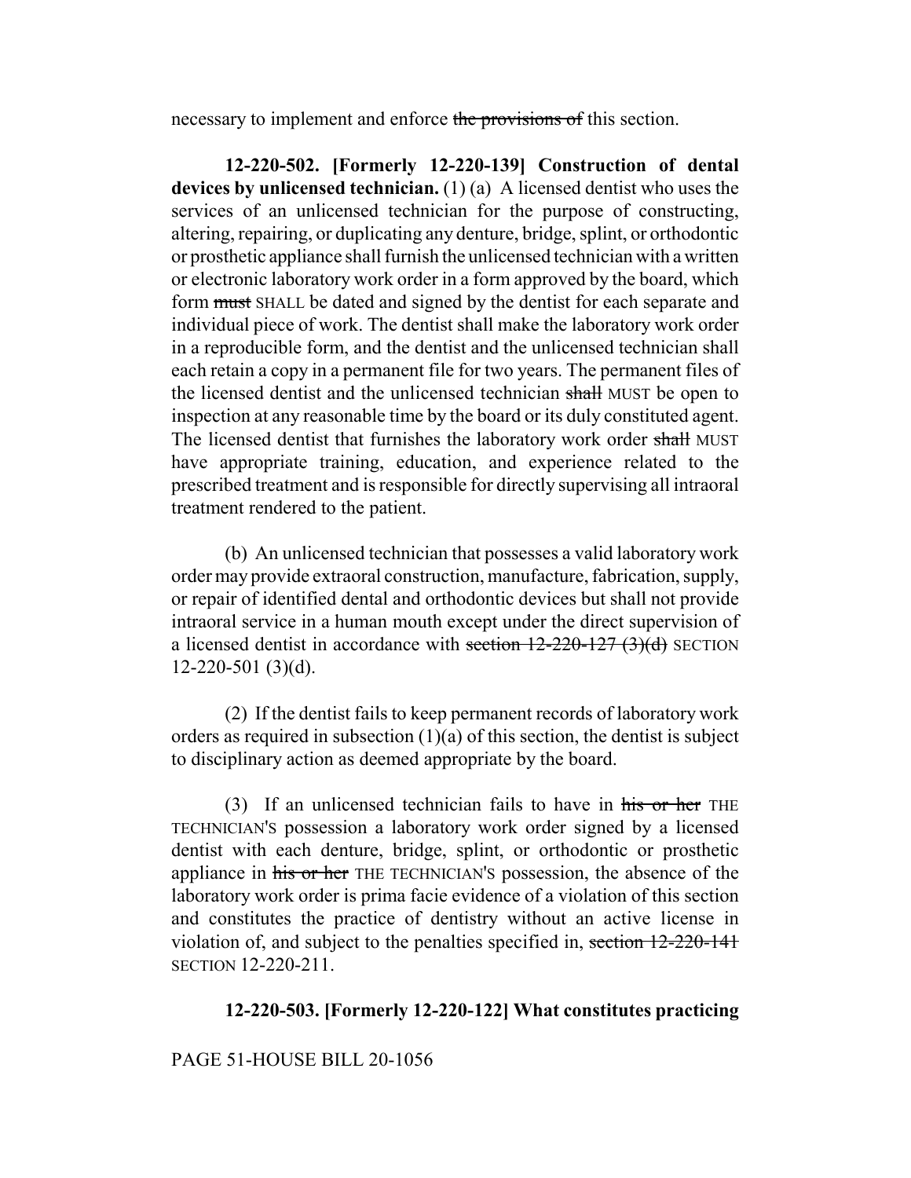necessary to implement and enforce ~~the provisions of~~ this section.

**12-220-502. [Formerly 12-220-139] Construction of dental devices by unlicensed technician.** (1) (a) A licensed dentist who uses the services of an unlicensed technician for the purpose of constructing, altering, repairing, or duplicating any denture, bridge, splint, or orthodontic or prosthetic appliance shall furnish the unlicensed technician with a written or electronic laboratory work order in a form approved by the board, which form ~~must~~ SHALL be dated and signed by the dentist for each separate and individual piece of work. The dentist shall make the laboratory work order in a reproducible form, and the dentist and the unlicensed technician shall each retain a copy in a permanent file for two years. The permanent files of the licensed dentist and the unlicensed technician ~~shall~~ MUST be open to inspection at any reasonable time by the board or its duly constituted agent. The licensed dentist that furnishes the laboratory work order ~~shall~~ MUST have appropriate training, education, and experience related to the prescribed treatment and is responsible for directly supervising all intraoral treatment rendered to the patient.

(b) An unlicensed technician that possesses a valid laboratory work order may provide extraoral construction, manufacture, fabrication, supply, or repair of identified dental and orthodontic devices but shall not provide intraoral service in a human mouth except under the direct supervision of a licensed dentist in accordance with ~~section 12-220-127 (3)(d)~~ SECTION 12-220-501 (3)(d).

(2) If the dentist fails to keep permanent records of laboratory work orders as required in subsection (1)(a) of this section, the dentist is subject to disciplinary action as deemed appropriate by the board.

(3) If an unlicensed technician fails to have in ~~his or her~~ THE TECHNICIAN'S possession a laboratory work order signed by a licensed dentist with each denture, bridge, splint, or orthodontic or prosthetic appliance in ~~his or her~~ THE TECHNICIAN'S possession, the absence of the laboratory work order is prima facie evidence of a violation of this section and constitutes the practice of dentistry without an active license in violation of, and subject to the penalties specified in, ~~section 12-220-141~~ SECTION 12-220-211.

**12-220-503. [Formerly 12-220-122] What constitutes practicing**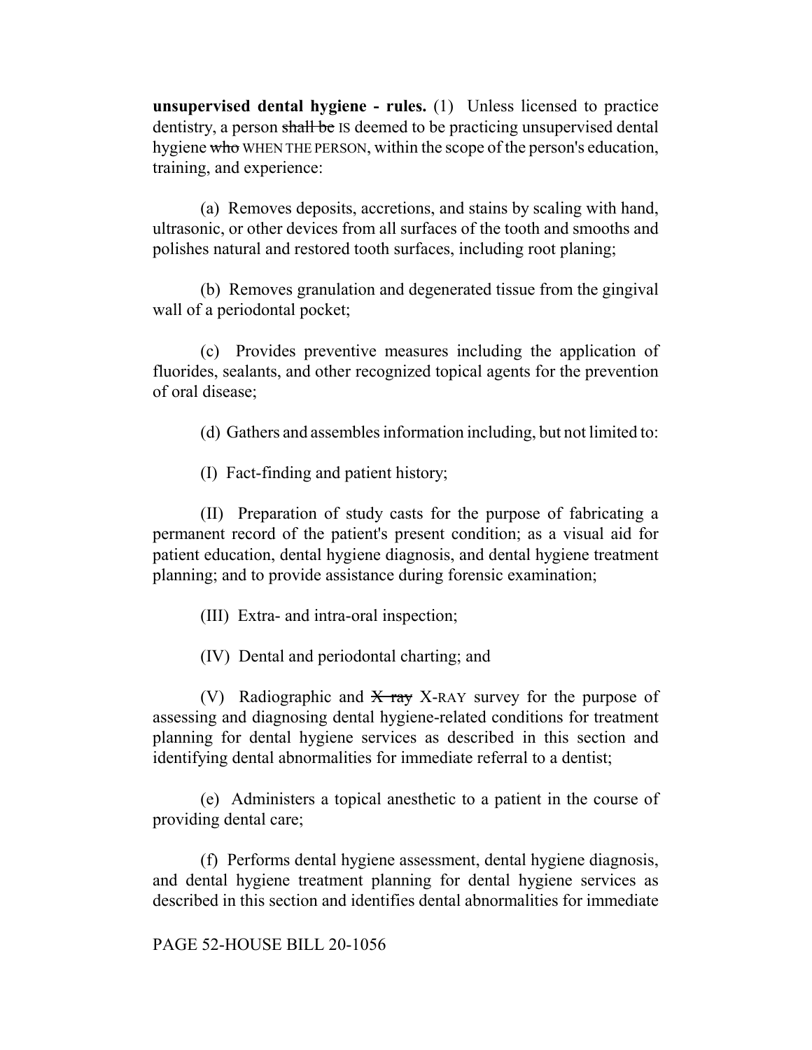**unsupervised dental hygiene - rules.** (1) Unless licensed to practice dentistry, a person ~~shall be~~ IS deemed to be practicing unsupervised dental hygiene ~~who~~ WHEN THE PERSON, within the scope of the person's education, training, and experience:

(a) Removes deposits, accretions, and stains by scaling with hand, ultrasonic, or other devices from all surfaces of the tooth and smooths and polishes natural and restored tooth surfaces, including root planing;

(b) Removes granulation and degenerated tissue from the gingival wall of a periodontal pocket;

(c) Provides preventive measures including the application of fluorides, sealants, and other recognized topical agents for the prevention of oral disease;

(d) Gathers and assembles information including, but not limited to:

(I) Fact-finding and patient history;

(II) Preparation of study casts for the purpose of fabricating a permanent record of the patient's present condition; as a visual aid for patient education, dental hygiene diagnosis, and dental hygiene treatment planning; and to provide assistance during forensic examination;

(III) Extra- and intra-oral inspection;

(IV) Dental and periodontal charting; and

(V) Radiographic and ~~X ray~~ X-RAY survey for the purpose of assessing and diagnosing dental hygiene-related conditions for treatment planning for dental hygiene services as described in this section and identifying dental abnormalities for immediate referral to a dentist;

(e) Administers a topical anesthetic to a patient in the course of providing dental care;

(f) Performs dental hygiene assessment, dental hygiene diagnosis, and dental hygiene treatment planning for dental hygiene services as described in this section and identifies dental abnormalities for immediate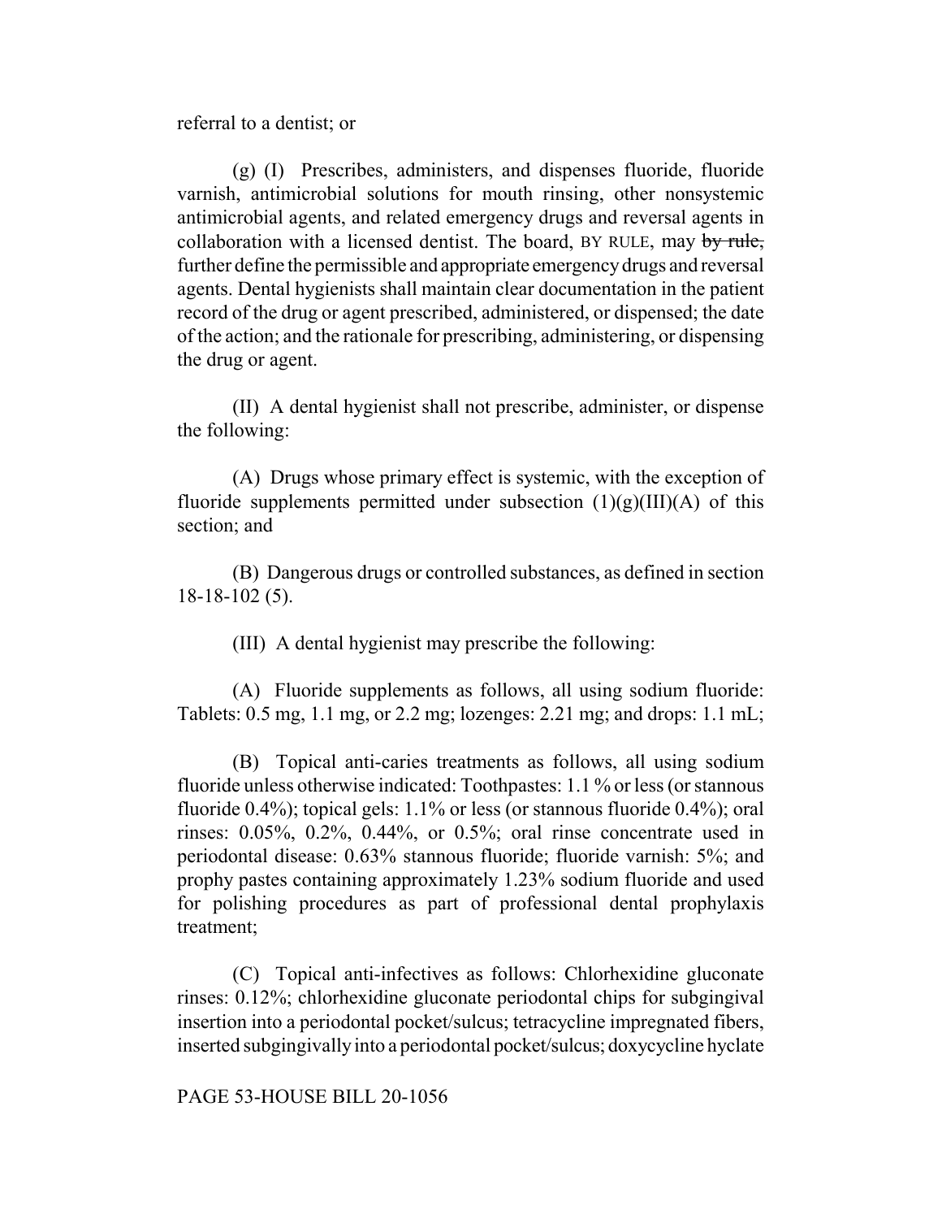referral to a dentist; or

(g) (I) Prescribes, administers, and dispenses fluoride, fluoride varnish, antimicrobial solutions for mouth rinsing, other nonsystemic antimicrobial agents, and related emergency drugs and reversal agents in collaboration with a licensed dentist. The board, BY RULE, may ~~by rule,~~ further define the permissible and appropriate emergency drugs and reversal agents. Dental hygienists shall maintain clear documentation in the patient record of the drug or agent prescribed, administered, or dispensed; the date of the action; and the rationale for prescribing, administering, or dispensing the drug or agent.

(II) A dental hygienist shall not prescribe, administer, or dispense the following:

(A) Drugs whose primary effect is systemic, with the exception of fluoride supplements permitted under subsection (1)(g)(III)(A) of this section; and

(B) Dangerous drugs or controlled substances, as defined in section 18-18-102 (5).

(III) A dental hygienist may prescribe the following:

(A) Fluoride supplements as follows, all using sodium fluoride: Tablets: 0.5 mg, 1.1 mg, or 2.2 mg; lozenges: 2.21 mg; and drops: 1.1 mL;

(B) Topical anti-caries treatments as follows, all using sodium fluoride unless otherwise indicated: Toothpastes: 1.1 % or less (or stannous fluoride 0.4%); topical gels: 1.1% or less (or stannous fluoride 0.4%); oral rinses: 0.05%, 0.2%, 0.44%, or 0.5%; oral rinse concentrate used in periodontal disease: 0.63% stannous fluoride; fluoride varnish: 5%; and prophy pastes containing approximately 1.23% sodium fluoride and used for polishing procedures as part of professional dental prophylaxis treatment;

(C) Topical anti-infectives as follows: Chlorhexidine gluconate rinses: 0.12%; chlorhexidine gluconate periodontal chips for subgingival insertion into a periodontal pocket/sulcus; tetracycline impregnated fibers, inserted subgingivally into a periodontal pocket/sulcus; doxycycline hyclate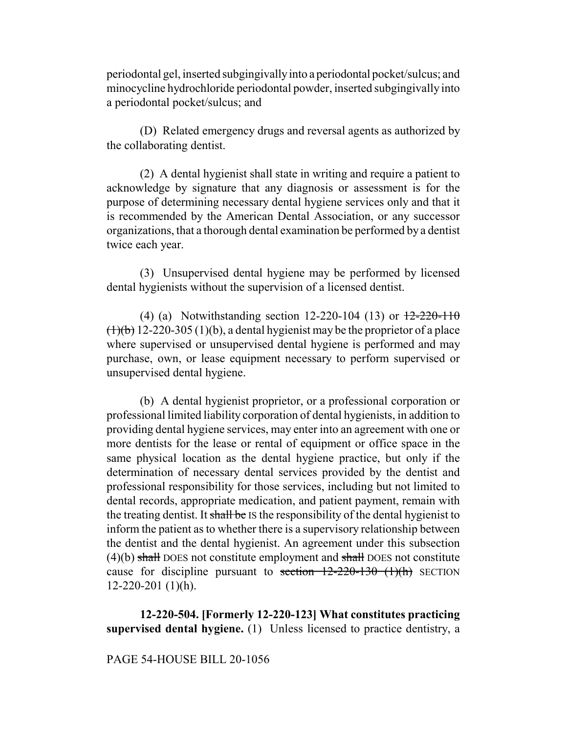periodontal gel, inserted subgingivally into a periodontal pocket/sulcus; and minocycline hydrochloride periodontal powder, inserted subgingivally into a periodontal pocket/sulcus; and

(D) Related emergency drugs and reversal agents as authorized by the collaborating dentist.

(2) A dental hygienist shall state in writing and require a patient to acknowledge by signature that any diagnosis or assessment is for the purpose of determining necessary dental hygiene services only and that it is recommended by the American Dental Association, or any successor organizations, that a thorough dental examination be performed by a dentist twice each year.

(3) Unsupervised dental hygiene may be performed by licensed dental hygienists without the supervision of a licensed dentist.

(4) (a) Notwithstanding section 12-220-104 (13) or ~~12-220-110 (1)(b)~~ 12-220-305 (1)(b), a dental hygienist may be the proprietor of a place where supervised or unsupervised dental hygiene is performed and may purchase, own, or lease equipment necessary to perform supervised or unsupervised dental hygiene.

(b) A dental hygienist proprietor, or a professional corporation or professional limited liability corporation of dental hygienists, in addition to providing dental hygiene services, may enter into an agreement with one or more dentists for the lease or rental of equipment or office space in the same physical location as the dental hygiene practice, but only if the determination of necessary dental services provided by the dentist and professional responsibility for those services, including but not limited to dental records, appropriate medication, and patient payment, remain with the treating dentist. It ~~shall be~~ IS the responsibility of the dental hygienist to inform the patient as to whether there is a supervisory relationship between the dentist and the dental hygienist. An agreement under this subsection (4)(b) ~~shall~~ DOES not constitute employment and ~~shall~~ DOES not constitute cause for discipline pursuant to ~~section 12-220-130 (1)(h)~~ SECTION 12-220-201 (1)(h).

**12-220-504. [Formerly 12-220-123] What constitutes practicing supervised dental hygiene.** (1) Unless licensed to practice dentistry, a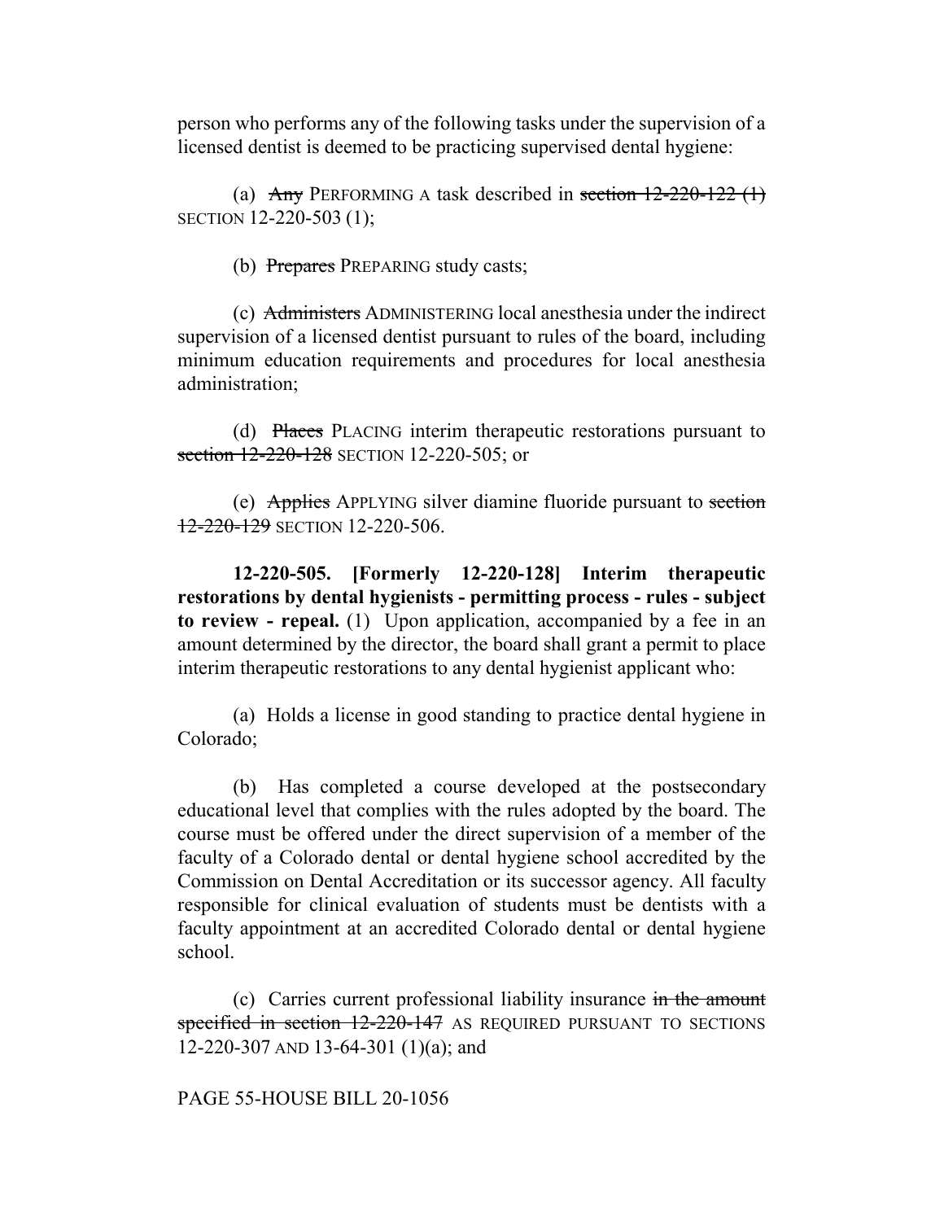person who performs any of the following tasks under the supervision of a licensed dentist is deemed to be practicing supervised dental hygiene:

(a) ~~Any~~ PERFORMING A task described in ~~section 12-220-122 (1)~~ SECTION 12-220-503 (1);

(b) ~~Prepares~~ PREPARING study casts;

(c) ~~Administers~~ ADMINISTERING local anesthesia under the indirect supervision of a licensed dentist pursuant to rules of the board, including minimum education requirements and procedures for local anesthesia administration;

(d) ~~Places~~ PLACING interim therapeutic restorations pursuant to ~~section 12-220-128~~ SECTION 12-220-505; or

(e) ~~Applies~~ APPLYING silver diamine fluoride pursuant to ~~section 12-220-129~~ SECTION 12-220-506.

**12-220-505. [Formerly 12-220-128] Interim therapeutic restorations by dental hygienists - permitting process - rules - subject to review - repeal.** (1) Upon application, accompanied by a fee in an amount determined by the director, the board shall grant a permit to place interim therapeutic restorations to any dental hygienist applicant who:

(a) Holds a license in good standing to practice dental hygiene in Colorado;

(b) Has completed a course developed at the postsecondary educational level that complies with the rules adopted by the board. The course must be offered under the direct supervision of a member of the faculty of a Colorado dental or dental hygiene school accredited by the Commission on Dental Accreditation or its successor agency. All faculty responsible for clinical evaluation of students must be dentists with a faculty appointment at an accredited Colorado dental or dental hygiene school.

(c) Carries current professional liability insurance ~~in the amount specified in section 12-220-147~~ AS REQUIRED PURSUANT TO SECTIONS 12-220-307 AND 13-64-301 (1)(a); and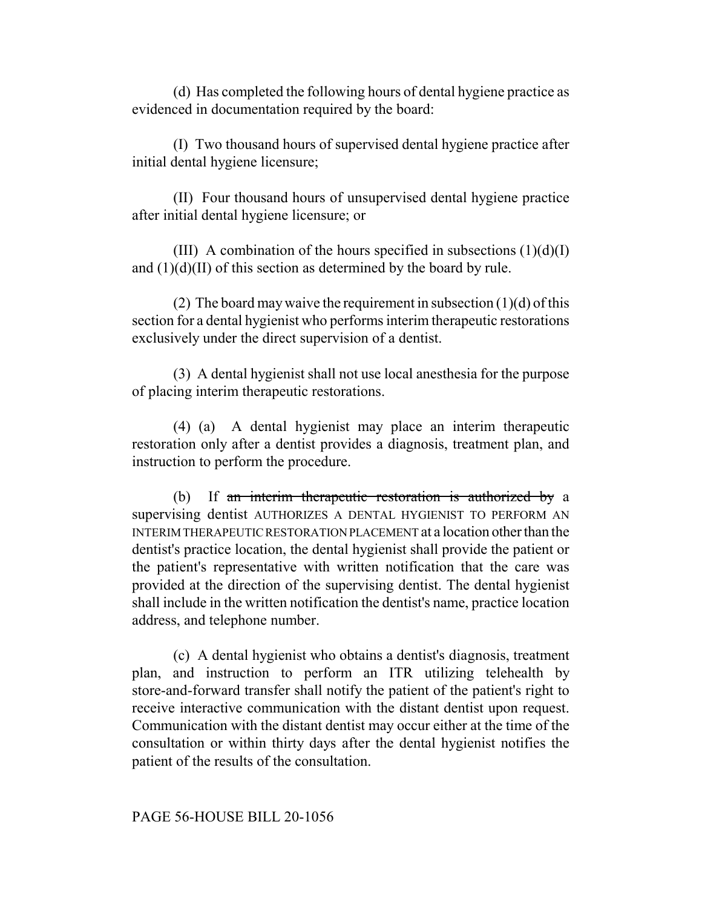(d) Has completed the following hours of dental hygiene practice as evidenced in documentation required by the board:

(I) Two thousand hours of supervised dental hygiene practice after initial dental hygiene licensure;

(II) Four thousand hours of unsupervised dental hygiene practice after initial dental hygiene licensure; or

(III) A combination of the hours specified in subsections (1)(d)(I) and (1)(d)(II) of this section as determined by the board by rule.

(2) The board may waive the requirement in subsection (1)(d) of this section for a dental hygienist who performs interim therapeutic restorations exclusively under the direct supervision of a dentist.

(3) A dental hygienist shall not use local anesthesia for the purpose of placing interim therapeutic restorations.

(4) (a) A dental hygienist may place an interim therapeutic restoration only after a dentist provides a diagnosis, treatment plan, and instruction to perform the procedure.

(b) If ~~an interim therapeutic restoration is authorized by~~ a supervising dentist AUTHORIZES A DENTAL HYGIENIST TO PERFORM AN INTERIM THERAPEUTIC RESTORATION PLACEMENT at a location other than the dentist's practice location, the dental hygienist shall provide the patient or the patient's representative with written notification that the care was provided at the direction of the supervising dentist. The dental hygienist shall include in the written notification the dentist's name, practice location address, and telephone number.

(c) A dental hygienist who obtains a dentist's diagnosis, treatment plan, and instruction to perform an ITR utilizing telehealth by store-and-forward transfer shall notify the patient of the patient's right to receive interactive communication with the distant dentist upon request. Communication with the distant dentist may occur either at the time of the consultation or within thirty days after the dental hygienist notifies the patient of the results of the consultation.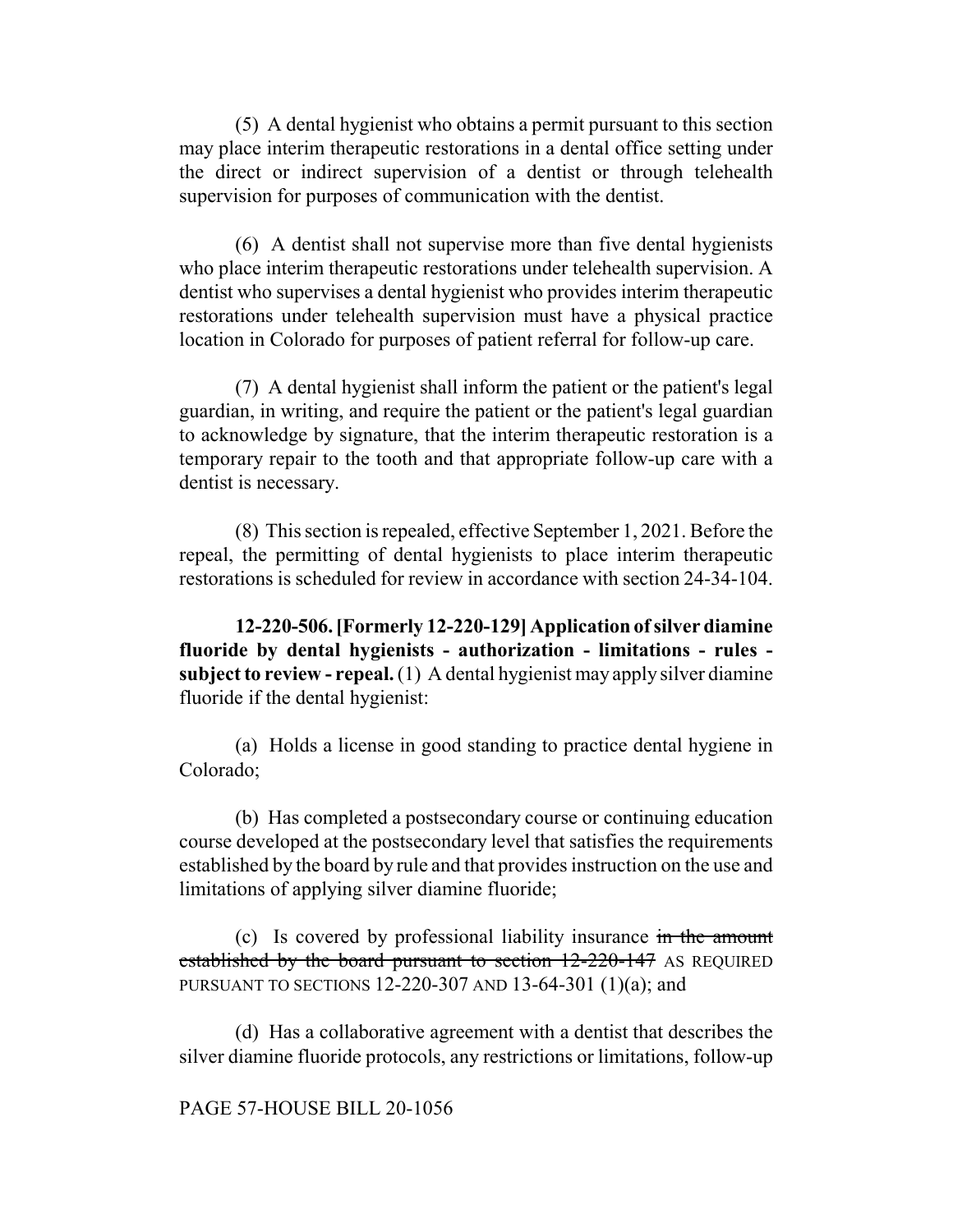(5) A dental hygienist who obtains a permit pursuant to this section may place interim therapeutic restorations in a dental office setting under the direct or indirect supervision of a dentist or through telehealth supervision for purposes of communication with the dentist.

(6) A dentist shall not supervise more than five dental hygienists who place interim therapeutic restorations under telehealth supervision. A dentist who supervises a dental hygienist who provides interim therapeutic restorations under telehealth supervision must have a physical practice location in Colorado for purposes of patient referral for follow-up care.

(7) A dental hygienist shall inform the patient or the patient's legal guardian, in writing, and require the patient or the patient's legal guardian to acknowledge by signature, that the interim therapeutic restoration is a temporary repair to the tooth and that appropriate follow-up care with a dentist is necessary.

(8) This section is repealed, effective September 1, 2021. Before the repeal, the permitting of dental hygienists to place interim therapeutic restorations is scheduled for review in accordance with section 24-34-104.

**12-220-506. [Formerly 12-220-129] Application of silver diamine fluoride by dental hygienists - authorization - limitations - rules - subject to review - repeal.** (1) A dental hygienist may apply silver diamine fluoride if the dental hygienist:

(a) Holds a license in good standing to practice dental hygiene in Colorado;

(b) Has completed a postsecondary course or continuing education course developed at the postsecondary level that satisfies the requirements established by the board by rule and that provides instruction on the use and limitations of applying silver diamine fluoride;

(c) Is covered by professional liability insurance ~~in the amount established by the board pursuant to section 12-220-147~~ AS REQUIRED PURSUANT TO SECTIONS 12-220-307 AND 13-64-301 (1)(a); and

(d) Has a collaborative agreement with a dentist that describes the silver diamine fluoride protocols, any restrictions or limitations, follow-up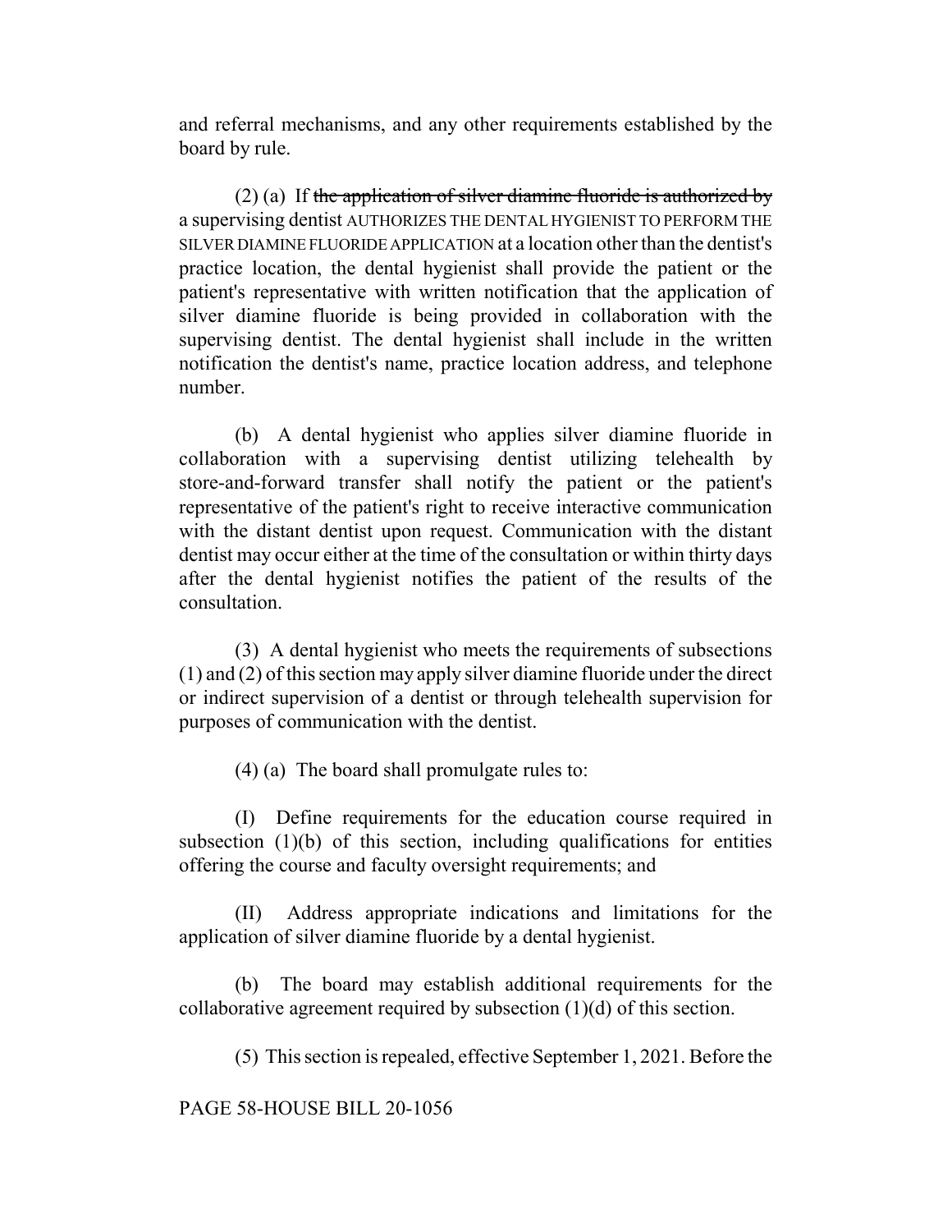and referral mechanisms, and any other requirements established by the board by rule.

(2) (a) If ~~the application of silver diamine fluoride is authorized by~~ a supervising dentist AUTHORIZES THE DENTAL HYGIENIST TO PERFORM THE SILVER DIAMINE FLUORIDE APPLICATION at a location other than the dentist's practice location, the dental hygienist shall provide the patient or the patient's representative with written notification that the application of silver diamine fluoride is being provided in collaboration with the supervising dentist. The dental hygienist shall include in the written notification the dentist's name, practice location address, and telephone number.

(b) A dental hygienist who applies silver diamine fluoride in collaboration with a supervising dentist utilizing telehealth by store-and-forward transfer shall notify the patient or the patient's representative of the patient's right to receive interactive communication with the distant dentist upon request. Communication with the distant dentist may occur either at the time of the consultation or within thirty days after the dental hygienist notifies the patient of the results of the consultation.

(3) A dental hygienist who meets the requirements of subsections (1) and (2) of this section may apply silver diamine fluoride under the direct or indirect supervision of a dentist or through telehealth supervision for purposes of communication with the dentist.

(4) (a) The board shall promulgate rules to:

(I) Define requirements for the education course required in subsection (1)(b) of this section, including qualifications for entities offering the course and faculty oversight requirements; and

(II) Address appropriate indications and limitations for the application of silver diamine fluoride by a dental hygienist.

(b) The board may establish additional requirements for the collaborative agreement required by subsection (1)(d) of this section.

(5) This section is repealed, effective September 1, 2021. Before the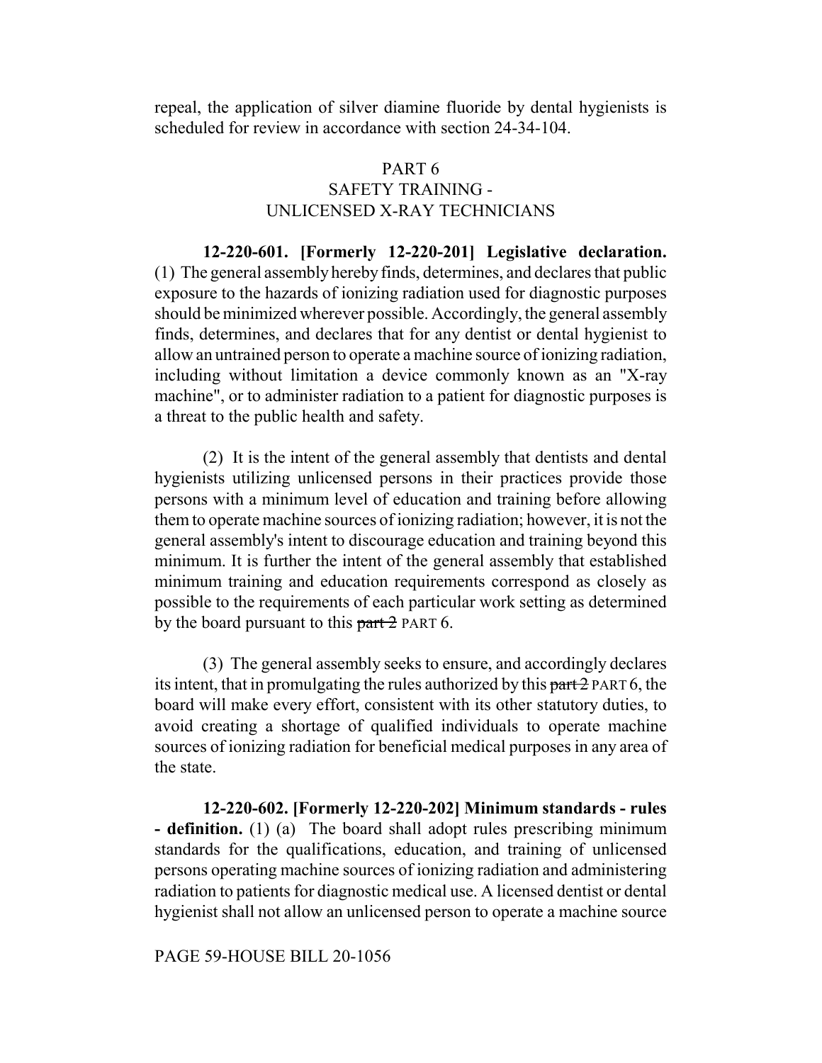repeal, the application of silver diamine fluoride by dental hygienists is scheduled for review in accordance with section 24-34-104.

PART 6
SAFETY TRAINING -
UNLICENSED X-RAY TECHNICIANS

**12-220-601. [Formerly 12-220-201] Legislative declaration.** (1) The general assembly hereby finds, determines, and declares that public exposure to the hazards of ionizing radiation used for diagnostic purposes should be minimized wherever possible. Accordingly, the general assembly finds, determines, and declares that for any dentist or dental hygienist to allow an untrained person to operate a machine source of ionizing radiation, including without limitation a device commonly known as an "X-ray machine", or to administer radiation to a patient for diagnostic purposes is a threat to the public health and safety.

(2) It is the intent of the general assembly that dentists and dental hygienists utilizing unlicensed persons in their practices provide those persons with a minimum level of education and training before allowing them to operate machine sources of ionizing radiation; however, it is not the general assembly's intent to discourage education and training beyond this minimum. It is further the intent of the general assembly that established minimum training and education requirements correspond as closely as possible to the requirements of each particular work setting as determined by the board pursuant to this ~~part 2~~ PART 6.

(3) The general assembly seeks to ensure, and accordingly declares its intent, that in promulgating the rules authorized by this ~~part 2~~ PART 6, the board will make every effort, consistent with its other statutory duties, to avoid creating a shortage of qualified individuals to operate machine sources of ionizing radiation for beneficial medical purposes in any area of the state.

**12-220-602. [Formerly 12-220-202] Minimum standards - rules - definition.** (1) (a) The board shall adopt rules prescribing minimum standards for the qualifications, education, and training of unlicensed persons operating machine sources of ionizing radiation and administering radiation to patients for diagnostic medical use. A licensed dentist or dental hygienist shall not allow an unlicensed person to operate a machine source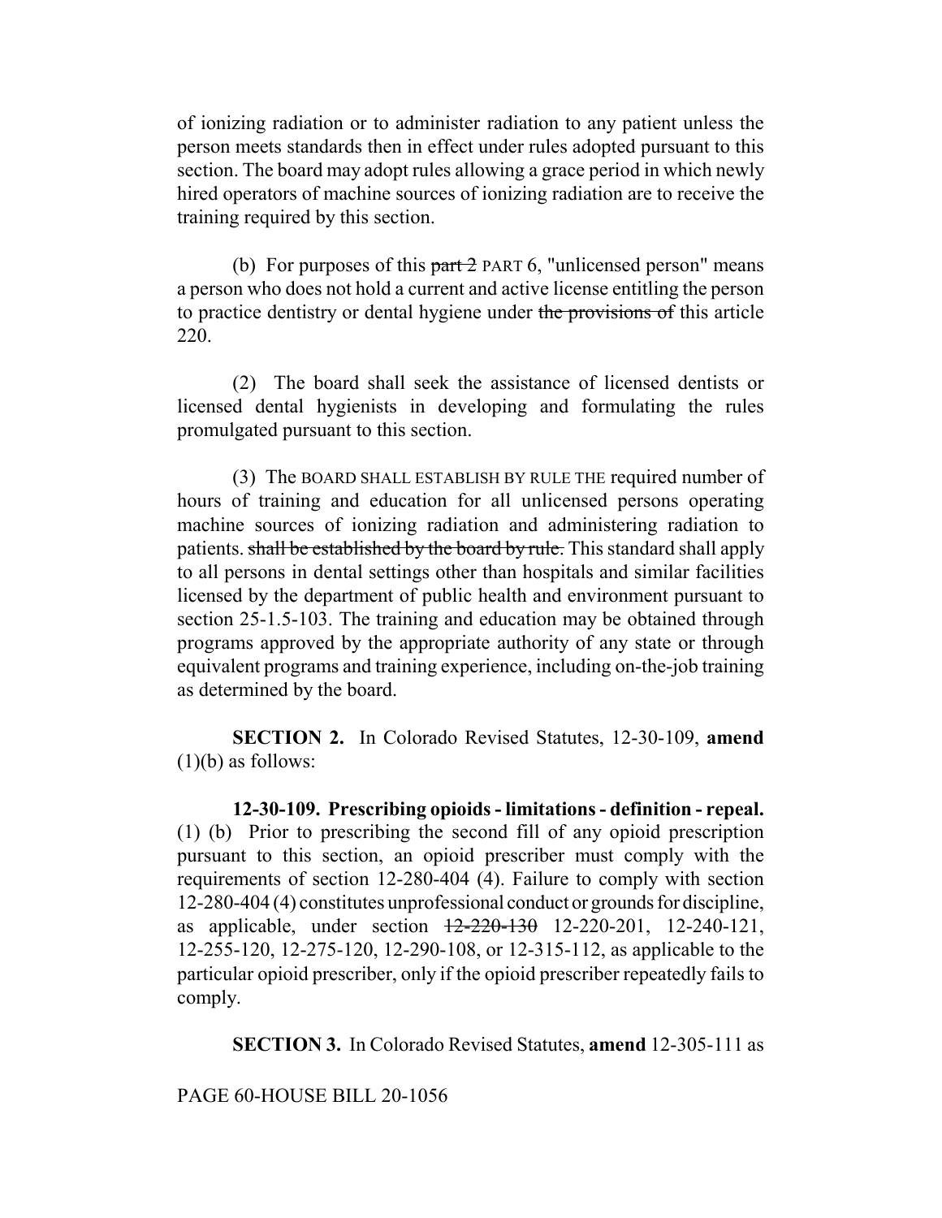of ionizing radiation or to administer radiation to any patient unless the person meets standards then in effect under rules adopted pursuant to this section. The board may adopt rules allowing a grace period in which newly hired operators of machine sources of ionizing radiation are to receive the training required by this section.

(b) For purposes of this ~~part 2~~ PART 6, "unlicensed person" means a person who does not hold a current and active license entitling the person to practice dentistry or dental hygiene under ~~the provisions of~~ this article 220.

(2) The board shall seek the assistance of licensed dentists or licensed dental hygienists in developing and formulating the rules promulgated pursuant to this section.

(3) The BOARD SHALL ESTABLISH BY RULE THE required number of hours of training and education for all unlicensed persons operating machine sources of ionizing radiation and administering radiation to patients. ~~shall be established by the board by rule.~~ This standard shall apply to all persons in dental settings other than hospitals and similar facilities licensed by the department of public health and environment pursuant to section 25-1.5-103. The training and education may be obtained through programs approved by the appropriate authority of any state or through equivalent programs and training experience, including on-the-job training as determined by the board.

**SECTION 2.** In Colorado Revised Statutes, 12-30-109, **amend** (1)(b) as follows:

**12-30-109. Prescribing opioids - limitations - definition - repeal.** (1) (b) Prior to prescribing the second fill of any opioid prescription pursuant to this section, an opioid prescriber must comply with the requirements of section 12-280-404 (4). Failure to comply with section 12-280-404 (4) constitutes unprofessional conduct or grounds for discipline, as applicable, under section ~~12-220-130~~ 12-220-201, 12-240-121, 12-255-120, 12-275-120, 12-290-108, or 12-315-112, as applicable to the particular opioid prescriber, only if the opioid prescriber repeatedly fails to comply.

**SECTION 3.** In Colorado Revised Statutes, **amend** 12-305-111 as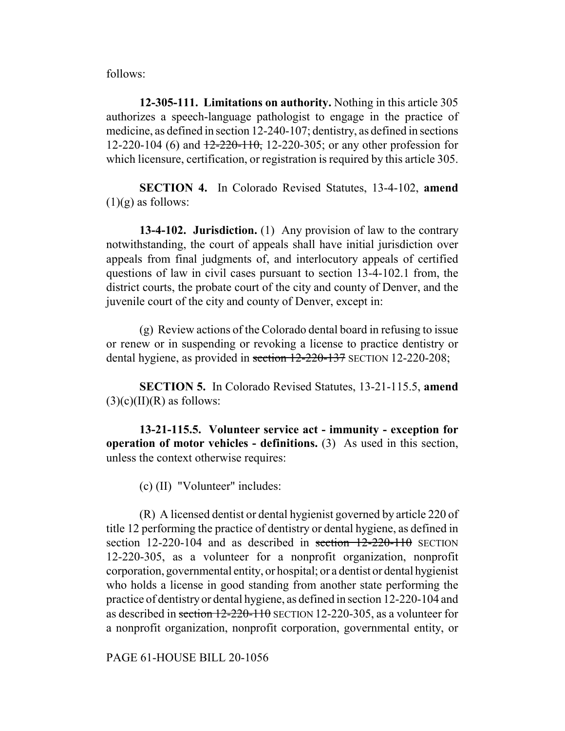follows:

**12-305-111. Limitations on authority.** Nothing in this article 305 authorizes a speech-language pathologist to engage in the practice of medicine, as defined in section 12-240-107; dentistry, as defined in sections 12-220-104 (6) and ~~12-220-110,~~ 12-220-305; or any other profession for which licensure, certification, or registration is required by this article 305.

**SECTION 4.** In Colorado Revised Statutes, 13-4-102, **amend** (1)(g) as follows:

**13-4-102. Jurisdiction.** (1) Any provision of law to the contrary notwithstanding, the court of appeals shall have initial jurisdiction over appeals from final judgments of, and interlocutory appeals of certified questions of law in civil cases pursuant to section 13-4-102.1 from, the district courts, the probate court of the city and county of Denver, and the juvenile court of the city and county of Denver, except in:

(g) Review actions of the Colorado dental board in refusing to issue or renew or in suspending or revoking a license to practice dentistry or dental hygiene, as provided in ~~section 12-220-137~~ SECTION 12-220-208;

**SECTION 5.** In Colorado Revised Statutes, 13-21-115.5, **amend** (3)(c)(II)(R) as follows:

**13-21-115.5. Volunteer service act - immunity - exception for operation of motor vehicles - definitions.** (3) As used in this section, unless the context otherwise requires:

(c) (II) "Volunteer" includes:

(R) A licensed dentist or dental hygienist governed by article 220 of title 12 performing the practice of dentistry or dental hygiene, as defined in section 12-220-104 and as described in ~~section 12-220-110~~ SECTION 12-220-305, as a volunteer for a nonprofit organization, nonprofit corporation, governmental entity, or hospital; or a dentist or dental hygienist who holds a license in good standing from another state performing the practice of dentistry or dental hygiene, as defined in section 12-220-104 and as described in ~~section 12-220-110~~ SECTION 12-220-305, as a volunteer for a nonprofit organization, nonprofit corporation, governmental entity, or

PAGE 61-HOUSE BILL 20-1056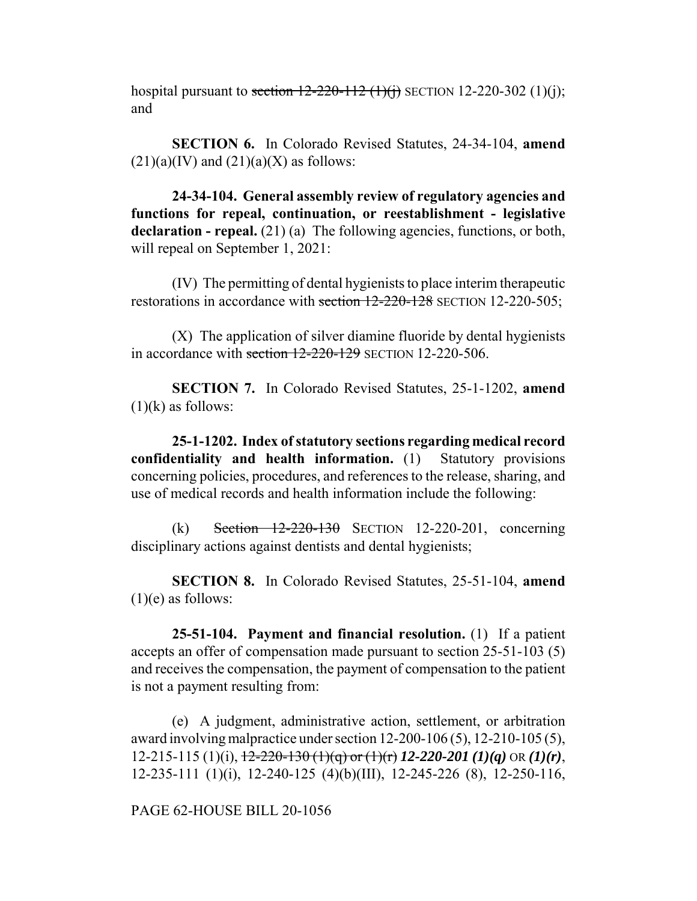hospital pursuant to ~~section 12-220-112 (1)(j)~~ SECTION 12-220-302 (1)(j); and

**SECTION 6.** In Colorado Revised Statutes, 24-34-104, **amend** (21)(a)(IV) and (21)(a)(X) as follows:

**24-34-104. General assembly review of regulatory agencies and functions for repeal, continuation, or reestablishment - legislative declaration - repeal.** (21) (a) The following agencies, functions, or both, will repeal on September 1, 2021:

(IV) The permitting of dental hygienists to place interim therapeutic restorations in accordance with ~~section 12-220-128~~ SECTION 12-220-505;

(X) The application of silver diamine fluoride by dental hygienists in accordance with ~~section 12-220-129~~ SECTION 12-220-506.

**SECTION 7.** In Colorado Revised Statutes, 25-1-1202, **amend** (1)(k) as follows:

**25-1-1202. Index of statutory sections regarding medical record confidentiality and health information.** (1) Statutory provisions concerning policies, procedures, and references to the release, sharing, and use of medical records and health information include the following:

(k) ~~Section 12-220-130~~ SECTION 12-220-201, concerning disciplinary actions against dentists and dental hygienists;

**SECTION 8.** In Colorado Revised Statutes, 25-51-104, **amend** (1)(e) as follows:

**25-51-104. Payment and financial resolution.** (1) If a patient accepts an offer of compensation made pursuant to section 25-51-103 (5) and receives the compensation, the payment of compensation to the patient is not a payment resulting from:

(e) A judgment, administrative action, settlement, or arbitration award involving malpractice under section 12-200-106 (5), 12-210-105 (5), 12-215-115 (1)(i), ~~12-220-130 (1)(q) or (1)(r)~~ ***12-220-201 (1)(q)*** OR ***(1)(r)***, 12-235-111 (1)(i), 12-240-125 (4)(b)(III), 12-245-226 (8), 12-250-116,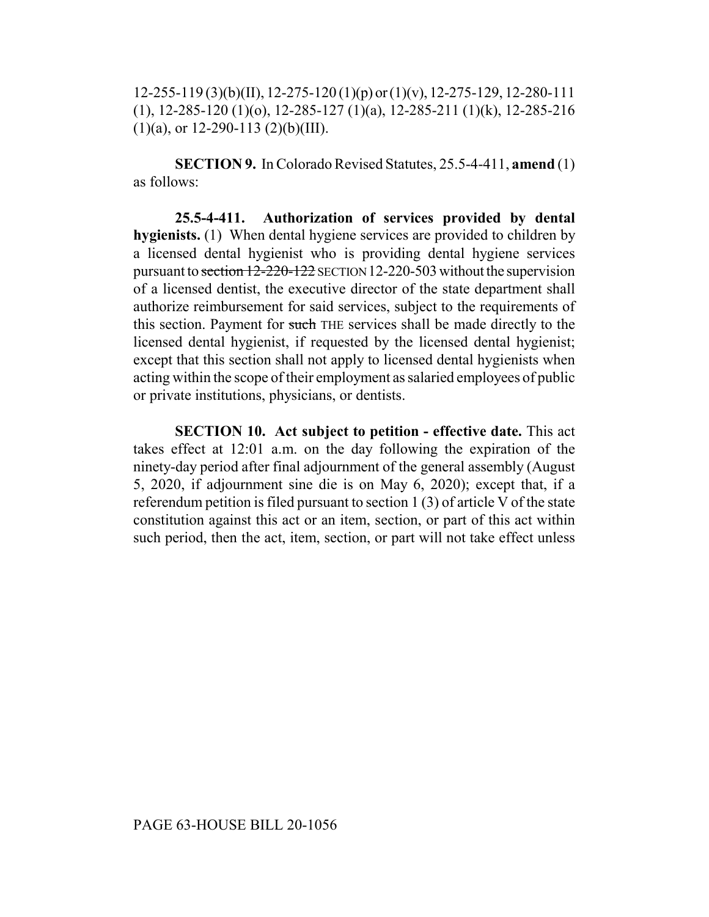12-255-119 (3)(b)(II), 12-275-120 (1)(p) or (1)(v), 12-275-129, 12-280-111 (1), 12-285-120 (1)(o), 12-285-127 (1)(a), 12-285-211 (1)(k), 12-285-216 (1)(a), or 12-290-113 (2)(b)(III).

**SECTION 9.** In Colorado Revised Statutes, 25.5-4-411, **amend** (1) as follows:

**25.5-4-411. Authorization of services provided by dental hygienists.** (1) When dental hygiene services are provided to children by a licensed dental hygienist who is providing dental hygiene services pursuant to ~~section 12-220-122~~ SECTION 12-220-503 without the supervision of a licensed dentist, the executive director of the state department shall authorize reimbursement for said services, subject to the requirements of this section. Payment for ~~such~~ THE services shall be made directly to the licensed dental hygienist, if requested by the licensed dental hygienist; except that this section shall not apply to licensed dental hygienists when acting within the scope of their employment as salaried employees of public or private institutions, physicians, or dentists.

**SECTION 10. Act subject to petition - effective date.** This act takes effect at 12:01 a.m. on the day following the expiration of the ninety-day period after final adjournment of the general assembly (August 5, 2020, if adjournment sine die is on May 6, 2020); except that, if a referendum petition is filed pursuant to section 1 (3) of article V of the state constitution against this act or an item, section, or part of this act within such period, then the act, item, section, or part will not take effect unless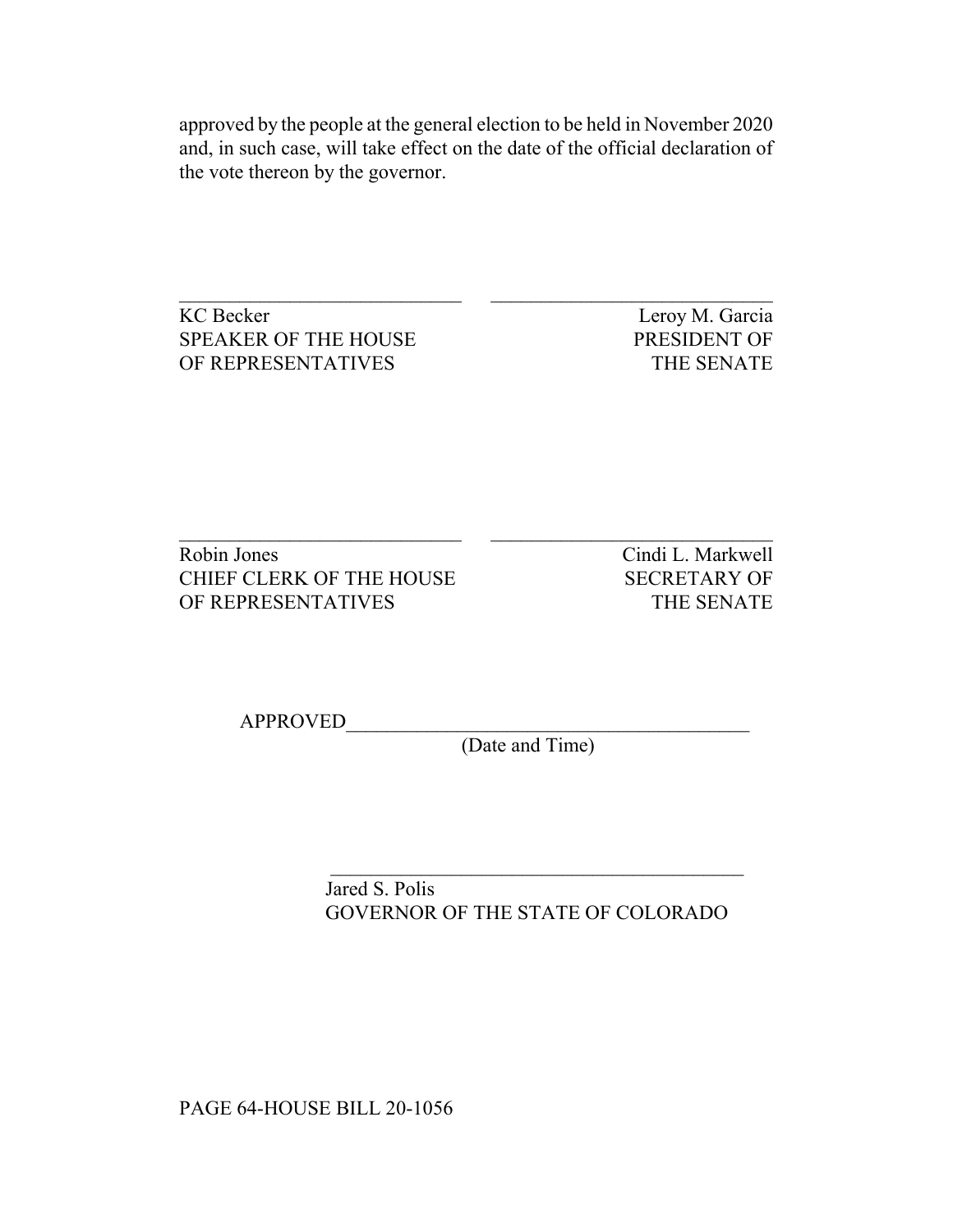approved by the people at the general election to be held in November 2020 and, in such case, will take effect on the date of the official declaration of the vote thereon by the governor.

| | |
|---|---|
| \_\_\_\_\_\_\_\_\_\_\_\_\_\_\_\_\_\_\_\_\_\_\_\_\_\_\_\_ | \_\_\_\_\_\_\_\_\_\_\_\_\_\_\_\_\_\_\_\_\_\_\_\_\_\_\_\_ |
| KC Becker | Leroy M. Garcia |
| SPEAKER OF THE HOUSE | PRESIDENT OF |
| OF REPRESENTATIVES | THE SENATE |

| | |
|---|---|
| \_\_\_\_\_\_\_\_\_\_\_\_\_\_\_\_\_\_\_\_\_\_\_\_\_\_\_\_ | \_\_\_\_\_\_\_\_\_\_\_\_\_\_\_\_\_\_\_\_\_\_\_\_\_\_\_\_ |
| Robin Jones | Cindi L. Markwell |
| CHIEF CLERK OF THE HOUSE | SECRETARY OF |
| OF REPRESENTATIVES | THE SENATE |

APPROVED\_\_\_\_\_\_\_\_\_\_\_\_\_\_\_\_\_\_\_\_\_\_\_\_\_\_\_\_\_\_\_\_\_\_\_\_\_\_\_\_
(Date and Time)

\_\_\_\_\_\_\_\_\_\_\_\_\_\_\_\_\_\_\_\_\_\_\_\_\_\_\_\_\_\_\_\_\_\_\_\_\_\_\_\_\_\_
Jared S. Polis
GOVERNOR OF THE STATE OF COLORADO

PAGE 64-HOUSE BILL 20-1056